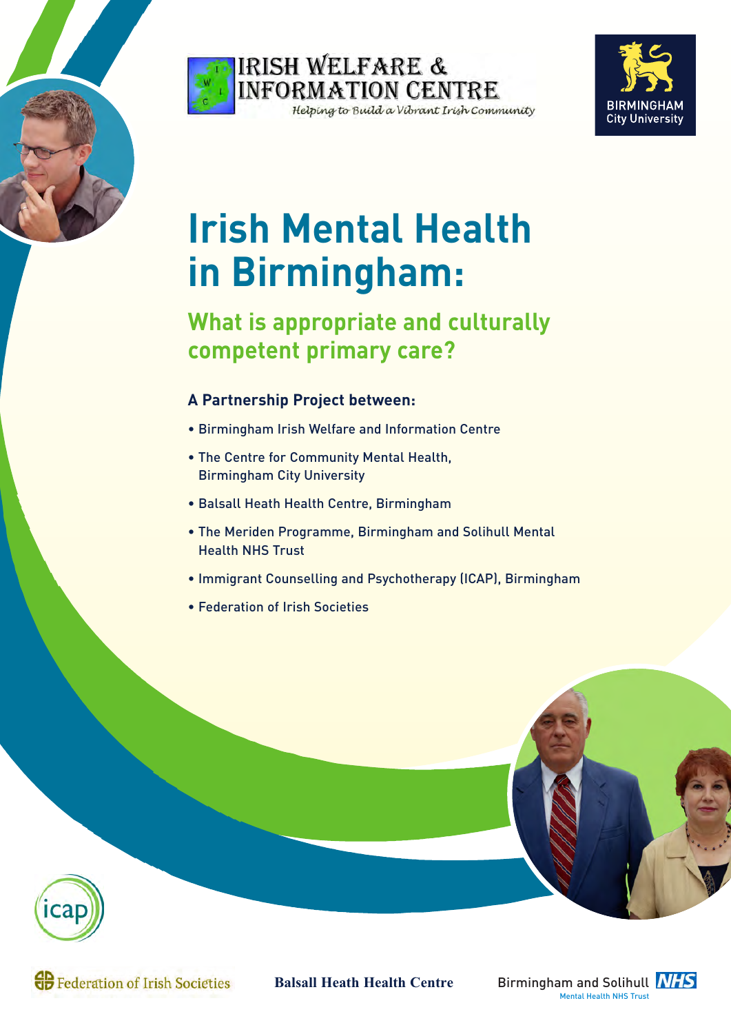IRISH WELFARE & INFORMATION CENTRE

*Helping to Build a Vibrant Irish Community*

BIRMINGHAM City University

# Irish Mental Health in Birmingham:

## What is appropriate and culturally competent primary care?

**A Partnership Project between:**

- Birmingham Irish Welfare and Information Centre
- The Centre for Community Mental Health, Birmingham City University
- Balsall Heath Health Centre, Birmingham
- The Meriden Programme, Birmingham and Solihull Mental Health NHS Trust
- Immigrant Counselling and Psychotherapy (ICAP), Birmingham
- Federation of Irish Societies

icap

Federation of Irish Societies

Balsall Heath Health Centre

Birmingham and Solihull NHS Mental Health NHS Trust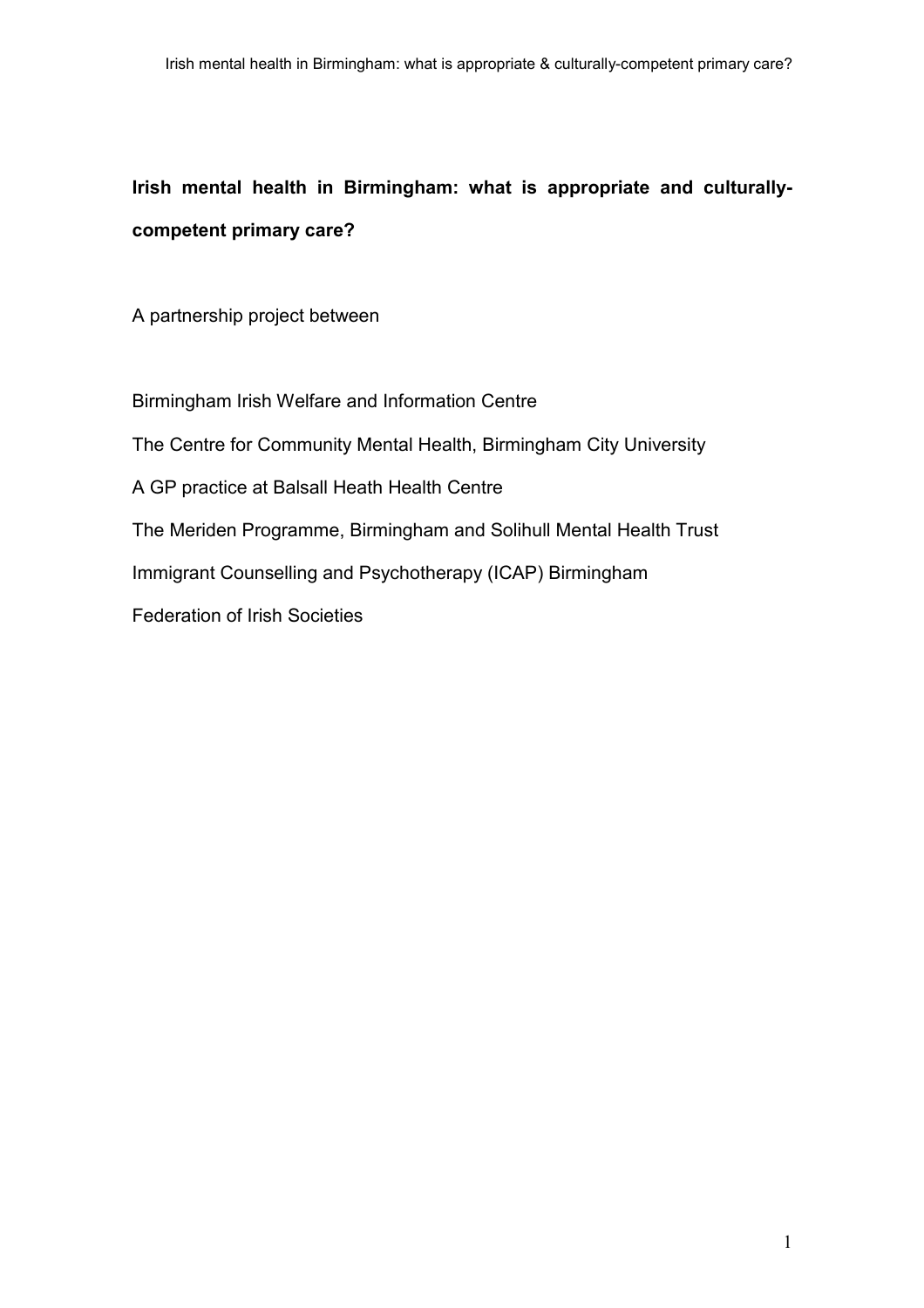**Irish mental health in Birmingham: what is appropriate and culturally-competent primary care?**

A partnership project between

Birmingham Irish Welfare and Information Centre

The Centre for Community Mental Health, Birmingham City University

A GP practice at Balsall Heath Health Centre

The Meriden Programme, Birmingham and Solihull Mental Health Trust

Immigrant Counselling and Psychotherapy (ICAP) Birmingham

Federation of Irish Societies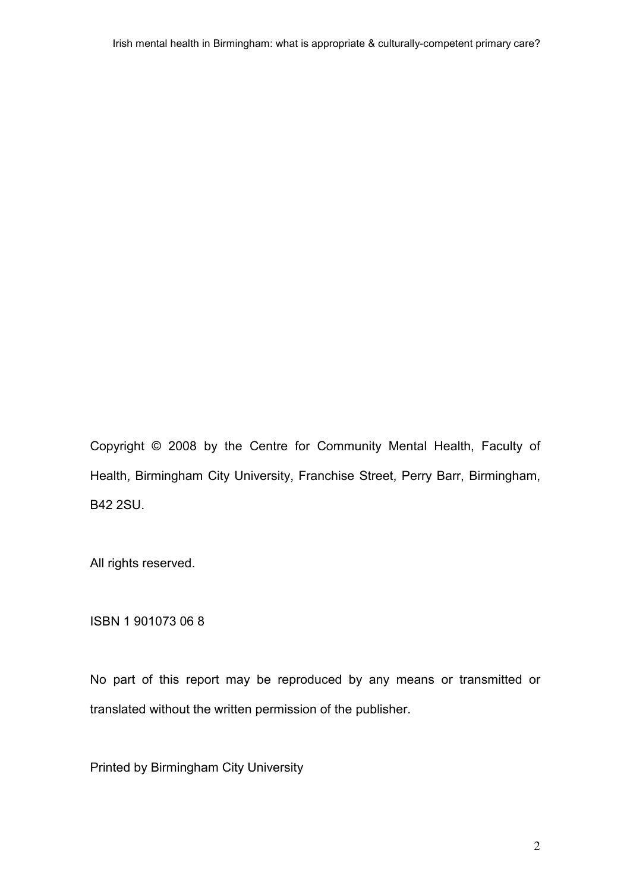Copyright © 2008 by the Centre for Community Mental Health, Faculty of Health, Birmingham City University, Franchise Street, Perry Barr, Birmingham, B42 2SU.

All rights reserved.

ISBN 1 901073 06 8

No part of this report may be reproduced by any means or transmitted or translated without the written permission of the publisher.

Printed by Birmingham City University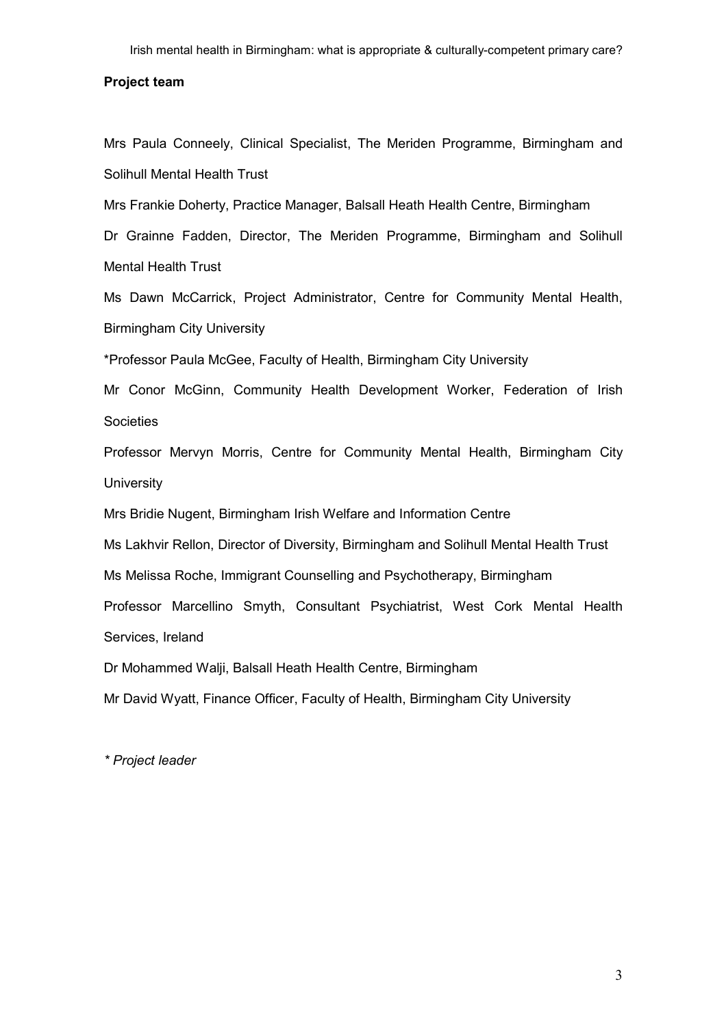**Project team**

Mrs Paula Conneely, Clinical Specialist, The Meriden Programme, Birmingham and Solihull Mental Health Trust

Mrs Frankie Doherty, Practice Manager, Balsall Heath Health Centre, Birmingham

Dr Grainne Fadden, Director, The Meriden Programme, Birmingham and Solihull Mental Health Trust

Ms Dawn McCarrick, Project Administrator, Centre for Community Mental Health, Birmingham City University

*Professor Paula McGee, Faculty of Health, Birmingham City University

Mr Conor McGinn, Community Health Development Worker, Federation of Irish Societies

Professor Mervyn Morris, Centre for Community Mental Health, Birmingham City University

Mrs Bridie Nugent, Birmingham Irish Welfare and Information Centre

Ms Lakhvir Rellon, Director of Diversity, Birmingham and Solihull Mental Health Trust

Ms Melissa Roche, Immigrant Counselling and Psychotherapy, Birmingham

Professor Marcellino Smyth, Consultant Psychiatrist, West Cork Mental Health Services, Ireland

Dr Mohammed Walji, Balsall Heath Health Centre, Birmingham

Mr David Wyatt, Finance Officer, Faculty of Health, Birmingham City University

*\* Project leader*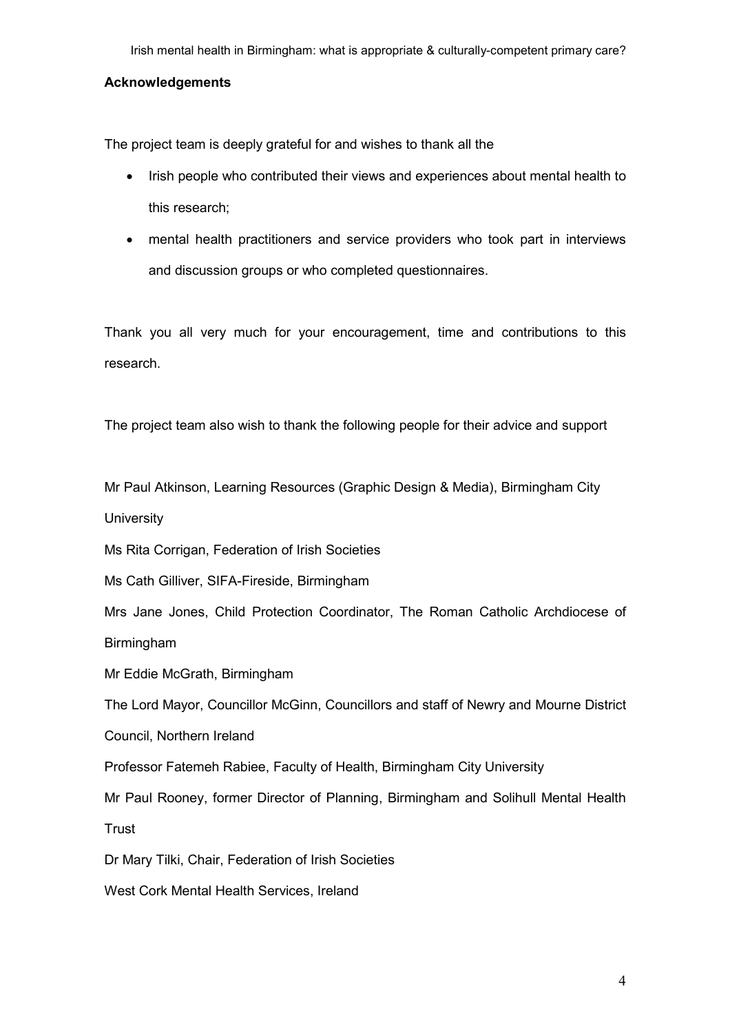**Acknowledgements**

The project team is deeply grateful for and wishes to thank all the

- Irish people who contributed their views and experiences about mental health to this research;
- mental health practitioners and service providers who took part in interviews and discussion groups or who completed questionnaires.

Thank you all very much for your encouragement, time and contributions to this research.

The project team also wish to thank the following people for their advice and support

Mr Paul Atkinson, Learning Resources (Graphic Design & Media), Birmingham City University

Ms Rita Corrigan, Federation of Irish Societies

Ms Cath Gilliver, SIFA-Fireside, Birmingham

Mrs Jane Jones, Child Protection Coordinator, The Roman Catholic Archdiocese of Birmingham

Mr Eddie McGrath, Birmingham

The Lord Mayor, Councillor McGinn, Councillors and staff of Newry and Mourne District Council, Northern Ireland

Professor Fatemeh Rabiee, Faculty of Health, Birmingham City University

Mr Paul Rooney, former Director of Planning, Birmingham and Solihull Mental Health Trust

Dr Mary Tilki, Chair, Federation of Irish Societies

West Cork Mental Health Services, Ireland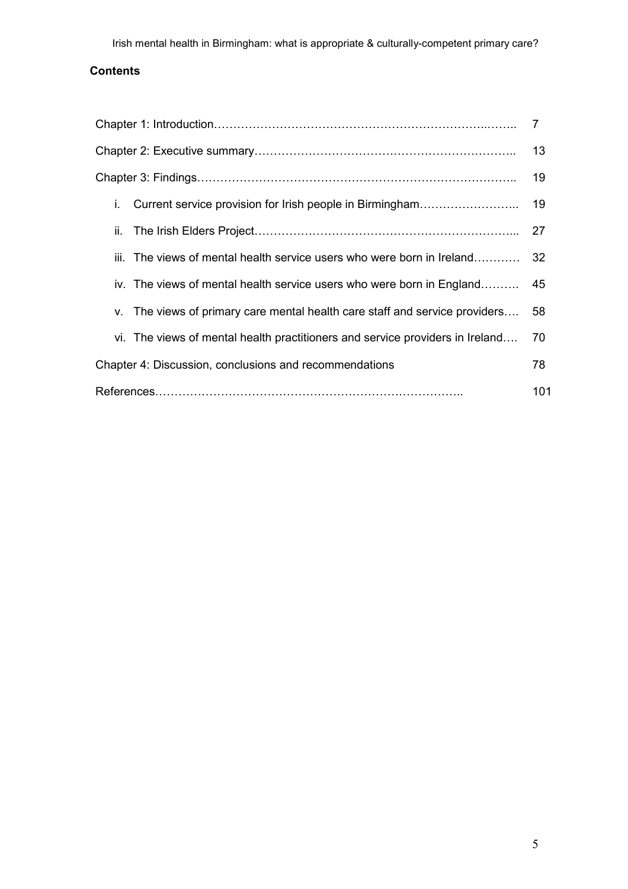## Contents

| | |
|---|---|
| Chapter 1: Introduction………………………………………………………………..…….. | 7 |
| Chapter 2: Executive summary………………………………………………….……….. | 13 |
| Chapter 3: Findings……………………………………………………………………….. | 19 |
| i. Current service provision for Irish people in Birmingham…………………….. | 19 |
| ii. The Irish Elders Project…………………………………………….………….... | 27 |
| iii. The views of mental health service users who were born in Ireland………… | 32 |
| iv. The views of mental health service users who were born in England………. | 45 |
| v. The views of primary care mental health care staff and service providers…. | 58 |
| vi. The views of mental health practitioners and service providers in Ireland…. | 70 |
| Chapter 4: Discussion, conclusions and recommendations | 78 |
| References…………………………………………………………………….. | 101 |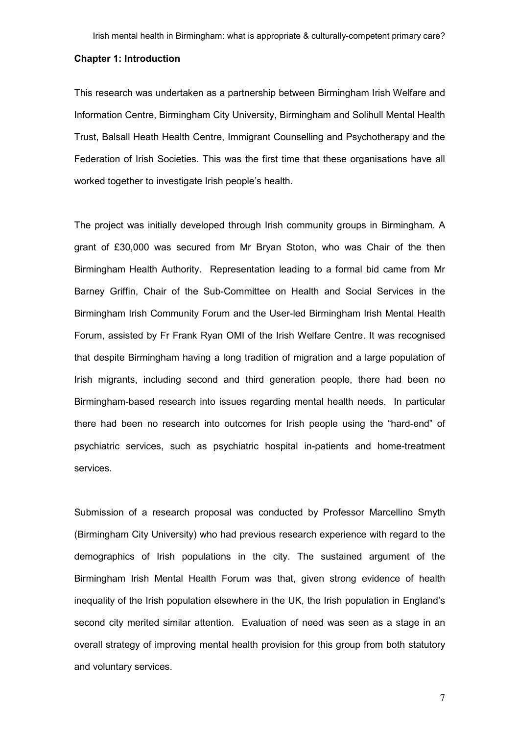**Chapter 1: Introduction**

This research was undertaken as a partnership between Birmingham Irish Welfare and Information Centre, Birmingham City University, Birmingham and Solihull Mental Health Trust, Balsall Heath Health Centre, Immigrant Counselling and Psychotherapy and the Federation of Irish Societies. This was the first time that these organisations have all worked together to investigate Irish people's health.

The project was initially developed through Irish community groups in Birmingham. A grant of £30,000 was secured from Mr Bryan Stoton, who was Chair of the then Birmingham Health Authority. Representation leading to a formal bid came from Mr Barney Griffin, Chair of the Sub-Committee on Health and Social Services in the Birmingham Irish Community Forum and the User-led Birmingham Irish Mental Health Forum, assisted by Fr Frank Ryan OMI of the Irish Welfare Centre. It was recognised that despite Birmingham having a long tradition of migration and a large population of Irish migrants, including second and third generation people, there had been no Birmingham-based research into issues regarding mental health needs. In particular there had been no research into outcomes for Irish people using the "hard-end" of psychiatric services, such as psychiatric hospital in-patients and home-treatment services.

Submission of a research proposal was conducted by Professor Marcellino Smyth (Birmingham City University) who had previous research experience with regard to the demographics of Irish populations in the city. The sustained argument of the Birmingham Irish Mental Health Forum was that, given strong evidence of health inequality of the Irish population elsewhere in the UK, the Irish population in England's second city merited similar attention. Evaluation of need was seen as a stage in an overall strategy of improving mental health provision for this group from both statutory and voluntary services.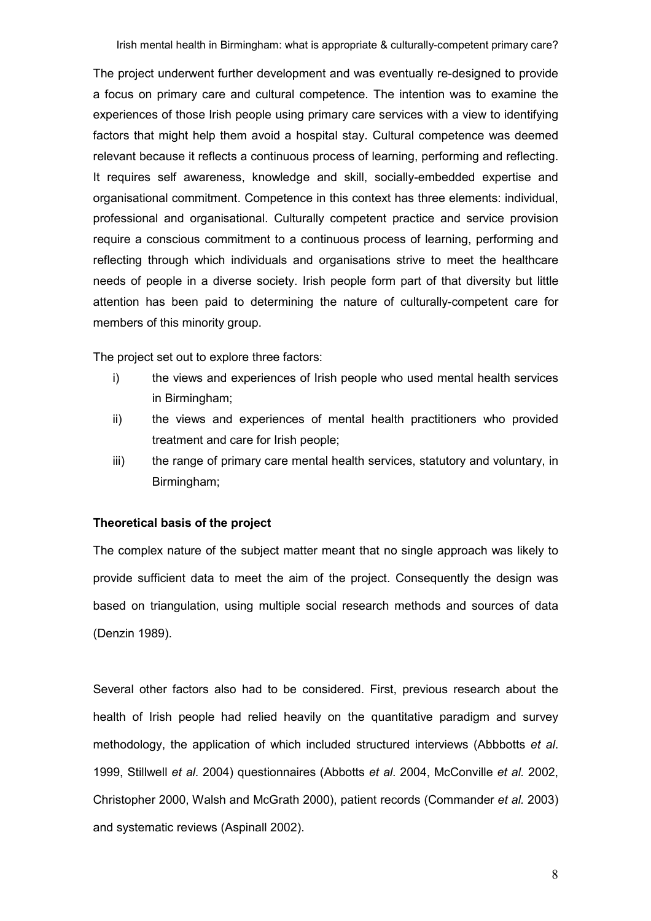The project underwent further development and was eventually re-designed to provide a focus on primary care and cultural competence. The intention was to examine the experiences of those Irish people using primary care services with a view to identifying factors that might help them avoid a hospital stay. Cultural competence was deemed relevant because it reflects a continuous process of learning, performing and reflecting. It requires self awareness, knowledge and skill, socially-embedded expertise and organisational commitment. Competence in this context has three elements: individual, professional and organisational. Culturally competent practice and service provision require a conscious commitment to a continuous process of learning, performing and reflecting through which individuals and organisations strive to meet the healthcare needs of people in a diverse society. Irish people form part of that diversity but little attention has been paid to determining the nature of culturally-competent care for members of this minority group.

The project set out to explore three factors:

i) the views and experiences of Irish people who used mental health services in Birmingham;
ii) the views and experiences of mental health practitioners who provided treatment and care for Irish people;
iii) the range of primary care mental health services, statutory and voluntary, in Birmingham;

**Theoretical basis of the project**

The complex nature of the subject matter meant that no single approach was likely to provide sufficient data to meet the aim of the project. Consequently the design was based on triangulation, using multiple social research methods and sources of data (Denzin 1989).

Several other factors also had to be considered. First, previous research about the health of Irish people had relied heavily on the quantitative paradigm and survey methodology, the application of which included structured interviews (Abbbotts *et al*. 1999, Stillwell *et al*. 2004) questionnaires (Abbotts *et al*. 2004, McConville *et al.* 2002, Christopher 2000, Walsh and McGrath 2000), patient records (Commander *et al.* 2003) and systematic reviews (Aspinall 2002).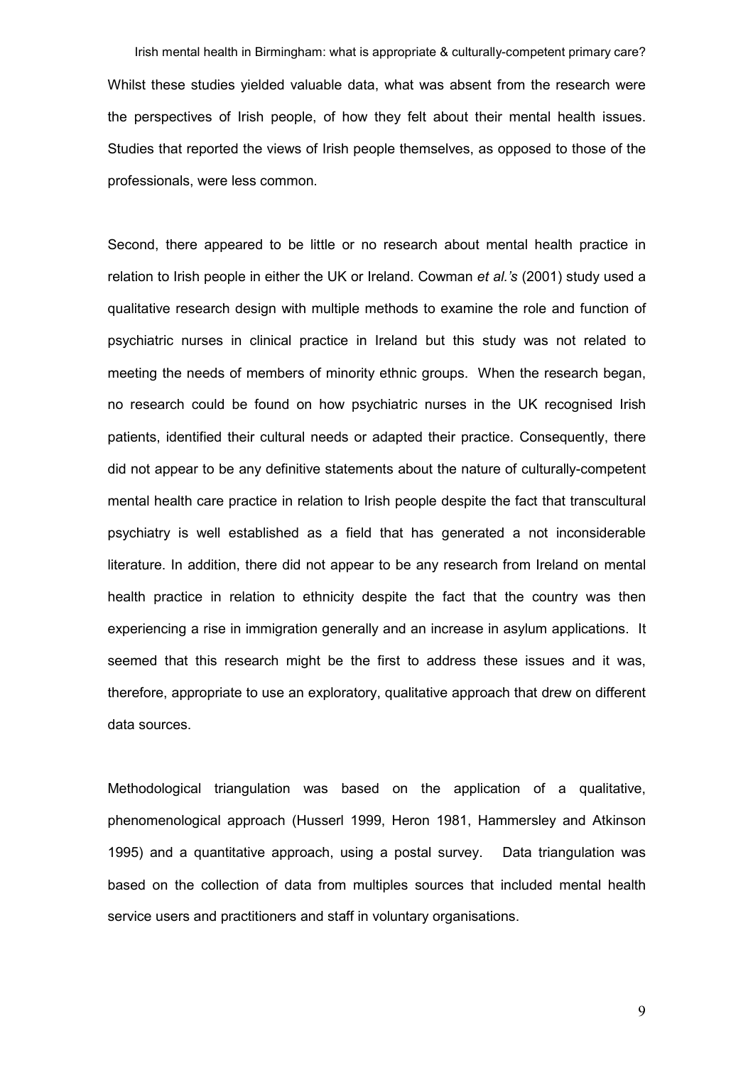Whilst these studies yielded valuable data, what was absent from the research were the perspectives of Irish people, of how they felt about their mental health issues. Studies that reported the views of Irish people themselves, as opposed to those of the professionals, were less common.

Second, there appeared to be little or no research about mental health practice in relation to Irish people in either the UK or Ireland. Cowman *et al.'s* (2001) study used a qualitative research design with multiple methods to examine the role and function of psychiatric nurses in clinical practice in Ireland but this study was not related to meeting the needs of members of minority ethnic groups. When the research began, no research could be found on how psychiatric nurses in the UK recognised Irish patients, identified their cultural needs or adapted their practice. Consequently, there did not appear to be any definitive statements about the nature of culturally-competent mental health care practice in relation to Irish people despite the fact that transcultural psychiatry is well established as a field that has generated a not inconsiderable literature. In addition, there did not appear to be any research from Ireland on mental health practice in relation to ethnicity despite the fact that the country was then experiencing a rise in immigration generally and an increase in asylum applications. It seemed that this research might be the first to address these issues and it was, therefore, appropriate to use an exploratory, qualitative approach that drew on different data sources.

Methodological triangulation was based on the application of a qualitative, phenomenological approach (Husserl 1999, Heron 1981, Hammersley and Atkinson 1995) and a quantitative approach, using a postal survey. Data triangulation was based on the collection of data from multiples sources that included mental health service users and practitioners and staff in voluntary organisations.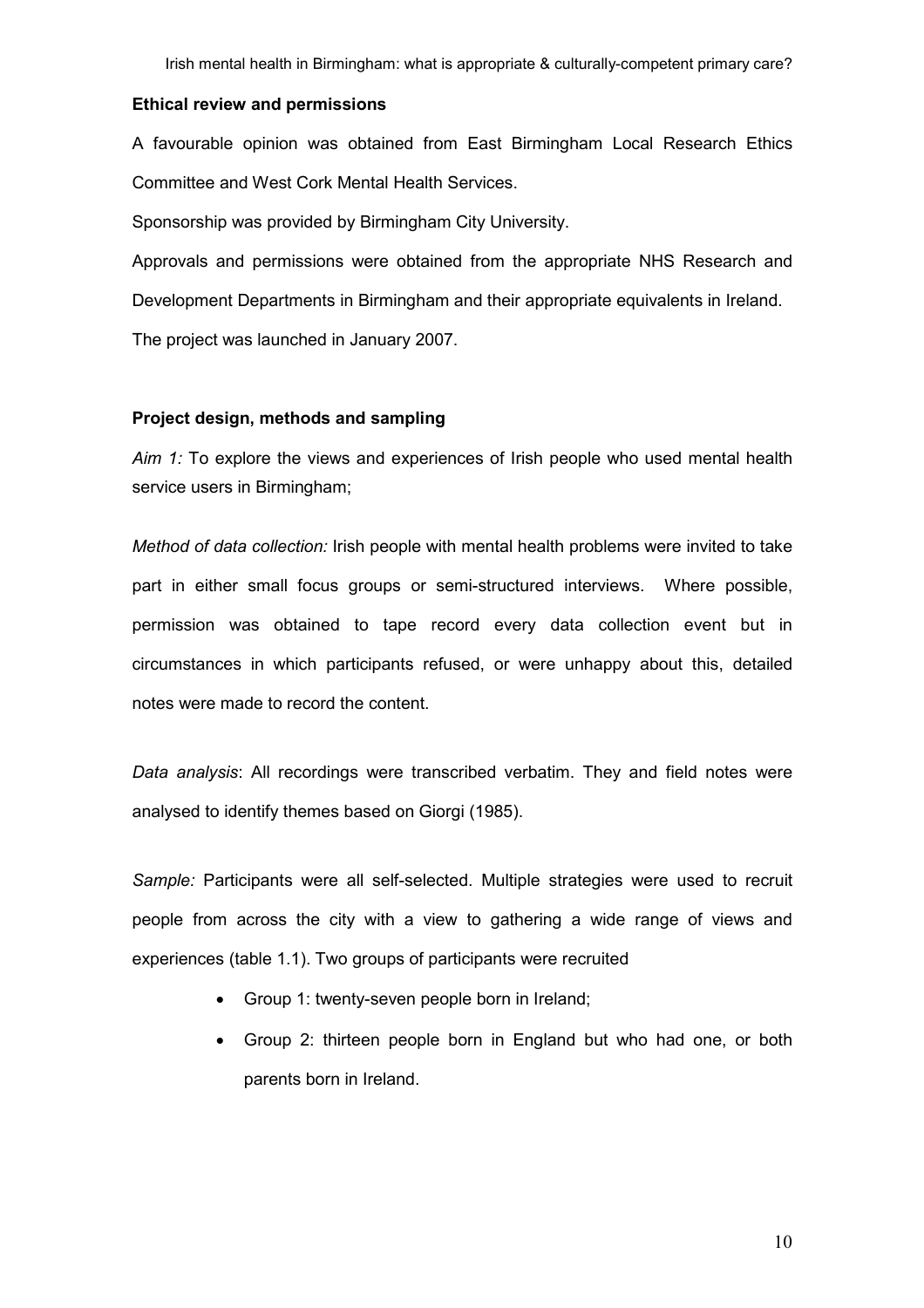**Ethical review and permissions**

A favourable opinion was obtained from East Birmingham Local Research Ethics Committee and West Cork Mental Health Services.

Sponsorship was provided by Birmingham City University.

Approvals and permissions were obtained from the appropriate NHS Research and Development Departments in Birmingham and their appropriate equivalents in Ireland.

The project was launched in January 2007.

**Project design, methods and sampling**

*Aim 1:* To explore the views and experiences of Irish people who used mental health service users in Birmingham;

*Method of data collection:* Irish people with mental health problems were invited to take part in either small focus groups or semi-structured interviews. Where possible, permission was obtained to tape record every data collection event but in circumstances in which participants refused, or were unhappy about this, detailed notes were made to record the content.

*Data analysis*: All recordings were transcribed verbatim. They and field notes were analysed to identify themes based on Giorgi (1985).

*Sample:* Participants were all self-selected. Multiple strategies were used to recruit people from across the city with a view to gathering a wide range of views and experiences (table 1.1). Two groups of participants were recruited

- Group 1: twenty-seven people born in Ireland;
- Group 2: thirteen people born in England but who had one, or both parents born in Ireland.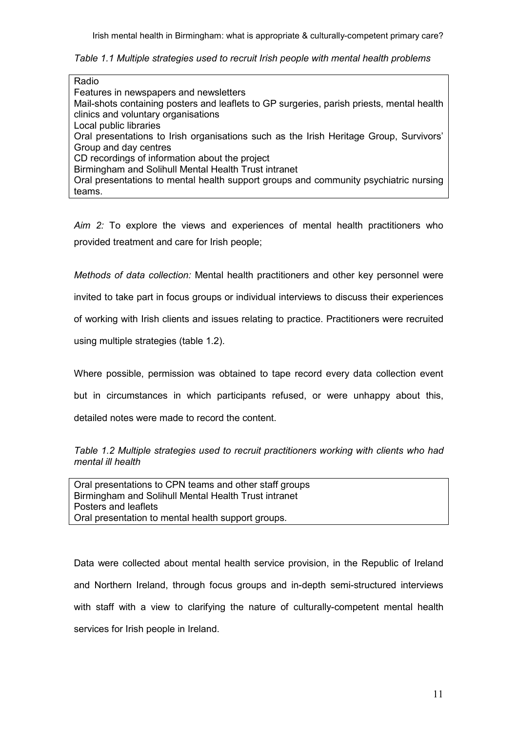*Table 1.1 Multiple strategies used to recruit Irish people with mental health problems*

| Radio<br>Features in newspapers and newsletters<br>Mail-shots containing posters and leaflets to GP surgeries, parish priests, mental health clinics and voluntary organisations<br>Local public libraries<br>Oral presentations to Irish organisations such as the Irish Heritage Group, Survivors' Group and day centres<br>CD recordings of information about the project<br>Birmingham and Solihull Mental Health Trust intranet<br>Oral presentations to mental health support groups and community psychiatric nursing teams. |
|---|

*Aim 2:* To explore the views and experiences of mental health practitioners who provided treatment and care for Irish people;

*Methods of data collection:* Mental health practitioners and other key personnel were invited to take part in focus groups or individual interviews to discuss their experiences of working with Irish clients and issues relating to practice. Practitioners were recruited using multiple strategies (table 1.2).

Where possible, permission was obtained to tape record every data collection event but in circumstances in which participants refused, or were unhappy about this, detailed notes were made to record the content.

*Table 1.2 Multiple strategies used to recruit practitioners working with clients who had mental ill health*

| Oral presentations to CPN teams and other staff groups<br>Birmingham and Solihull Mental Health Trust intranet<br>Posters and leaflets<br>Oral presentation to mental health support groups. |
|---|

Data were collected about mental health service provision, in the Republic of Ireland and Northern Ireland, through focus groups and in-depth semi-structured interviews with staff with a view to clarifying the nature of culturally-competent mental health services for Irish people in Ireland.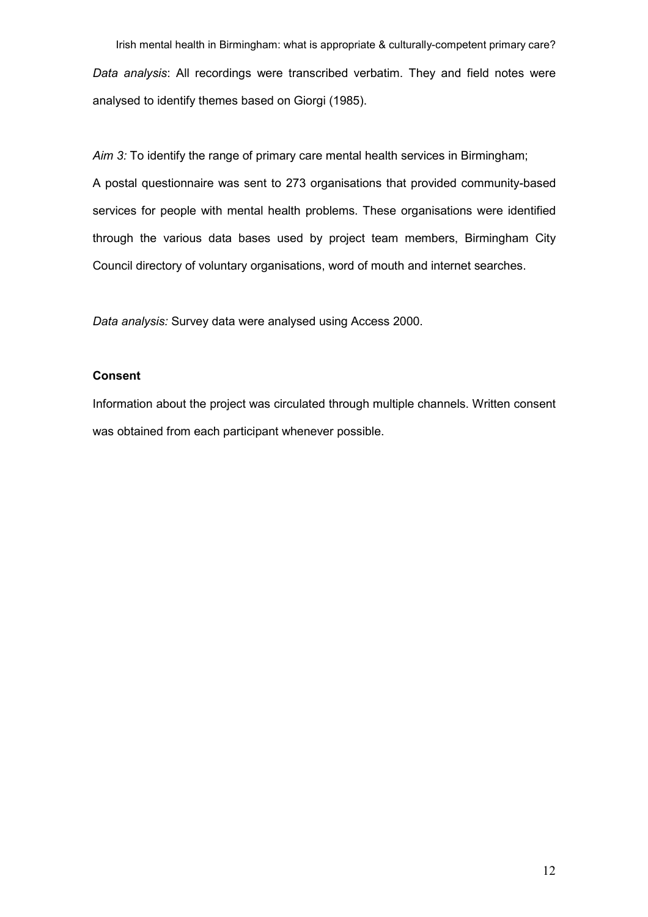*Data analysis*: All recordings were transcribed verbatim. They and field notes were analysed to identify themes based on Giorgi (1985).

*Aim 3:* To identify the range of primary care mental health services in Birmingham;

A postal questionnaire was sent to 273 organisations that provided community-based services for people with mental health problems. These organisations were identified through the various data bases used by project team members, Birmingham City Council directory of voluntary organisations, word of mouth and internet searches.

*Data analysis:* Survey data were analysed using Access 2000.

**Consent**

Information about the project was circulated through multiple channels. Written consent was obtained from each participant whenever possible.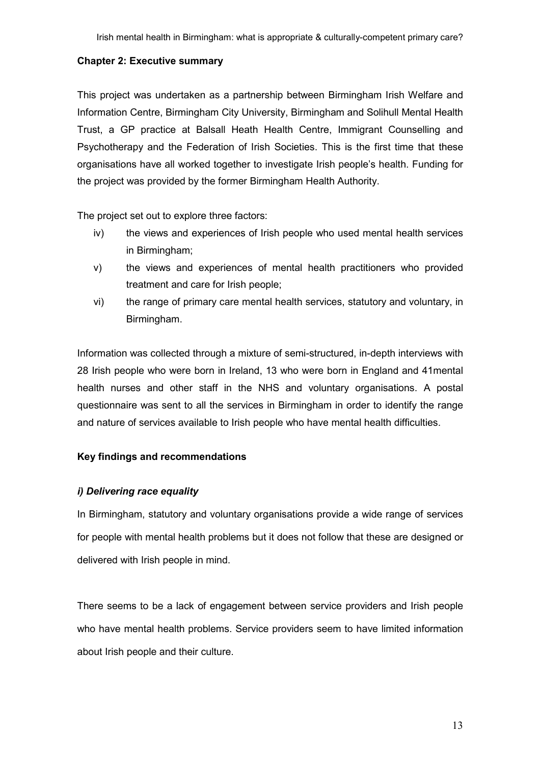## Chapter 2: Executive summary

This project was undertaken as a partnership between Birmingham Irish Welfare and Information Centre, Birmingham City University, Birmingham and Solihull Mental Health Trust, a GP practice at Balsall Heath Health Centre, Immigrant Counselling and Psychotherapy and the Federation of Irish Societies. This is the first time that these organisations have all worked together to investigate Irish people's health. Funding for the project was provided by the former Birmingham Health Authority.

The project set out to explore three factors:

iv) the views and experiences of Irish people who used mental health services in Birmingham;

v) the views and experiences of mental health practitioners who provided treatment and care for Irish people;

vi) the range of primary care mental health services, statutory and voluntary, in Birmingham.

Information was collected through a mixture of semi-structured, in-depth interviews with 28 Irish people who were born in Ireland, 13 who were born in England and 41mental health nurses and other staff in the NHS and voluntary organisations. A postal questionnaire was sent to all the services in Birmingham in order to identify the range and nature of services available to Irish people who have mental health difficulties.

### Key findings and recommendations

#### *i) Delivering race equality*

In Birmingham, statutory and voluntary organisations provide a wide range of services for people with mental health problems but it does not follow that these are designed or delivered with Irish people in mind.

There seems to be a lack of engagement between service providers and Irish people who have mental health problems. Service providers seem to have limited information about Irish people and their culture.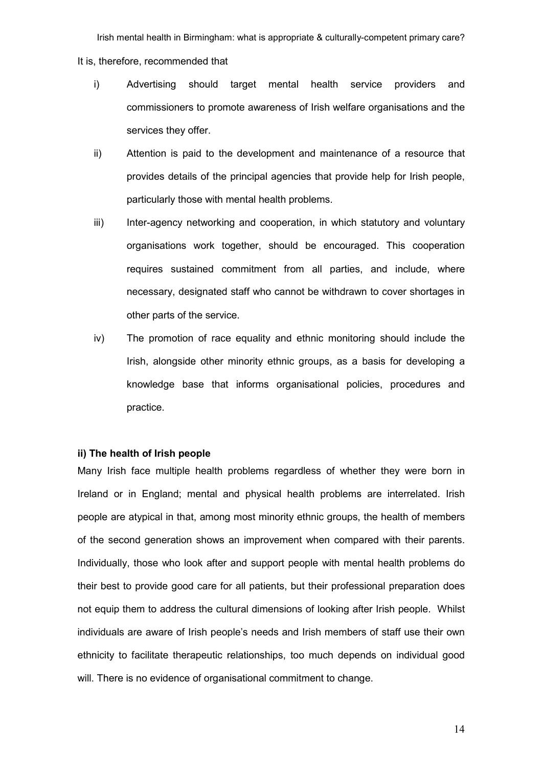It is, therefore, recommended that

i) Advertising should target mental health service providers and commissioners to promote awareness of Irish welfare organisations and the services they offer.

ii) Attention is paid to the development and maintenance of a resource that provides details of the principal agencies that provide help for Irish people, particularly those with mental health problems.

iii) Inter-agency networking and cooperation, in which statutory and voluntary organisations work together, should be encouraged. This cooperation requires sustained commitment from all parties, and include, where necessary, designated staff who cannot be withdrawn to cover shortages in other parts of the service.

iv) The promotion of race equality and ethnic monitoring should include the Irish, alongside other minority ethnic groups, as a basis for developing a knowledge base that informs organisational policies, procedures and practice.

**ii) The health of Irish people**

Many Irish face multiple health problems regardless of whether they were born in Ireland or in England; mental and physical health problems are interrelated. Irish people are atypical in that, among most minority ethnic groups, the health of members of the second generation shows an improvement when compared with their parents. Individually, those who look after and support people with mental health problems do their best to provide good care for all patients, but their professional preparation does not equip them to address the cultural dimensions of looking after Irish people. Whilst individuals are aware of Irish people's needs and Irish members of staff use their own ethnicity to facilitate therapeutic relationships, too much depends on individual good will. There is no evidence of organisational commitment to change.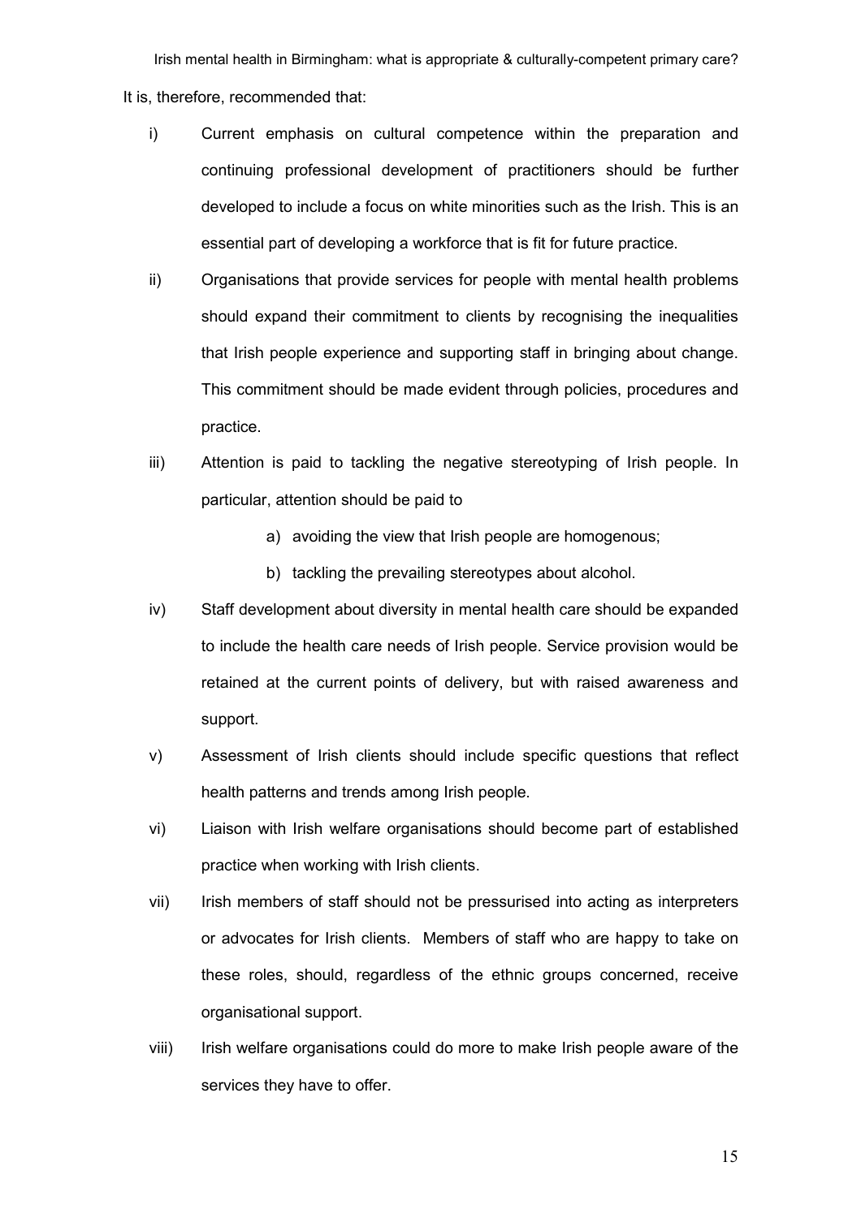It is, therefore, recommended that:

i) Current emphasis on cultural competence within the preparation and continuing professional development of practitioners should be further developed to include a focus on white minorities such as the Irish. This is an essential part of developing a workforce that is fit for future practice.

ii) Organisations that provide services for people with mental health problems should expand their commitment to clients by recognising the inequalities that Irish people experience and supporting staff in bringing about change. This commitment should be made evident through policies, procedures and practice.

iii) Attention is paid to tackling the negative stereotyping of Irish people. In particular, attention should be paid to

   a) avoiding the view that Irish people are homogenous;

   b) tackling the prevailing stereotypes about alcohol.

iv) Staff development about diversity in mental health care should be expanded to include the health care needs of Irish people. Service provision would be retained at the current points of delivery, but with raised awareness and support.

v) Assessment of Irish clients should include specific questions that reflect health patterns and trends among Irish people.

vi) Liaison with Irish welfare organisations should become part of established practice when working with Irish clients.

vii) Irish members of staff should not be pressurised into acting as interpreters or advocates for Irish clients. Members of staff who are happy to take on these roles, should, regardless of the ethnic groups concerned, receive organisational support.

viii) Irish welfare organisations could do more to make Irish people aware of the services they have to offer.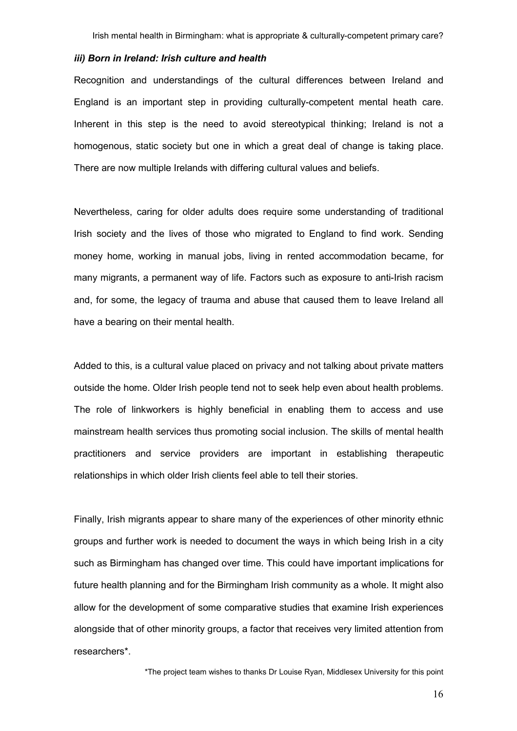### *iii) Born in Ireland: Irish culture and health*

Recognition and understandings of the cultural differences between Ireland and England is an important step in providing culturally-competent mental heath care. Inherent in this step is the need to avoid stereotypical thinking; Ireland is not a homogenous, static society but one in which a great deal of change is taking place. There are now multiple Irelands with differing cultural values and beliefs.

Nevertheless, caring for older adults does require some understanding of traditional Irish society and the lives of those who migrated to England to find work. Sending money home, working in manual jobs, living in rented accommodation became, for many migrants, a permanent way of life. Factors such as exposure to anti-Irish racism and, for some, the legacy of trauma and abuse that caused them to leave Ireland all have a bearing on their mental health.

Added to this, is a cultural value placed on privacy and not talking about private matters outside the home. Older Irish people tend not to seek help even about health problems. The role of linkworkers is highly beneficial in enabling them to access and use mainstream health services thus promoting social inclusion. The skills of mental health practitioners and service providers are important in establishing therapeutic relationships in which older Irish clients feel able to tell their stories.

Finally, Irish migrants appear to share many of the experiences of other minority ethnic groups and further work is needed to document the ways in which being Irish in a city such as Birmingham has changed over time. This could have important implications for future health planning and for the Birmingham Irish community as a whole. It might also allow for the development of some comparative studies that examine Irish experiences alongside that of other minority groups, a factor that receives very limited attention from researchers*.

*The project team wishes to thanks Dr Louise Ryan, Middlesex University for this point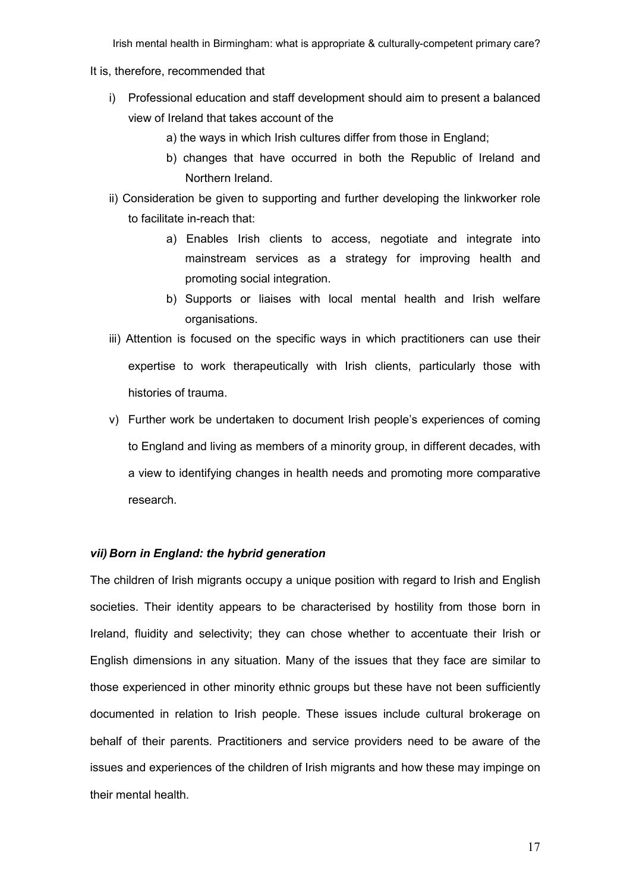It is, therefore, recommended that

i) Professional education and staff development should aim to present a balanced view of Ireland that takes account of the

    a) the ways in which Irish cultures differ from those in England;

    b) changes that have occurred in both the Republic of Ireland and Northern Ireland.

ii) Consideration be given to supporting and further developing the linkworker role to facilitate in-reach that:

    a) Enables Irish clients to access, negotiate and integrate into mainstream services as a strategy for improving health and promoting social integration.

    b) Supports or liaises with local mental health and Irish welfare organisations.

iii) Attention is focused on the specific ways in which practitioners can use their expertise to work therapeutically with Irish clients, particularly those with histories of trauma.

v) Further work be undertaken to document Irish people's experiences of coming to England and living as members of a minority group, in different decades, with a view to identifying changes in health needs and promoting more comparative research.

### *vii) Born in England: the hybrid generation*

The children of Irish migrants occupy a unique position with regard to Irish and English societies. Their identity appears to be characterised by hostility from those born in Ireland, fluidity and selectivity; they can chose whether to accentuate their Irish or English dimensions in any situation. Many of the issues that they face are similar to those experienced in other minority ethnic groups but these have not been sufficiently documented in relation to Irish people. These issues include cultural brokerage on behalf of their parents. Practitioners and service providers need to be aware of the issues and experiences of the children of Irish migrants and how these may impinge on their mental health.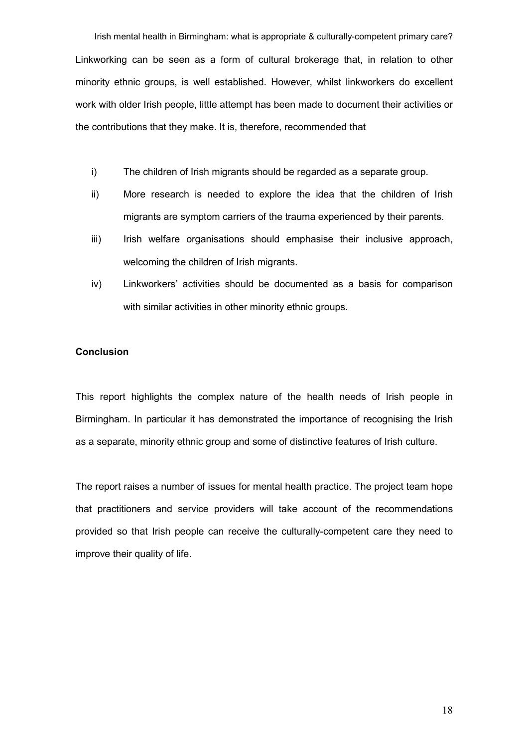Linkworking can be seen as a form of cultural brokerage that, in relation to other minority ethnic groups, is well established. However, whilst linkworkers do excellent work with older Irish people, little attempt has been made to document their activities or the contributions that they make. It is, therefore, recommended that

i) The children of Irish migrants should be regarded as a separate group.

ii) More research is needed to explore the idea that the children of Irish migrants are symptom carriers of the trauma experienced by their parents.

iii) Irish welfare organisations should emphasise their inclusive approach, welcoming the children of Irish migrants.

iv) Linkworkers' activities should be documented as a basis for comparison with similar activities in other minority ethnic groups.

## Conclusion

This report highlights the complex nature of the health needs of Irish people in Birmingham. In particular it has demonstrated the importance of recognising the Irish as a separate, minority ethnic group and some of distinctive features of Irish culture.

The report raises a number of issues for mental health practice. The project team hope that practitioners and service providers will take account of the recommendations provided so that Irish people can receive the culturally-competent care they need to improve their quality of life.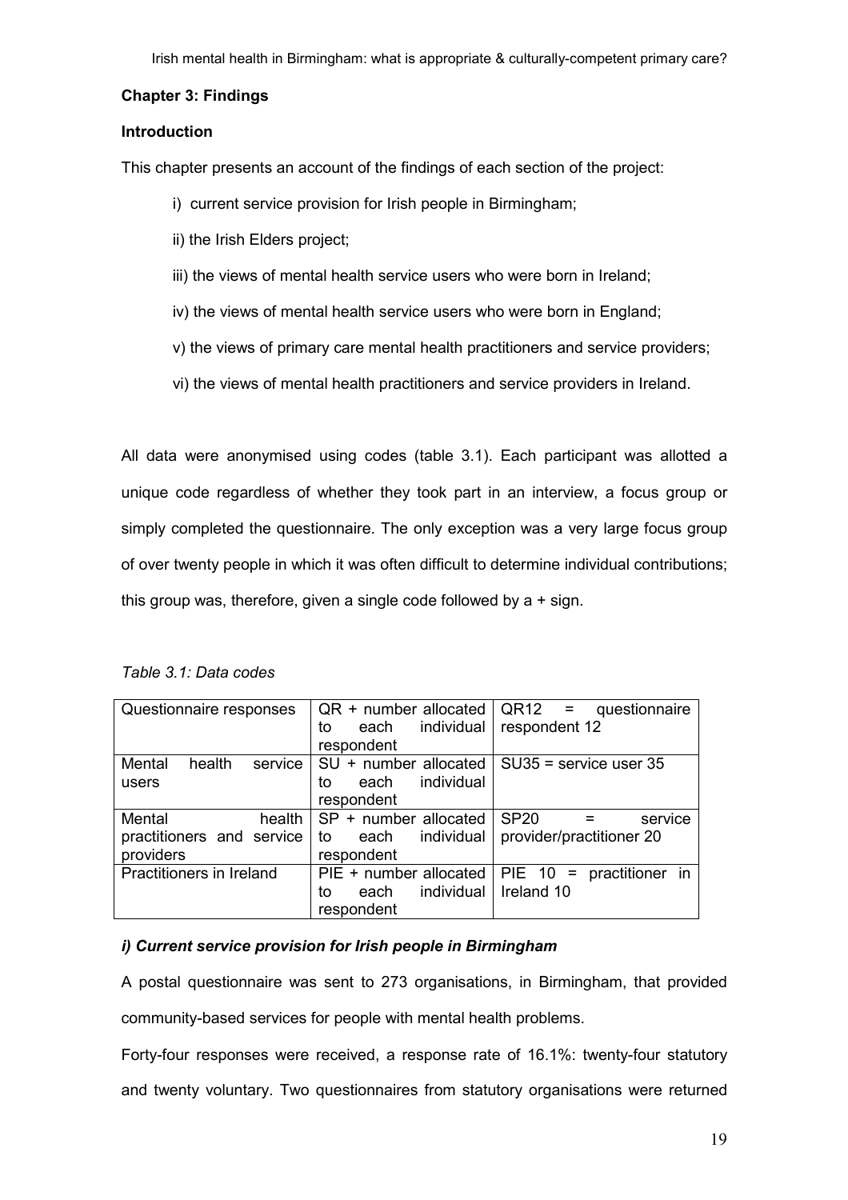## Chapter 3: Findings

### Introduction

This chapter presents an account of the findings of each section of the project:

i) current service provision for Irish people in Birmingham;

ii) the Irish Elders project;

iii) the views of mental health service users who were born in Ireland;

iv) the views of mental health service users who were born in England;

v) the views of primary care mental health practitioners and service providers;

vi) the views of mental health practitioners and service providers in Ireland.

All data were anonymised using codes (table 3.1). Each participant was allotted a unique code regardless of whether they took part in an interview, a focus group or simply completed the questionnaire. The only exception was a very large focus group of over twenty people in which it was often difficult to determine individual contributions; this group was, therefore, given a single code followed by a + sign.

*Table 3.1: Data codes*

| | | |
|---|---|---|
| Questionnaire responses | QR + number allocated to each individual respondent | QR12 = questionnaire respondent 12 |
| Mental health service users | SU + number allocated to each individual respondent | SU35 = service user 35 |
| Mental health practitioners and service providers | SP + number allocated to each individual respondent | SP20 = service provider/practitioner 20 |
| Practitioners in Ireland | PIE + number allocated to each individual respondent | PIE 10 = practitioner in Ireland 10 |

### *i) Current service provision for Irish people in Birmingham*

A postal questionnaire was sent to 273 organisations, in Birmingham, that provided community-based services for people with mental health problems.

Forty-four responses were received, a response rate of 16.1%: twenty-four statutory and twenty voluntary. Two questionnaires from statutory organisations were returned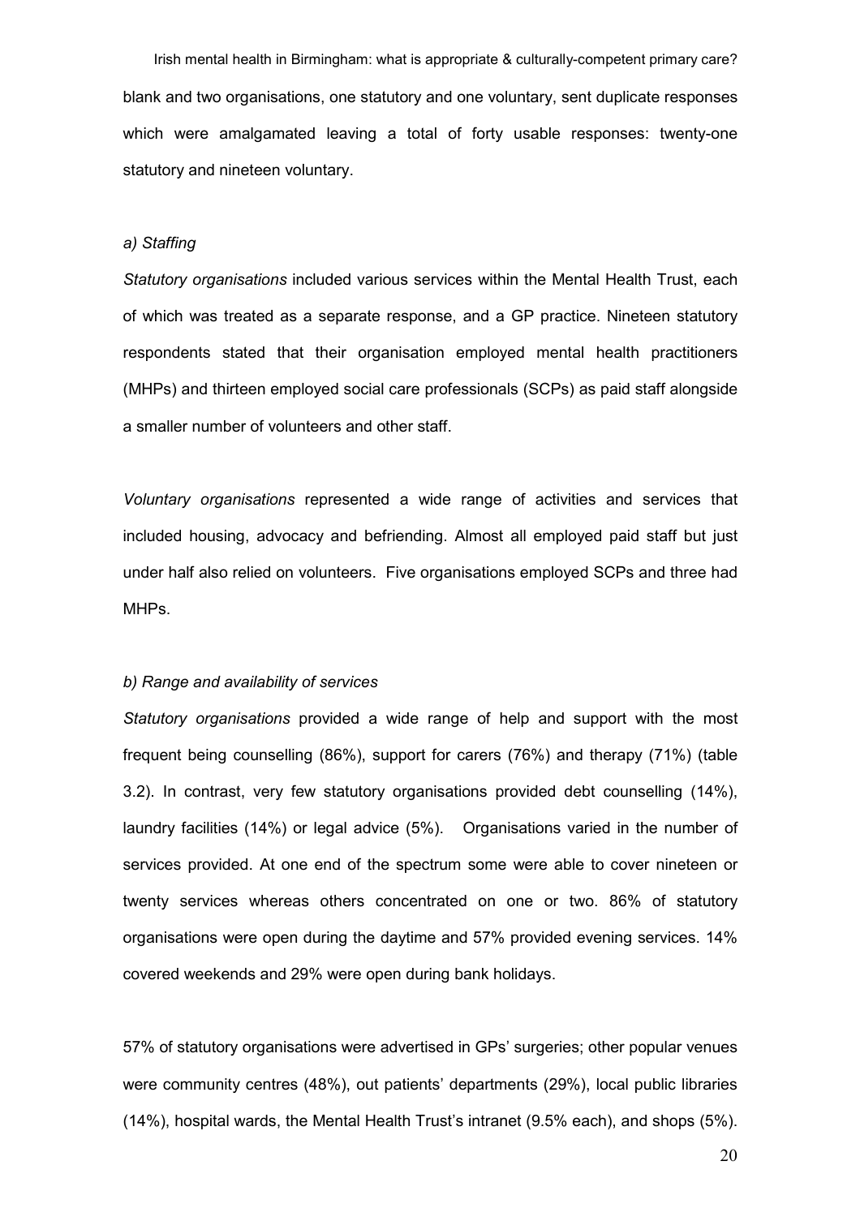blank and two organisations, one statutory and one voluntary, sent duplicate responses which were amalgamated leaving a total of forty usable responses: twenty-one statutory and nineteen voluntary.

### *a) Staffing*

*Statutory organisations* included various services within the Mental Health Trust, each of which was treated as a separate response, and a GP practice. Nineteen statutory respondents stated that their organisation employed mental health practitioners (MHPs) and thirteen employed social care professionals (SCPs) as paid staff alongside a smaller number of volunteers and other staff.

*Voluntary organisations* represented a wide range of activities and services that included housing, advocacy and befriending. Almost all employed paid staff but just under half also relied on volunteers. Five organisations employed SCPs and three had MHPs.

### *b) Range and availability of services*

*Statutory organisations* provided a wide range of help and support with the most frequent being counselling (86%), support for carers (76%) and therapy (71%) (table 3.2). In contrast, very few statutory organisations provided debt counselling (14%), laundry facilities (14%) or legal advice (5%). Organisations varied in the number of services provided. At one end of the spectrum some were able to cover nineteen or twenty services whereas others concentrated on one or two. 86% of statutory organisations were open during the daytime and 57% provided evening services. 14% covered weekends and 29% were open during bank holidays.

57% of statutory organisations were advertised in GPs' surgeries; other popular venues were community centres (48%), out patients' departments (29%), local public libraries (14%), hospital wards, the Mental Health Trust's intranet (9.5% each), and shops (5%).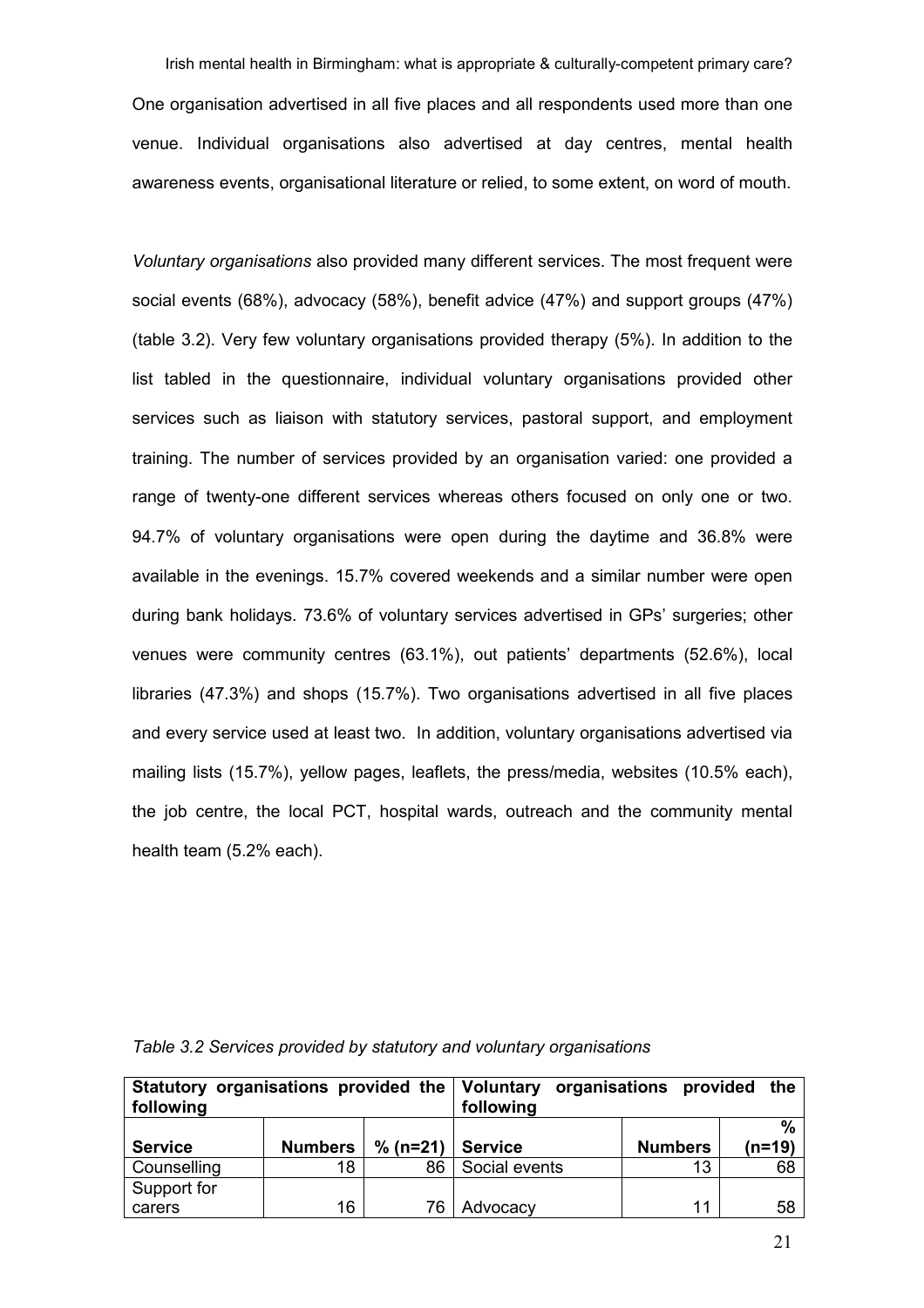One organisation advertised in all five places and all respondents used more than one venue. Individual organisations also advertised at day centres, mental health awareness events, organisational literature or relied, to some extent, on word of mouth.

*Voluntary organisations* also provided many different services. The most frequent were social events (68%), advocacy (58%), benefit advice (47%) and support groups (47%) (table 3.2). Very few voluntary organisations provided therapy (5%). In addition to the list tabled in the questionnaire, individual voluntary organisations provided other services such as liaison with statutory services, pastoral support, and employment training. The number of services provided by an organisation varied: one provided a range of twenty-one different services whereas others focused on only one or two. 94.7% of voluntary organisations were open during the daytime and 36.8% were available in the evenings. 15.7% covered weekends and a similar number were open during bank holidays. 73.6% of voluntary services advertised in GPs' surgeries; other venues were community centres (63.1%), out patients' departments (52.6%), local libraries (47.3%) and shops (15.7%). Two organisations advertised in all five places and every service used at least two. In addition, voluntary organisations advertised via mailing lists (15.7%), yellow pages, leaflets, the press/media, websites (10.5% each), the job centre, the local PCT, hospital wards, outreach and the community mental health team (5.2% each).

*Table 3.2 Services provided by statutory and voluntary organisations*

| **Statutory organisations provided the following** | | | **Voluntary organisations provided the following** | | |
|---|---|---|---|---|---|
| **Service** | **Numbers** | **% (n=21)** | **Service** | **Numbers** | **% (n=19)** |
| Counselling | 18 | 86 | Social events | 13 | 68 |
| Support for carers | 16 | 76 | Advocacy | 11 | 58 |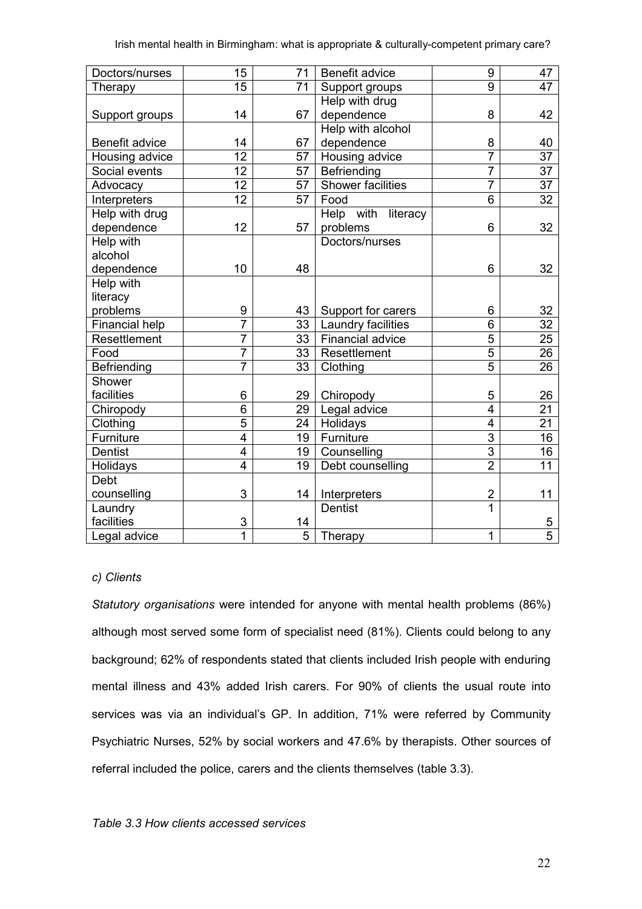| | | | | | |
|---|---|---|---|---|---|
| Doctors/nurses | 15 | 71 | Benefit advice | 9 | 47 |
| Therapy | 15 | 71 | Support groups | 9 | 47 |
| Support groups | 14 | 67 | Help with drug dependence | 8 | 42 |
| Benefit advice | 14 | 67 | Help with alcohol dependence | 8 | 40 |
| Housing advice | 12 | 57 | Housing advice | 7 | 37 |
| Social events | 12 | 57 | Befriending | 7 | 37 |
| Advocacy | 12 | 57 | Shower facilities | 7 | 37 |
| Interpreters | 12 | 57 | Food | 6 | 32 |
| Help with drug dependence | 12 | 57 | Help with literacy problems | 6 | 32 |
| Help with alcohol dependence | 10 | 48 | Doctors/nurses | 6 | 32 |
| Help with literacy problems | 9 | 43 | Support for carers | 6 | 32 |
| Financial help | 7 | 33 | Laundry facilities | 6 | 32 |
| Resettlement | 7 | 33 | Financial advice | 5 | 25 |
| Food | 7 | 33 | Resettlement | 5 | 26 |
| Befriending | 7 | 33 | Clothing | 5 | 26 |
| Shower facilities | 6 | 29 | Chiropody | 5 | 26 |
| Chiropody | 6 | 29 | Legal advice | 4 | 21 |
| Clothing | 5 | 24 | Holidays | 4 | 21 |
| Furniture | 4 | 19 | Furniture | 3 | 16 |
| Dentist | 4 | 19 | Counselling | 3 | 16 |
| Holidays | 4 | 19 | Debt counselling | 2 | 11 |
| Debt counselling | 3 | 14 | Interpreters | 2 | 11 |
| Laundry facilities | 3 | 14 | Dentist | 1 | 5 |
| Legal advice | 1 | 5 | Therapy | 1 | 5 |

*c) Clients*

*Statutory organisations* were intended for anyone with mental health problems (86%) although most served some form of specialist need (81%). Clients could belong to any background; 62% of respondents stated that clients included Irish people with enduring mental illness and 43% added Irish carers. For 90% of clients the usual route into services was via an individual's GP. In addition, 71% were referred by Community Psychiatric Nurses, 52% by social workers and 47.6% by therapists. Other sources of referral included the police, carers and the clients themselves (table 3.3).

*Table 3.3 How clients accessed services*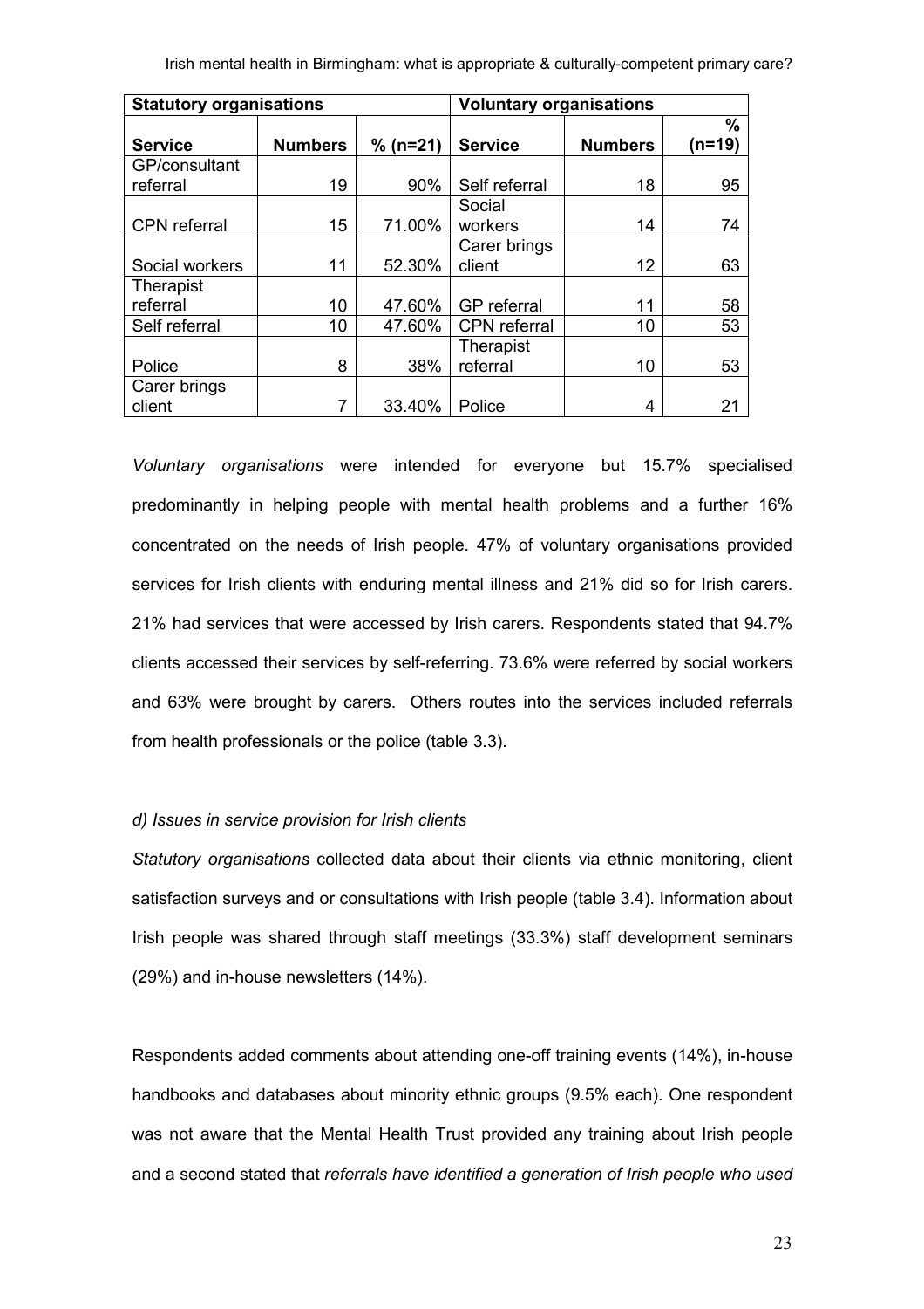| Statutory organisations | | | Voluntary organisations | | |
|---|---|---|---|---|---|
| **Service** | **Numbers** | **% (n=21)** | **Service** | **Numbers** | **% (n=19)** |
| GP/consultant referral | 19 | 90% | Self referral | 18 | 95 |
| CPN referral | 15 | 71.00% | Social workers | 14 | 74 |
| Social workers | 11 | 52.30% | Carer brings client | 12 | 63 |
| Therapist referral | 10 | 47.60% | GP referral | 11 | 58 |
| Self referral | 10 | 47.60% | CPN referral | 10 | 53 |
| Police | 8 | 38% | Therapist referral | 10 | 53 |
| Carer brings client | 7 | 33.40% | Police | 4 | 21 |

*Voluntary organisations* were intended for everyone but 15.7% specialised predominantly in helping people with mental health problems and a further 16% concentrated on the needs of Irish people. 47% of voluntary organisations provided services for Irish clients with enduring mental illness and 21% did so for Irish carers. 21% had services that were accessed by Irish carers. Respondents stated that 94.7% clients accessed their services by self-referring. 73.6% were referred by social workers and 63% were brought by carers. Others routes into the services included referrals from health professionals or the police (table 3.3).

*d) Issues in service provision for Irish clients*

*Statutory organisations* collected data about their clients via ethnic monitoring, client satisfaction surveys and or consultations with Irish people (table 3.4). Information about Irish people was shared through staff meetings (33.3%) staff development seminars (29%) and in-house newsletters (14%).

Respondents added comments about attending one-off training events (14%), in-house handbooks and databases about minority ethnic groups (9.5% each). One respondent was not aware that the Mental Health Trust provided any training about Irish people and a second stated that *referrals have identified a generation of Irish people who used*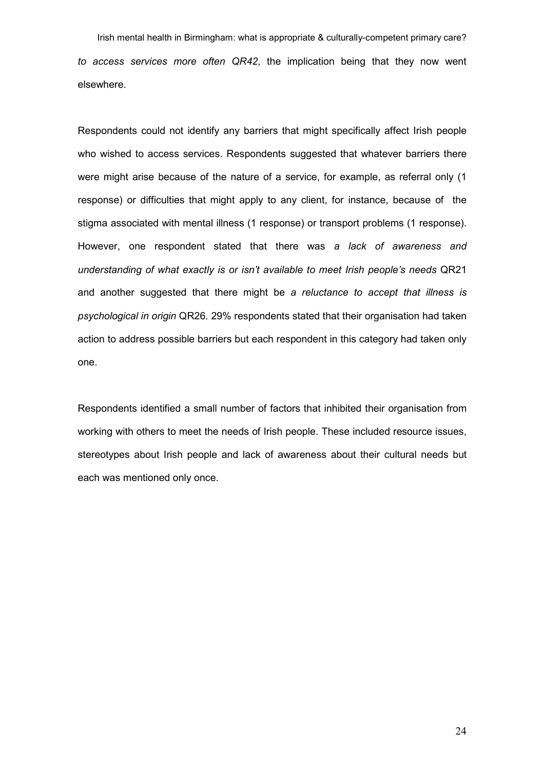*to access services more often QR42*, the implication being that they now went elsewhere.

Respondents could not identify any barriers that might specifically affect Irish people who wished to access services. Respondents suggested that whatever barriers there were might arise because of the nature of a service, for example, as referral only (1 response) or difficulties that might apply to any client, for instance, because of the stigma associated with mental illness (1 response) or transport problems (1 response). However, one respondent stated that there was *a lack of awareness and understanding of what exactly is or isn't available to meet Irish people's needs* QR21 and another suggested that there might be *a reluctance to accept that illness is psychological in origin* QR26. 29% respondents stated that their organisation had taken action to address possible barriers but each respondent in this category had taken only one.

Respondents identified a small number of factors that inhibited their organisation from working with others to meet the needs of Irish people. These included resource issues, stereotypes about Irish people and lack of awareness about their cultural needs but each was mentioned only once.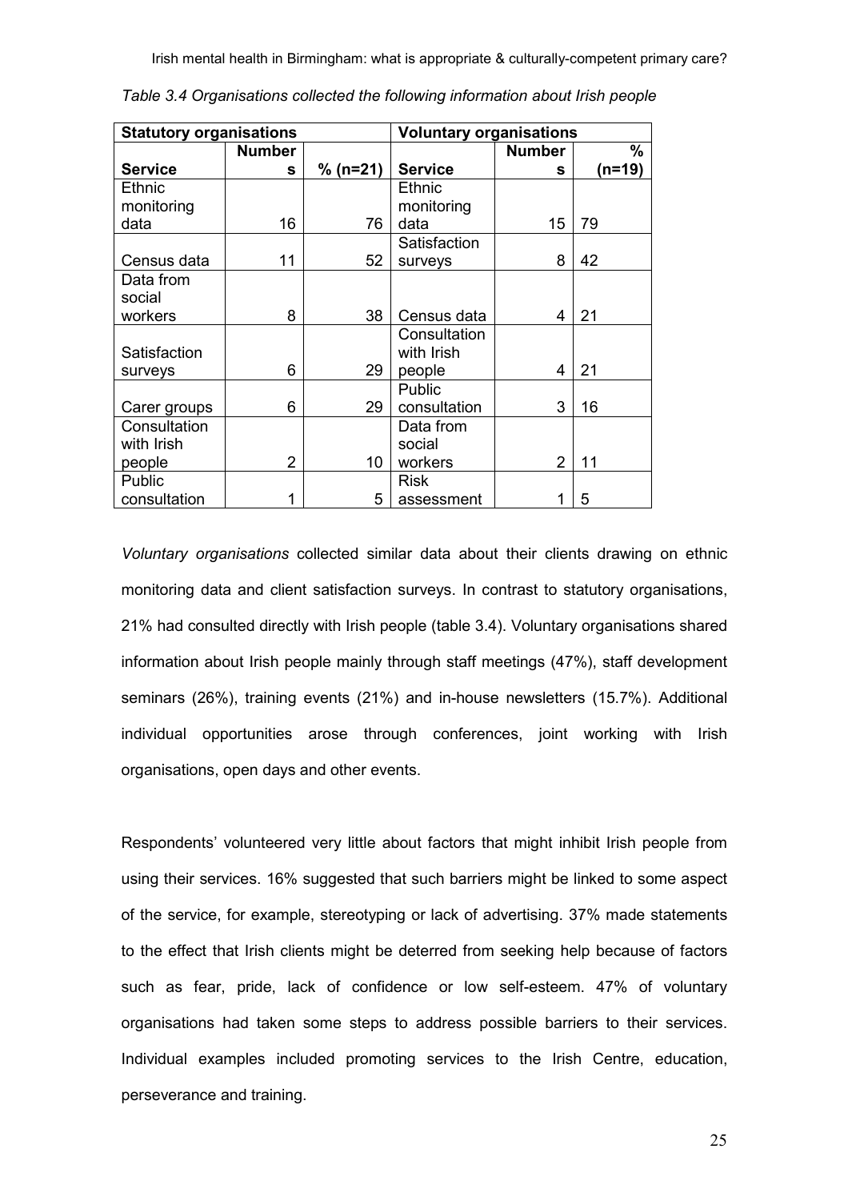*Table 3.4 Organisations collected the following information about Irish people*

| Statutory organisations | | | Voluntary organisations | | |
|---|---|---|---|---|---|
| **Service** | **Numbers** | **% (n=21)** | **Service** | **Numbers** | **% (n=19)** |
| Ethnic monitoring data | 16 | 76 | Ethnic monitoring data | 15 | 79 |
| Census data | 11 | 52 | Satisfaction surveys | 8 | 42 |
| Data from social workers | 8 | 38 | Census data | 4 | 21 |
| Satisfaction surveys | 6 | 29 | Consultation with Irish people | 4 | 21 |
| Carer groups | 6 | 29 | Public consultation | 3 | 16 |
| Consultation with Irish people | 2 | 10 | Data from social workers | 2 | 11 |
| Public consultation | 1 | 5 | Risk assessment | 1 | 5 |

*Voluntary organisations* collected similar data about their clients drawing on ethnic monitoring data and client satisfaction surveys. In contrast to statutory organisations, 21% had consulted directly with Irish people (table 3.4). Voluntary organisations shared information about Irish people mainly through staff meetings (47%), staff development seminars (26%), training events (21%) and in-house newsletters (15.7%). Additional individual opportunities arose through conferences, joint working with Irish organisations, open days and other events.

Respondents' volunteered very little about factors that might inhibit Irish people from using their services. 16% suggested that such barriers might be linked to some aspect of the service, for example, stereotyping or lack of advertising. 37% made statements to the effect that Irish clients might be deterred from seeking help because of factors such as fear, pride, lack of confidence or low self-esteem. 47% of voluntary organisations had taken some steps to address possible barriers to their services. Individual examples included promoting services to the Irish Centre, education, perseverance and training.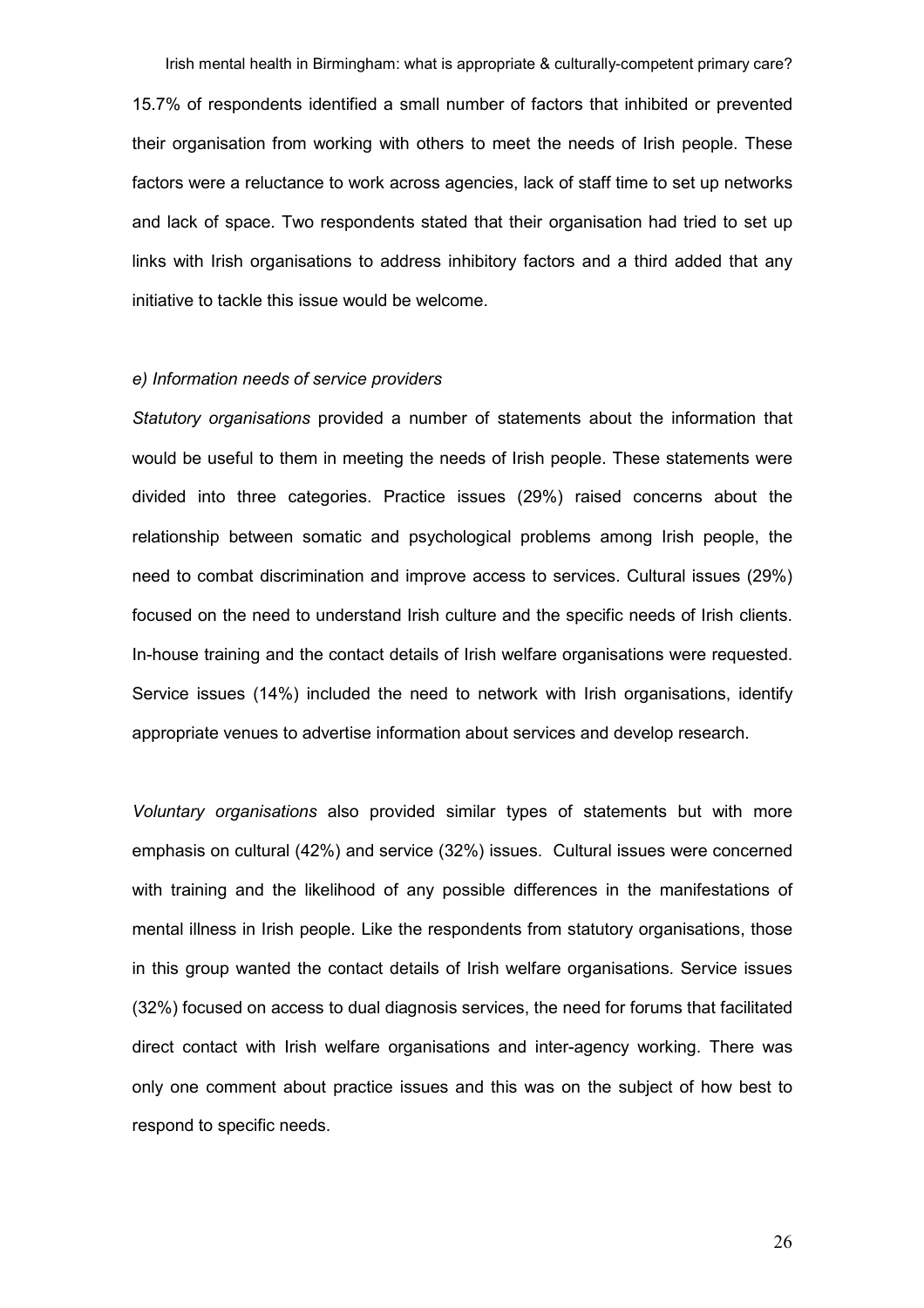15.7% of respondents identified a small number of factors that inhibited or prevented their organisation from working with others to meet the needs of Irish people. These factors were a reluctance to work across agencies, lack of staff time to set up networks and lack of space. Two respondents stated that their organisation had tried to set up links with Irish organisations to address inhibitory factors and a third added that any initiative to tackle this issue would be welcome.

### *e) Information needs of service providers*

*Statutory organisations* provided a number of statements about the information that would be useful to them in meeting the needs of Irish people. These statements were divided into three categories. Practice issues (29%) raised concerns about the relationship between somatic and psychological problems among Irish people, the need to combat discrimination and improve access to services. Cultural issues (29%) focused on the need to understand Irish culture and the specific needs of Irish clients. In-house training and the contact details of Irish welfare organisations were requested. Service issues (14%) included the need to network with Irish organisations, identify appropriate venues to advertise information about services and develop research.

*Voluntary organisations* also provided similar types of statements but with more emphasis on cultural (42%) and service (32%) issues. Cultural issues were concerned with training and the likelihood of any possible differences in the manifestations of mental illness in Irish people. Like the respondents from statutory organisations, those in this group wanted the contact details of Irish welfare organisations. Service issues (32%) focused on access to dual diagnosis services, the need for forums that facilitated direct contact with Irish welfare organisations and inter-agency working. There was only one comment about practice issues and this was on the subject of how best to respond to specific needs.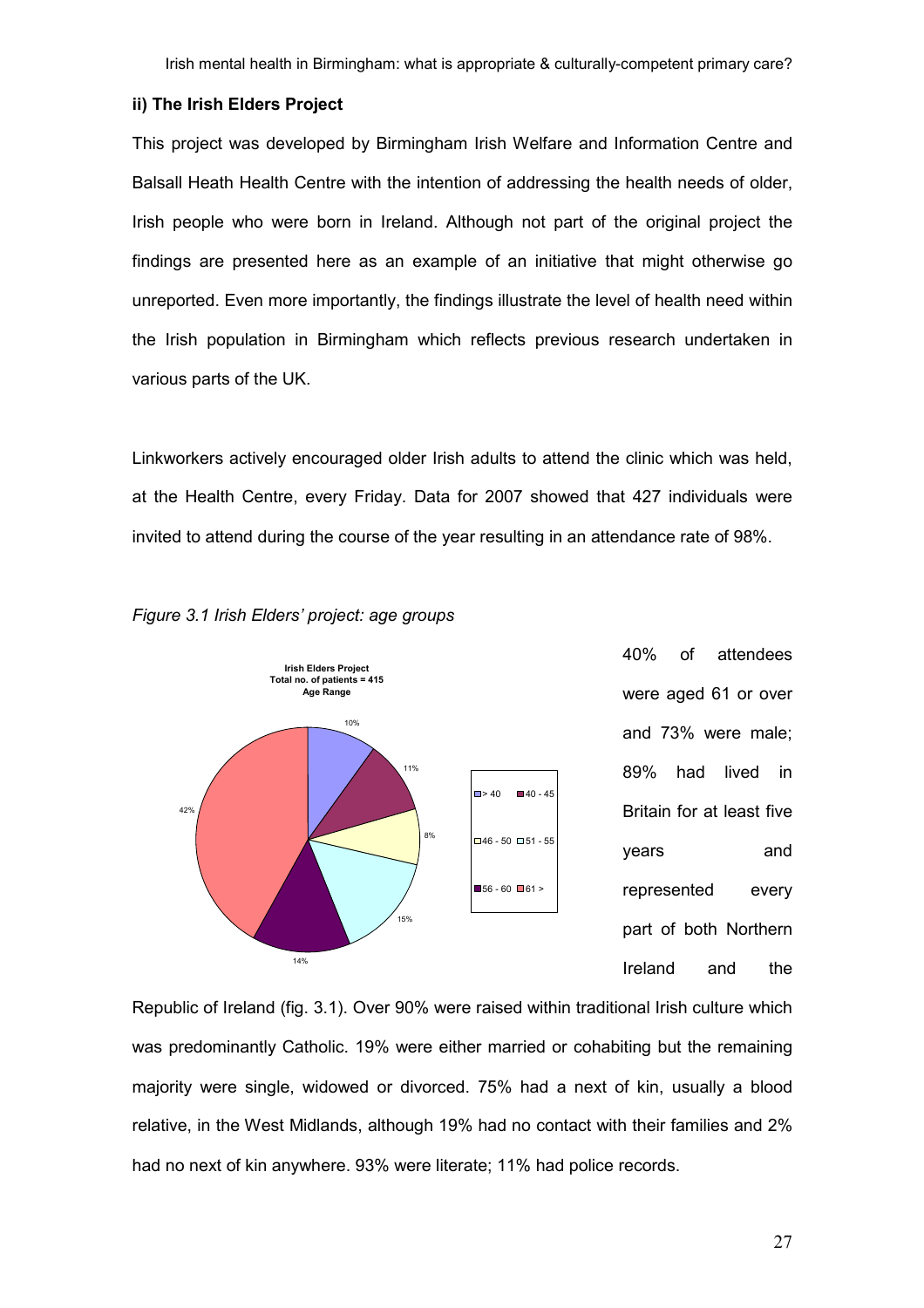### ii) The Irish Elders Project

This project was developed by Birmingham Irish Welfare and Information Centre and Balsall Heath Health Centre with the intention of addressing the health needs of older, Irish people who were born in Ireland. Although not part of the original project the findings are presented here as an example of an initiative that might otherwise go unreported. Even more importantly, the findings illustrate the level of health need within the Irish population in Birmingham which reflects previous research undertaken in various parts of the UK.

Linkworkers actively encouraged older Irish adults to attend the clinic which was held, at the Health Centre, every Friday. Data for 2007 showed that 427 individuals were invited to attend during the course of the year resulting in an attendance rate of 98%.

*Figure 3.1 Irish Elders' project: age groups*

**Irish Elders Project**
**Total no. of patients = 415**
**Age Range**

| Age range | % |
|---|---|
| > 40 | 10% |
| 40 - 45 | 11% |
| 46 - 50 | 8% |
| 51 - 55 | 15% |
| 56 - 60 | 14% |
| 61 > | 42% |

40% of attendees were aged 61 or over and 73% were male; 89% had lived in Britain for at least five years and represented every part of both Northern Ireland and the Republic of Ireland (fig. 3.1). Over 90% were raised within traditional Irish culture which was predominantly Catholic. 19% were either married or cohabiting but the remaining majority were single, widowed or divorced. 75% had a next of kin, usually a blood relative, in the West Midlands, although 19% had no contact with their families and 2% had no next of kin anywhere. 93% were literate; 11% had police records.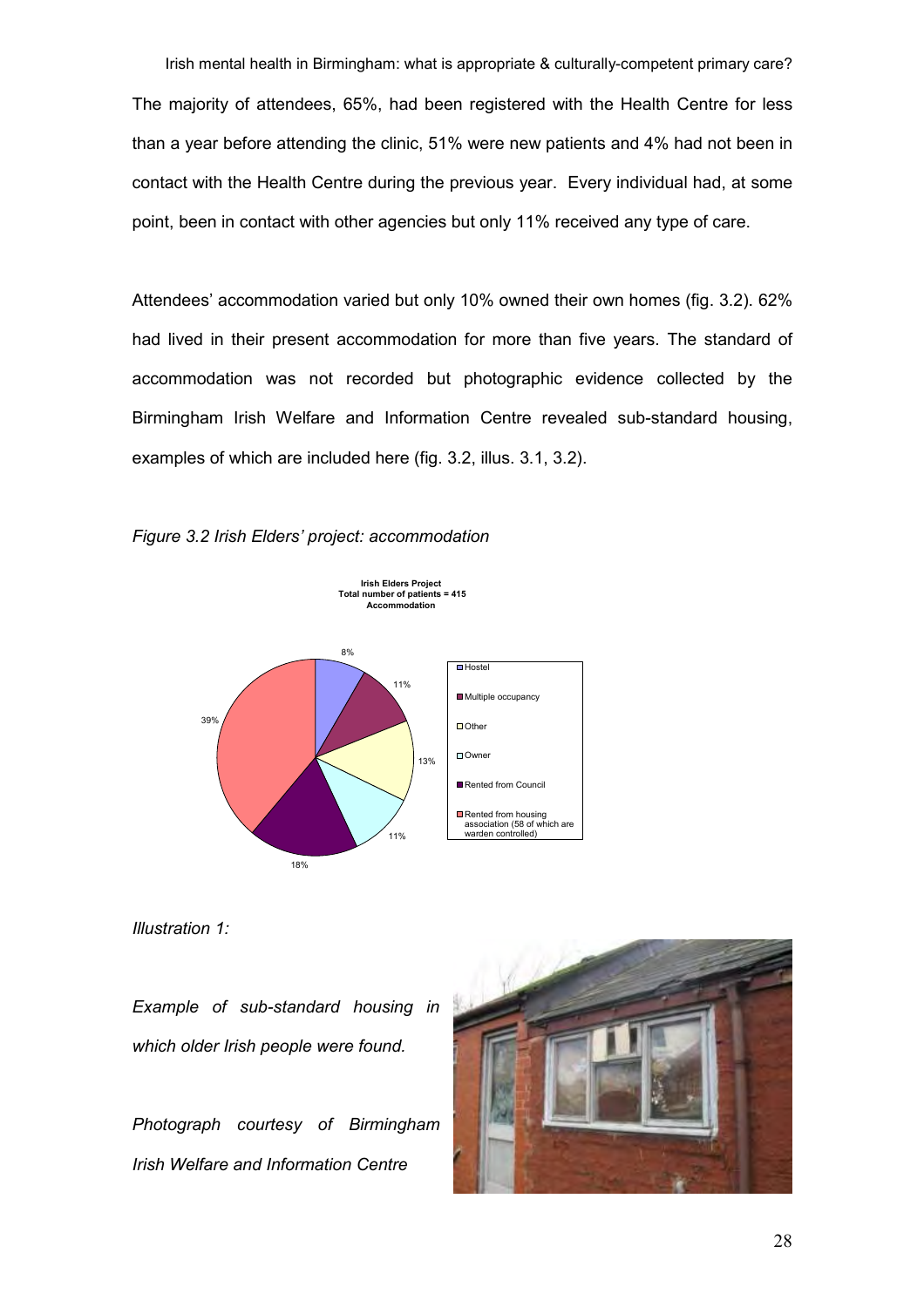The majority of attendees, 65%, had been registered with the Health Centre for less than a year before attending the clinic, 51% were new patients and 4% had not been in contact with the Health Centre during the previous year. Every individual had, at some point, been in contact with other agencies but only 11% received any type of care.

Attendees' accommodation varied but only 10% owned their own homes (fig. 3.2). 62% had lived in their present accommodation for more than five years. The standard of accommodation was not recorded but photographic evidence collected by the Birmingham Irish Welfare and Information Centre revealed sub-standard housing, examples of which are included here (fig. 3.2, illus. 3.1, 3.2).

*Figure 3.2 Irish Elders' project: accommodation*

**Irish Elders Project**
**Total number of patients = 415**
**Accommodation**

| Accommodation | % |
| --- | --- |
| Hostel | 8% |
| Multiple occupancy | 11% |
| Other | 13% |
| Owner | 11% |
| Rented from Council | 18% |
| Rented from housing association (58 of which are warden controlled) | 39% |

*Illustration 1:*

*Example of sub-standard housing in which older Irish people were found.*

*Photograph courtesy of Birmingham Irish Welfare and Information Centre*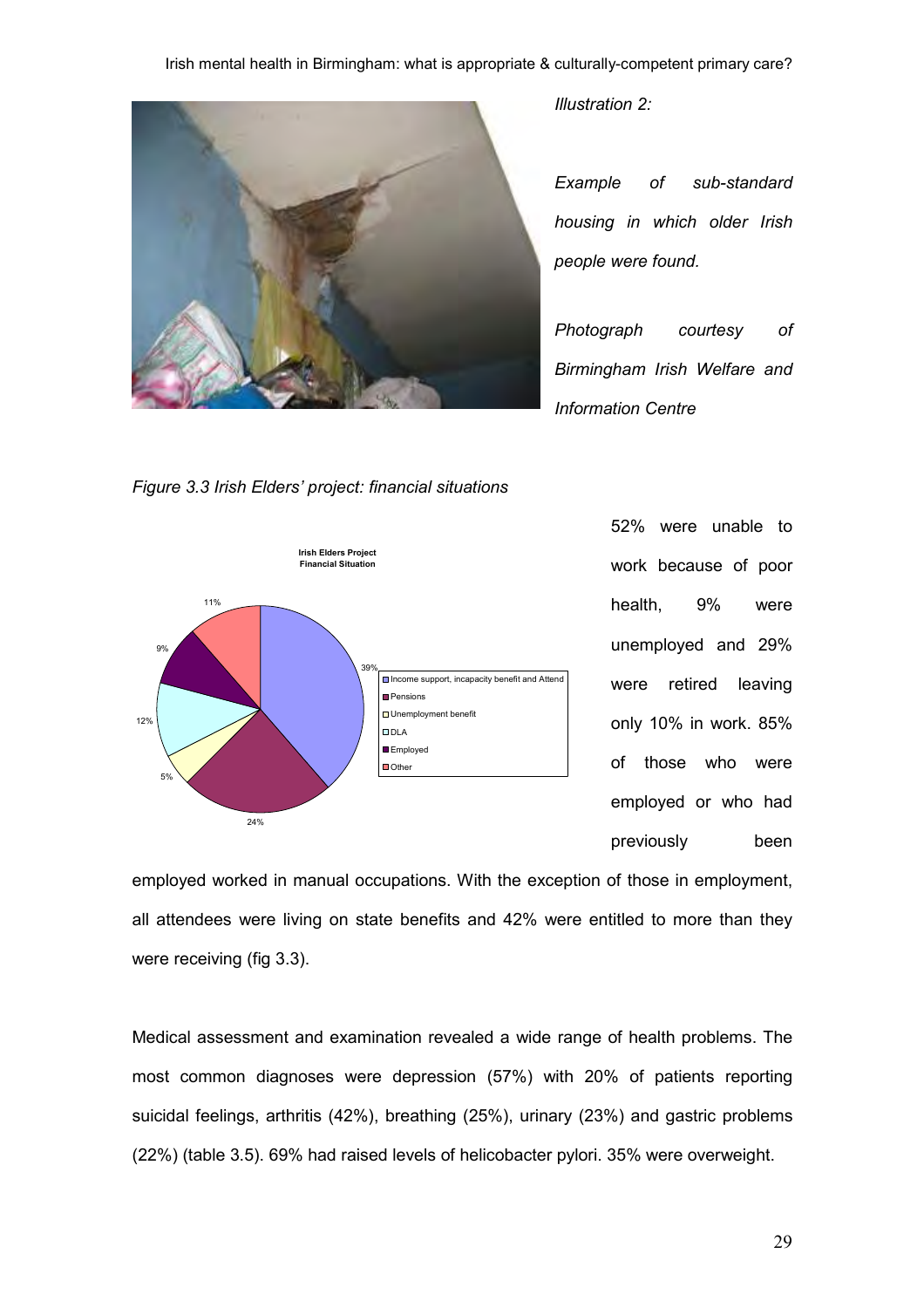*Illustration 2:*

*Example of sub-standard housing in which older Irish people were found.*

*Photograph courtesy of Birmingham Irish Welfare and Information Centre*

*Figure 3.3 Irish Elders' project: financial situations*

52% were unable to work because of poor health, 9% were unemployed and 29% were retired leaving only 10% in work. 85% of those who were employed or who had previously been employed worked in manual occupations. With the exception of those in employment, all attendees were living on state benefits and 42% were entitled to more than they were receiving (fig 3.3).

Medical assessment and examination revealed a wide range of health problems. The most common diagnoses were depression (57%) with 20% of patients reporting suicidal feelings, arthritis (42%), breathing (25%), urinary (23%) and gastric problems (22%) (table 3.5). 69% had raised levels of helicobacter pylori. 35% were overweight.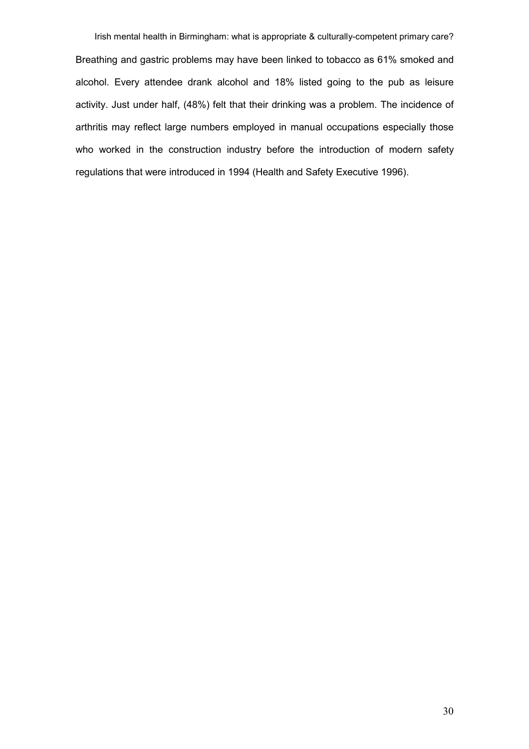Breathing and gastric problems may have been linked to tobacco as 61% smoked and alcohol. Every attendee drank alcohol and 18% listed going to the pub as leisure activity. Just under half, (48%) felt that their drinking was a problem. The incidence of arthritis may reflect large numbers employed in manual occupations especially those who worked in the construction industry before the introduction of modern safety regulations that were introduced in 1994 (Health and Safety Executive 1996).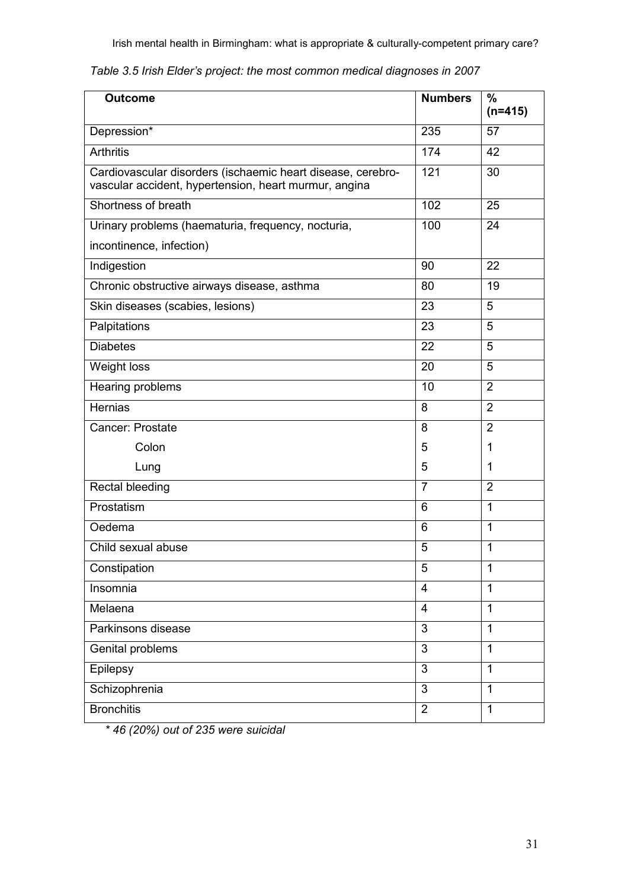*Table 3.5 Irish Elder's project: the most common medical diagnoses in 2007*

| Outcome | Numbers | % (n=415) |
|---|---|---|
| Depression* | 235 | 57 |
| Arthritis | 174 | 42 |
| Cardiovascular disorders (ischaemic heart disease, cerebro-vascular accident, hypertension, heart murmur, angina | 121 | 30 |
| Shortness of breath | 102 | 25 |
| Urinary problems (haematuria, frequency, nocturia, incontinence, infection) | 100 | 24 |
| Indigestion | 90 | 22 |
| Chronic obstructive airways disease, asthma | 80 | 19 |
| Skin diseases (scabies, lesions) | 23 | 5 |
| Palpitations | 23 | 5 |
| Diabetes | 22 | 5 |
| Weight loss | 20 | 5 |
| Hearing problems | 10 | 2 |
| Hernias | 8 | 2 |
| Cancer: Prostate | 8 | 2 |
| Colon | 5 | 1 |
| Lung | 5 | 1 |
| Rectal bleeding | 7 | 2 |
| Prostatism | 6 | 1 |
| Oedema | 6 | 1 |
| Child sexual abuse | 5 | 1 |
| Constipation | 5 | 1 |
| Insomnia | 4 | 1 |
| Melaena | 4 | 1 |
| Parkinsons disease | 3 | 1 |
| Genital problems | 3 | 1 |
| Epilepsy | 3 | 1 |
| Schizophrenia | 3 | 1 |
| Bronchitis | 2 | 1 |

*\* 46 (20%) out of 235 were suicidal*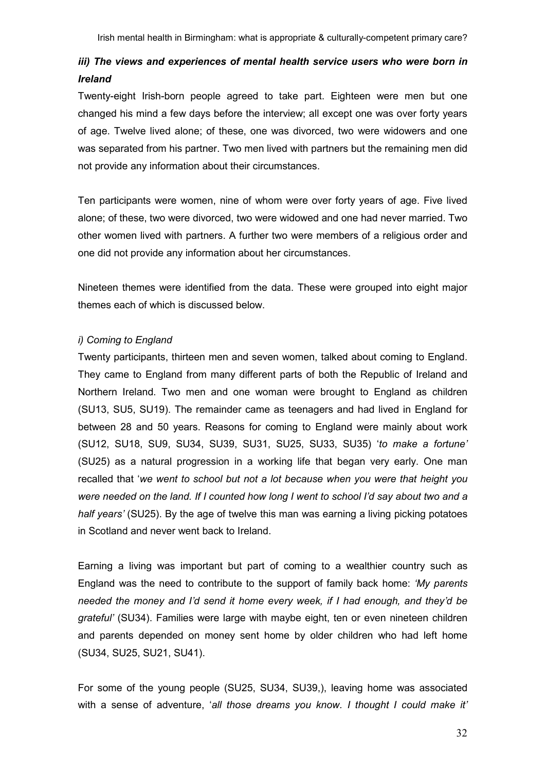### *iii) The views and experiences of mental health service users who were born in Ireland*

Twenty-eight Irish-born people agreed to take part. Eighteen were men but one changed his mind a few days before the interview; all except one was over forty years of age. Twelve lived alone; of these, one was divorced, two were widowers and one was separated from his partner. Two men lived with partners but the remaining men did not provide any information about their circumstances.

Ten participants were women, nine of whom were over forty years of age. Five lived alone; of these, two were divorced, two were widowed and one had never married. Two other women lived with partners. A further two were members of a religious order and one did not provide any information about her circumstances.

Nineteen themes were identified from the data. These were grouped into eight major themes each of which is discussed below.

#### *i) Coming to England*

Twenty participants, thirteen men and seven women, talked about coming to England. They came to England from many different parts of both the Republic of Ireland and Northern Ireland. Two men and one woman were brought to England as children (SU13, SU5, SU19). The remainder came as teenagers and had lived in England for between 28 and 50 years. Reasons for coming to England were mainly about work (SU12, SU18, SU9, SU34, SU39, SU31, SU25, SU33, SU35) '*to make a fortune'* (SU25) as a natural progression in a working life that began very early. One man recalled that '*we went to school but not a lot because when you were that height you were needed on the land. If I counted how long I went to school I'd say about two and a half years'* (SU25). By the age of twelve this man was earning a living picking potatoes in Scotland and never went back to Ireland.

Earning a living was important but part of coming to a wealthier country such as England was the need to contribute to the support of family back home: *'My parents needed the money and I'd send it home every week, if I had enough, and they'd be grateful'* (SU34). Families were large with maybe eight, ten or even nineteen children and parents depended on money sent home by older children who had left home (SU34, SU25, SU21, SU41).

For some of the young people (SU25, SU34, SU39,), leaving home was associated with a sense of adventure, '*all those dreams you know. I thought I could make it'*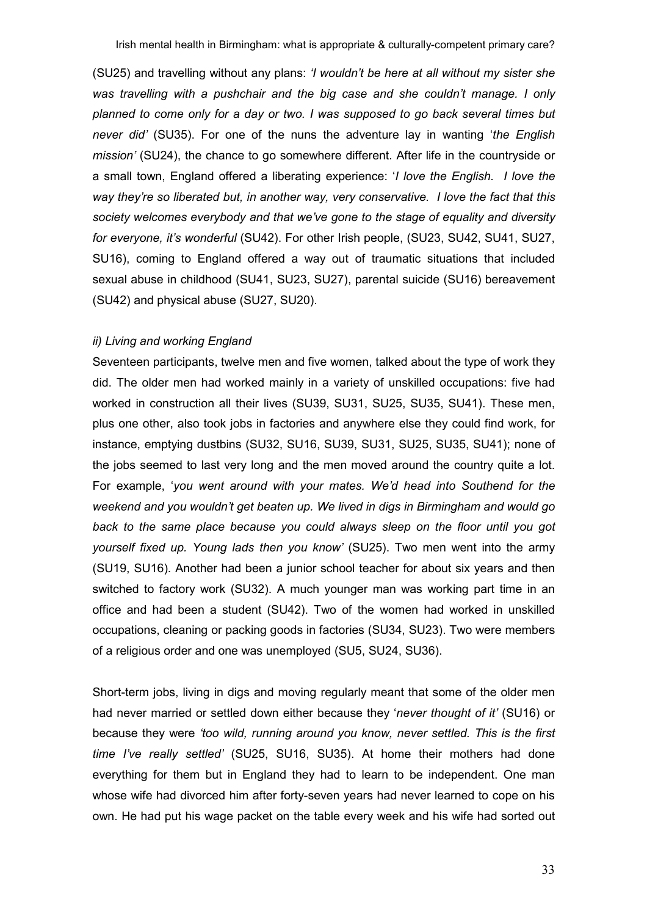(SU25) and travelling without any plans: *'I wouldn't be here at all without my sister she was travelling with a pushchair and the big case and she couldn't manage. I only planned to come only for a day or two. I was supposed to go back several times but never did'* (SU35). For one of the nuns the adventure lay in wanting '*the English mission'* (SU24), the chance to go somewhere different. After life in the countryside or a small town, England offered a liberating experience: '*I love the English. I love the way they're so liberated but, in another way, very conservative. I love the fact that this society welcomes everybody and that we've gone to the stage of equality and diversity for everyone, it's wonderful* (SU42). For other Irish people, (SU23, SU42, SU41, SU27, SU16), coming to England offered a way out of traumatic situations that included sexual abuse in childhood (SU41, SU23, SU27), parental suicide (SU16) bereavement (SU42) and physical abuse (SU27, SU20).

*ii) Living and working England*

Seventeen participants, twelve men and five women, talked about the type of work they did. The older men had worked mainly in a variety of unskilled occupations: five had worked in construction all their lives (SU39, SU31, SU25, SU35, SU41). These men, plus one other, also took jobs in factories and anywhere else they could find work, for instance, emptying dustbins (SU32, SU16, SU39, SU31, SU25, SU35, SU41); none of the jobs seemed to last very long and the men moved around the country quite a lot. For example, '*you went around with your mates. We'd head into Southend for the weekend and you wouldn't get beaten up. We lived in digs in Birmingham and would go back to the same place because you could always sleep on the floor until you got yourself fixed up. Young lads then you know'* (SU25). Two men went into the army (SU19, SU16). Another had been a junior school teacher for about six years and then switched to factory work (SU32). A much younger man was working part time in an office and had been a student (SU42). Two of the women had worked in unskilled occupations, cleaning or packing goods in factories (SU34, SU23). Two were members of a religious order and one was unemployed (SU5, SU24, SU36).

Short-term jobs, living in digs and moving regularly meant that some of the older men had never married or settled down either because they '*never thought of it'* (SU16) or because they were *'too wild, running around you know, never settled. This is the first time I've really settled'* (SU25, SU16, SU35). At home their mothers had done everything for them but in England they had to learn to be independent. One man whose wife had divorced him after forty-seven years had never learned to cope on his own. He had put his wage packet on the table every week and his wife had sorted out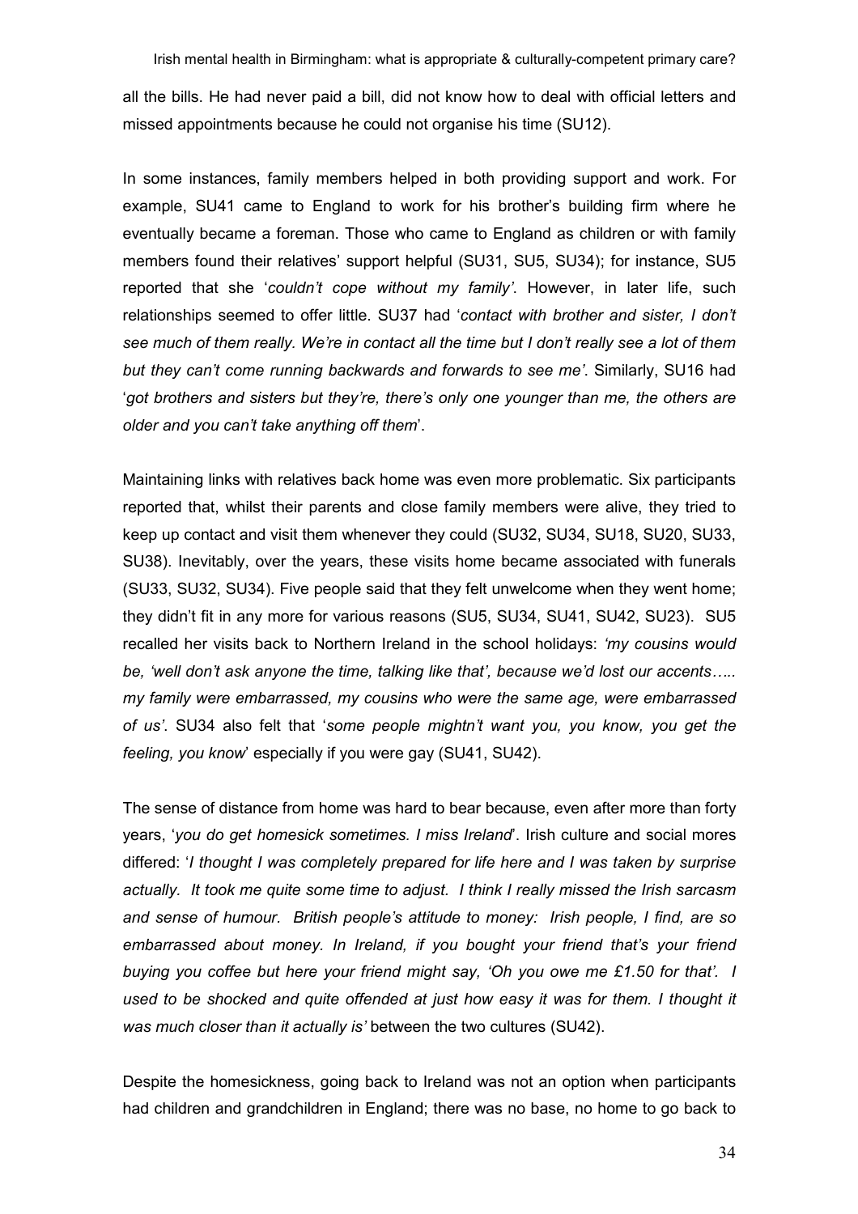all the bills. He had never paid a bill, did not know how to deal with official letters and missed appointments because he could not organise his time (SU12).

In some instances, family members helped in both providing support and work. For example, SU41 came to England to work for his brother's building firm where he eventually became a foreman. Those who came to England as children or with family members found their relatives' support helpful (SU31, SU5, SU34); for instance, SU5 reported that she '*couldn't cope without my family'*. However, in later life, such relationships seemed to offer little. SU37 had '*contact with brother and sister, I don't see much of them really. We're in contact all the time but I don't really see a lot of them but they can't come running backwards and forwards to see me'*. Similarly, SU16 had '*got brothers and sisters but they're, there's only one younger than me, the others are older and you can't take anything off them*'.

Maintaining links with relatives back home was even more problematic. Six participants reported that, whilst their parents and close family members were alive, they tried to keep up contact and visit them whenever they could (SU32, SU34, SU18, SU20, SU33, SU38). Inevitably, over the years, these visits home became associated with funerals (SU33, SU32, SU34). Five people said that they felt unwelcome when they went home; they didn't fit in any more for various reasons (SU5, SU34, SU41, SU42, SU23). SU5 recalled her visits back to Northern Ireland in the school holidays: *'my cousins would be, 'well don't ask anyone the time, talking like that', because we'd lost our accents….. my family were embarrassed, my cousins who were the same age, were embarrassed of us'*. SU34 also felt that '*some people mightn't want you, you know, you get the feeling, you know*' especially if you were gay (SU41, SU42).

The sense of distance from home was hard to bear because, even after more than forty years, '*you do get homesick sometimes. I miss Ireland*'. Irish culture and social mores differed: '*I thought I was completely prepared for life here and I was taken by surprise actually. It took me quite some time to adjust. I think I really missed the Irish sarcasm and sense of humour. British people's attitude to money: Irish people, I find, are so embarrassed about money. In Ireland, if you bought your friend that's your friend buying you coffee but here your friend might say, 'Oh you owe me £1.50 for that'. I used to be shocked and quite offended at just how easy it was for them. I thought it was much closer than it actually is'* between the two cultures (SU42).

Despite the homesickness, going back to Ireland was not an option when participants had children and grandchildren in England; there was no base, no home to go back to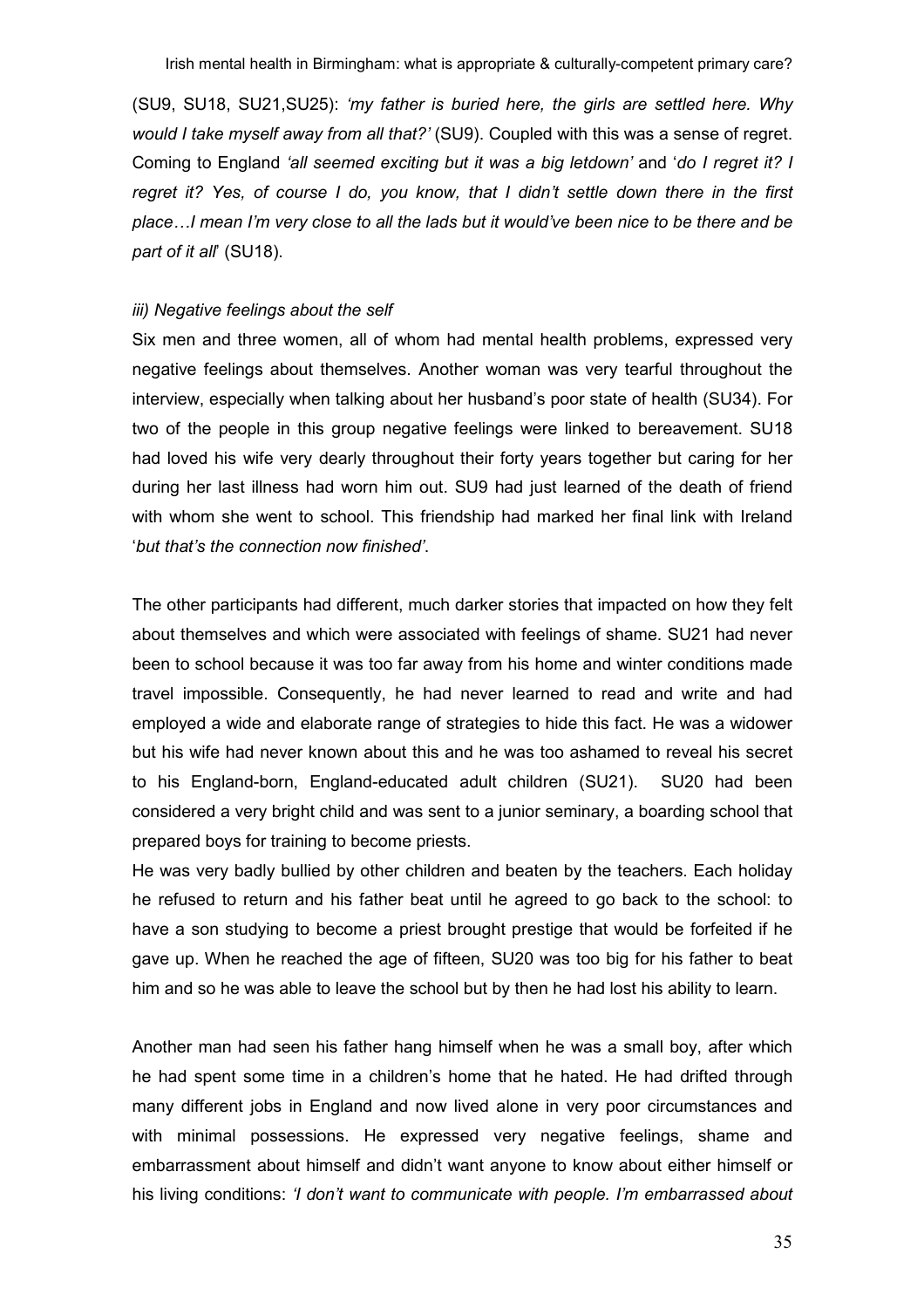(SU9, SU18, SU21,SU25): *'my father is buried here, the girls are settled here. Why would I take myself away from all that?'* (SU9). Coupled with this was a sense of regret. Coming to England *'all seemed exciting but it was a big letdown'* and '*do I regret it? I regret it? Yes, of course I do, you know, that I didn't settle down there in the first place…I mean I'm very close to all the lads but it would've been nice to be there and be part of it all*' (SU18).

*iii) Negative feelings about the self*

Six men and three women, all of whom had mental health problems, expressed very negative feelings about themselves. Another woman was very tearful throughout the interview, especially when talking about her husband's poor state of health (SU34). For two of the people in this group negative feelings were linked to bereavement. SU18 had loved his wife very dearly throughout their forty years together but caring for her during her last illness had worn him out. SU9 had just learned of the death of friend with whom she went to school. This friendship had marked her final link with Ireland '*but that's the connection now finished'*.

The other participants had different, much darker stories that impacted on how they felt about themselves and which were associated with feelings of shame. SU21 had never been to school because it was too far away from his home and winter conditions made travel impossible. Consequently, he had never learned to read and write and had employed a wide and elaborate range of strategies to hide this fact. He was a widower but his wife had never known about this and he was too ashamed to reveal his secret to his England-born, England-educated adult children (SU21). SU20 had been considered a very bright child and was sent to a junior seminary, a boarding school that prepared boys for training to become priests.

He was very badly bullied by other children and beaten by the teachers. Each holiday he refused to return and his father beat until he agreed to go back to the school: to have a son studying to become a priest brought prestige that would be forfeited if he gave up. When he reached the age of fifteen, SU20 was too big for his father to beat him and so he was able to leave the school but by then he had lost his ability to learn.

Another man had seen his father hang himself when he was a small boy, after which he had spent some time in a children's home that he hated. He had drifted through many different jobs in England and now lived alone in very poor circumstances and with minimal possessions. He expressed very negative feelings, shame and embarrassment about himself and didn't want anyone to know about either himself or his living conditions: *'I don't want to communicate with people. I'm embarrassed about*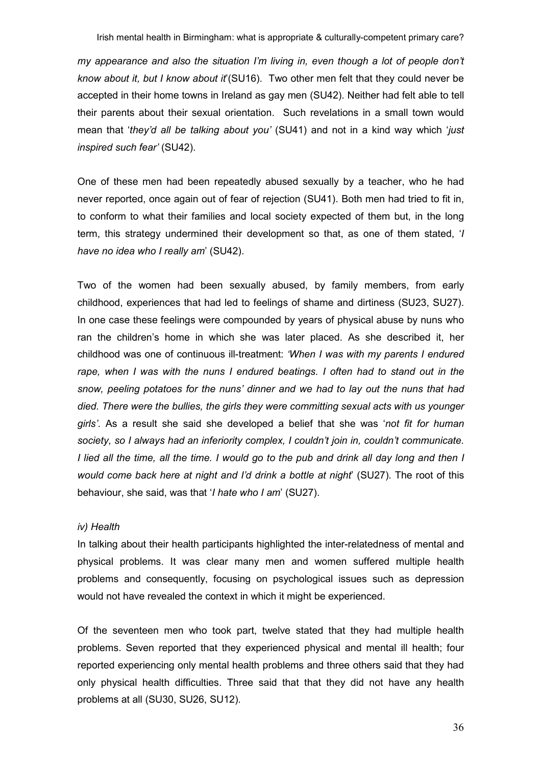*my appearance and also the situation I'm living in, even though a lot of people don't know about it, but I know about it*'(SU16). Two other men felt that they could never be accepted in their home towns in Ireland as gay men (SU42). Neither had felt able to tell their parents about their sexual orientation. Such revelations in a small town would mean that '*they'd all be talking about you'* (SU41) and not in a kind way which '*just inspired such fear'* (SU42).

One of these men had been repeatedly abused sexually by a teacher, who he had never reported, once again out of fear of rejection (SU41). Both men had tried to fit in, to conform to what their families and local society expected of them but, in the long term, this strategy undermined their development so that, as one of them stated, '*I have no idea who I really am*' (SU42).

Two of the women had been sexually abused, by family members, from early childhood, experiences that had led to feelings of shame and dirtiness (SU23, SU27). In one case these feelings were compounded by years of physical abuse by nuns who ran the children's home in which she was later placed. As she described it, her childhood was one of continuous ill-treatment: *'When I was with my parents I endured rape, when I was with the nuns I endured beatings. I often had to stand out in the snow, peeling potatoes for the nuns' dinner and we had to lay out the nuns that had died. There were the bullies, the girls they were committing sexual acts with us younger girls'*. As a result she said she developed a belief that she was '*not fit for human society, so I always had an inferiority complex, I couldn't join in, couldn't communicate. I lied all the time, all the time. I would go to the pub and drink all day long and then I would come back here at night and I'd drink a bottle at night*' (SU27). The root of this behaviour, she said, was that '*I hate who I am*' (SU27).

*iv) Health*

In talking about their health participants highlighted the inter-relatedness of mental and physical problems. It was clear many men and women suffered multiple health problems and consequently, focusing on psychological issues such as depression would not have revealed the context in which it might be experienced.

Of the seventeen men who took part, twelve stated that they had multiple health problems. Seven reported that they experienced physical and mental ill health; four reported experiencing only mental health problems and three others said that they had only physical health difficulties. Three said that that they did not have any health problems at all (SU30, SU26, SU12).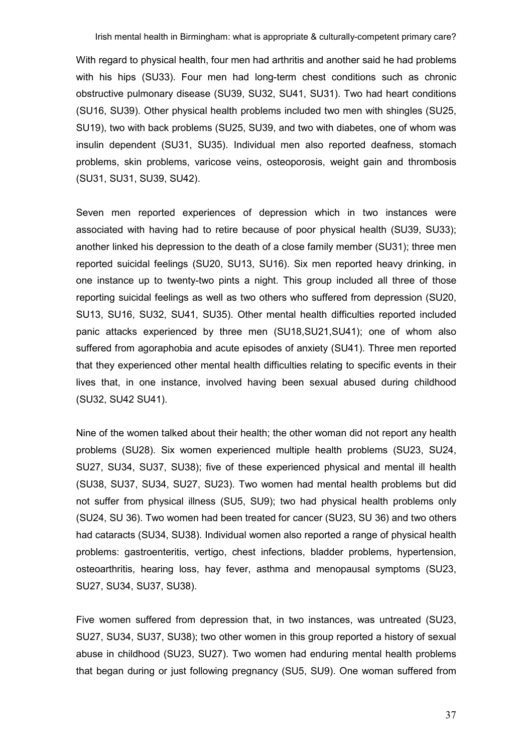With regard to physical health, four men had arthritis and another said he had problems with his hips (SU33). Four men had long-term chest conditions such as chronic obstructive pulmonary disease (SU39, SU32, SU41, SU31). Two had heart conditions (SU16, SU39). Other physical health problems included two men with shingles (SU25, SU19), two with back problems (SU25, SU39, and two with diabetes, one of whom was insulin dependent (SU31, SU35). Individual men also reported deafness, stomach problems, skin problems, varicose veins, osteoporosis, weight gain and thrombosis (SU31, SU31, SU39, SU42).

Seven men reported experiences of depression which in two instances were associated with having had to retire because of poor physical health (SU39, SU33); another linked his depression to the death of a close family member (SU31); three men reported suicidal feelings (SU20, SU13, SU16). Six men reported heavy drinking, in one instance up to twenty-two pints a night. This group included all three of those reporting suicidal feelings as well as two others who suffered from depression (SU20, SU13, SU16, SU32, SU41, SU35). Other mental health difficulties reported included panic attacks experienced by three men (SU18,SU21,SU41); one of whom also suffered from agoraphobia and acute episodes of anxiety (SU41). Three men reported that they experienced other mental health difficulties relating to specific events in their lives that, in one instance, involved having been sexual abused during childhood (SU32, SU42 SU41).

Nine of the women talked about their health; the other woman did not report any health problems (SU28). Six women experienced multiple health problems (SU23, SU24, SU27, SU34, SU37, SU38); five of these experienced physical and mental ill health (SU38, SU37, SU34, SU27, SU23). Two women had mental health problems but did not suffer from physical illness (SU5, SU9); two had physical health problems only (SU24, SU 36). Two women had been treated for cancer (SU23, SU 36) and two others had cataracts (SU34, SU38). Individual women also reported a range of physical health problems: gastroenteritis, vertigo, chest infections, bladder problems, hypertension, osteoarthritis, hearing loss, hay fever, asthma and menopausal symptoms (SU23, SU27, SU34, SU37, SU38).

Five women suffered from depression that, in two instances, was untreated (SU23, SU27, SU34, SU37, SU38); two other women in this group reported a history of sexual abuse in childhood (SU23, SU27). Two women had enduring mental health problems that began during or just following pregnancy (SU5, SU9). One woman suffered from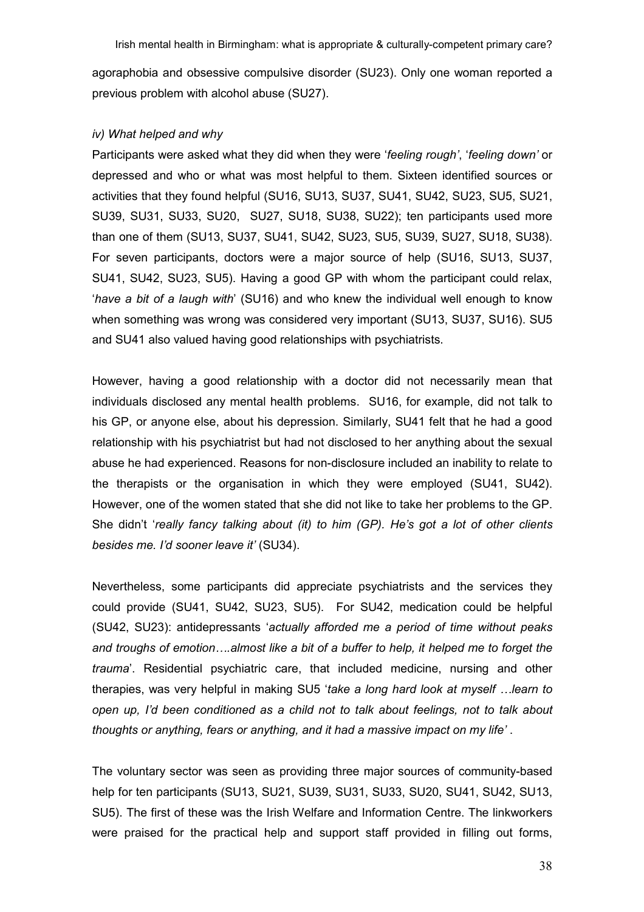agoraphobia and obsessive compulsive disorder (SU23). Only one woman reported a previous problem with alcohol abuse (SU27).

*iv) What helped and why*

Participants were asked what they did when they were '*feeling rough'*, '*feeling down'* or depressed and who or what was most helpful to them. Sixteen identified sources or activities that they found helpful (SU16, SU13, SU37, SU41, SU42, SU23, SU5, SU21, SU39, SU31, SU33, SU20, SU27, SU18, SU38, SU22); ten participants used more than one of them (SU13, SU37, SU41, SU42, SU23, SU5, SU39, SU27, SU18, SU38). For seven participants, doctors were a major source of help (SU16, SU13, SU37, SU41, SU42, SU23, SU5). Having a good GP with whom the participant could relax, '*have a bit of a laugh with*' (SU16) and who knew the individual well enough to know when something was wrong was considered very important (SU13, SU37, SU16). SU5 and SU41 also valued having good relationships with psychiatrists.

However, having a good relationship with a doctor did not necessarily mean that individuals disclosed any mental health problems. SU16, for example, did not talk to his GP, or anyone else, about his depression. Similarly, SU41 felt that he had a good relationship with his psychiatrist but had not disclosed to her anything about the sexual abuse he had experienced. Reasons for non-disclosure included an inability to relate to the therapists or the organisation in which they were employed (SU41, SU42). However, one of the women stated that she did not like to take her problems to the GP. She didn't '*really fancy talking about (it) to him (GP). He's got a lot of other clients besides me. I'd sooner leave it'* (SU34).

Nevertheless, some participants did appreciate psychiatrists and the services they could provide (SU41, SU42, SU23, SU5). For SU42, medication could be helpful (SU42, SU23): antidepressants '*actually afforded me a period of time without peaks and troughs of emotion….almost like a bit of a buffer to help, it helped me to forget the trauma*'. Residential psychiatric care, that included medicine, nursing and other therapies, was very helpful in making SU5 '*take a long hard look at myself …learn to open up, I'd been conditioned as a child not to talk about feelings, not to talk about thoughts or anything, fears or anything, and it had a massive impact on my life'* .

The voluntary sector was seen as providing three major sources of community-based help for ten participants (SU13, SU21, SU39, SU31, SU33, SU20, SU41, SU42, SU13, SU5). The first of these was the Irish Welfare and Information Centre. The linkworkers were praised for the practical help and support staff provided in filling out forms,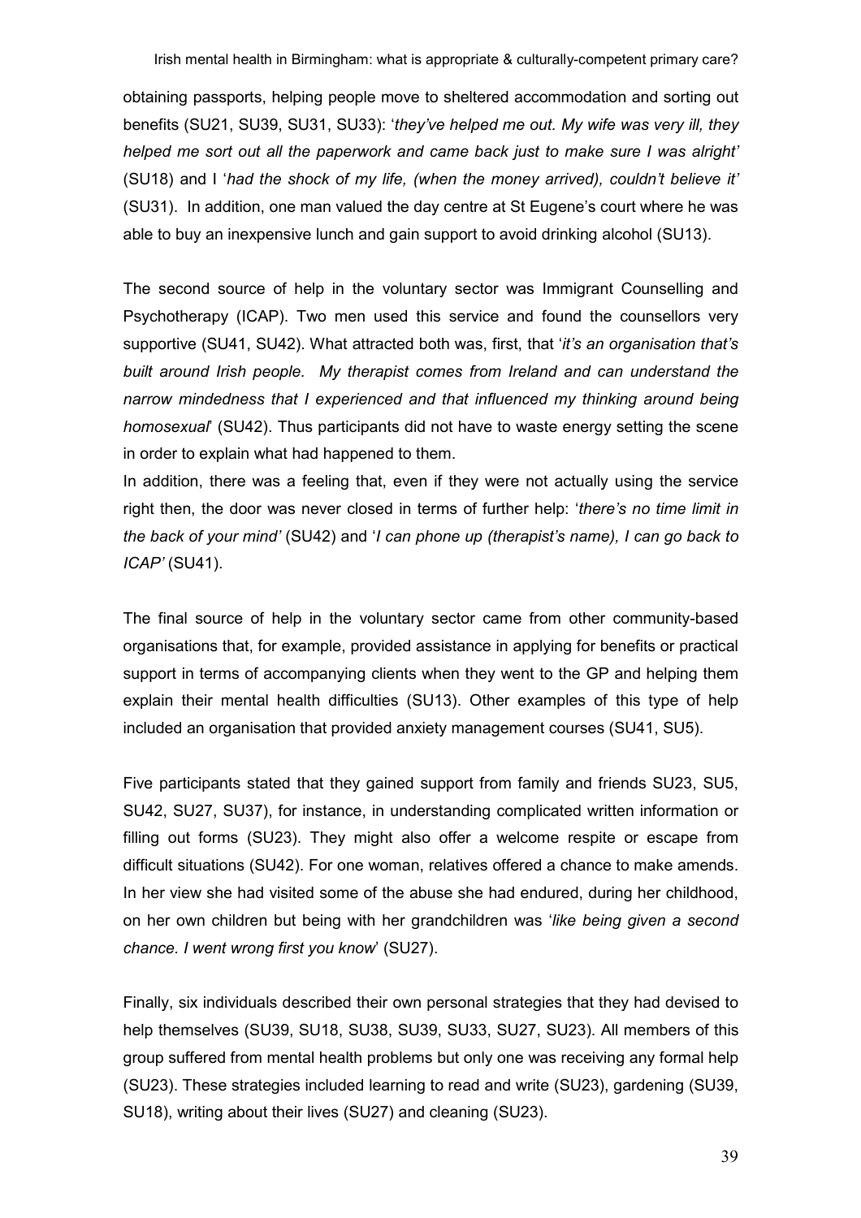obtaining passports, helping people move to sheltered accommodation and sorting out benefits (SU21, SU39, SU31, SU33): '*they've helped me out. My wife was very ill, they helped me sort out all the paperwork and came back just to make sure I was alright'* (SU18) and I '*had the shock of my life, (when the money arrived), couldn't believe it'* (SU31). In addition, one man valued the day centre at St Eugene's court where he was able to buy an inexpensive lunch and gain support to avoid drinking alcohol (SU13).

The second source of help in the voluntary sector was Immigrant Counselling and Psychotherapy (ICAP). Two men used this service and found the counsellors very supportive (SU41, SU42). What attracted both was, first, that '*it's an organisation that's built around Irish people. My therapist comes from Ireland and can understand the narrow mindedness that I experienced and that influenced my thinking around being homosexual*' (SU42). Thus participants did not have to waste energy setting the scene in order to explain what had happened to them.

In addition, there was a feeling that, even if they were not actually using the service right then, the door was never closed in terms of further help: '*there's no time limit in the back of your mind'* (SU42) and '*I can phone up (therapist's name), I can go back to ICAP'* (SU41).

The final source of help in the voluntary sector came from other community-based organisations that, for example, provided assistance in applying for benefits or practical support in terms of accompanying clients when they went to the GP and helping them explain their mental health difficulties (SU13). Other examples of this type of help included an organisation that provided anxiety management courses (SU41, SU5).

Five participants stated that they gained support from family and friends SU23, SU5, SU42, SU27, SU37), for instance, in understanding complicated written information or filling out forms (SU23). They might also offer a welcome respite or escape from difficult situations (SU42). For one woman, relatives offered a chance to make amends. In her view she had visited some of the abuse she had endured, during her childhood, on her own children but being with her grandchildren was '*like being given a second chance. I went wrong first you know*' (SU27).

Finally, six individuals described their own personal strategies that they had devised to help themselves (SU39, SU18, SU38, SU39, SU33, SU27, SU23). All members of this group suffered from mental health problems but only one was receiving any formal help (SU23). These strategies included learning to read and write (SU23), gardening (SU39, SU18), writing about their lives (SU27) and cleaning (SU23).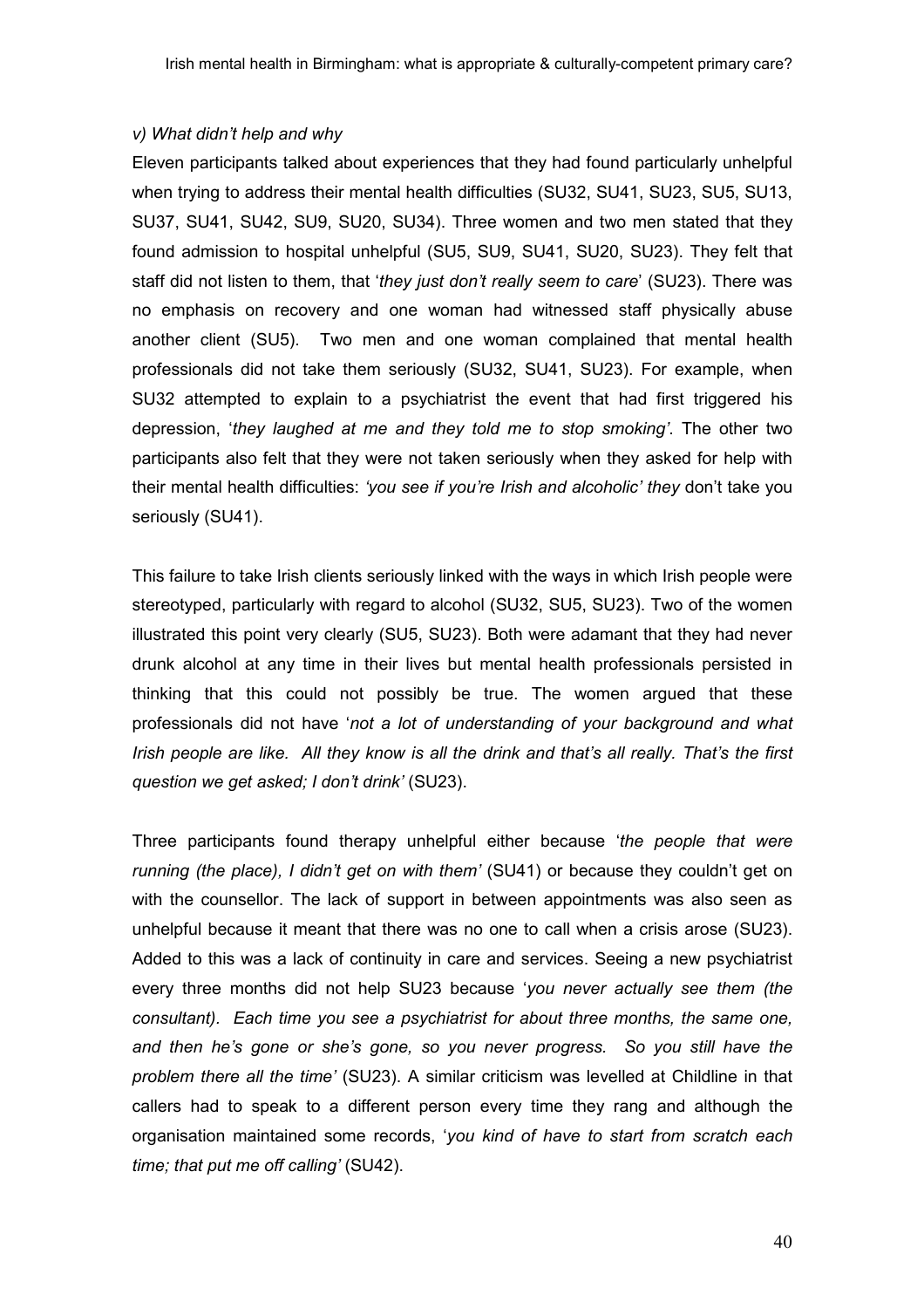*v) What didn't help and why*

Eleven participants talked about experiences that they had found particularly unhelpful when trying to address their mental health difficulties (SU32, SU41, SU23, SU5, SU13, SU37, SU41, SU42, SU9, SU20, SU34). Three women and two men stated that they found admission to hospital unhelpful (SU5, SU9, SU41, SU20, SU23). They felt that staff did not listen to them, that '*they just don't really seem to care*' (SU23). There was no emphasis on recovery and one woman had witnessed staff physically abuse another client (SU5). Two men and one woman complained that mental health professionals did not take them seriously (SU32, SU41, SU23). For example, when SU32 attempted to explain to a psychiatrist the event that had first triggered his depression, '*they laughed at me and they told me to stop smoking'*. The other two participants also felt that they were not taken seriously when they asked for help with their mental health difficulties: *'you see if you're Irish and alcoholic' they* don't take you seriously (SU41).

This failure to take Irish clients seriously linked with the ways in which Irish people were stereotyped, particularly with regard to alcohol (SU32, SU5, SU23). Two of the women illustrated this point very clearly (SU5, SU23). Both were adamant that they had never drunk alcohol at any time in their lives but mental health professionals persisted in thinking that this could not possibly be true. The women argued that these professionals did not have '*not a lot of understanding of your background and what Irish people are like. All they know is all the drink and that's all really. That's the first question we get asked; I don't drink'* (SU23).

Three participants found therapy unhelpful either because '*the people that were running (the place), I didn't get on with them'* (SU41) or because they couldn't get on with the counsellor. The lack of support in between appointments was also seen as unhelpful because it meant that there was no one to call when a crisis arose (SU23). Added to this was a lack of continuity in care and services. Seeing a new psychiatrist every three months did not help SU23 because '*you never actually see them (the consultant). Each time you see a psychiatrist for about three months, the same one, and then he's gone or she's gone, so you never progress. So you still have the problem there all the time'* (SU23). A similar criticism was levelled at Childline in that callers had to speak to a different person every time they rang and although the organisation maintained some records, '*you kind of have to start from scratch each time; that put me off calling'* (SU42).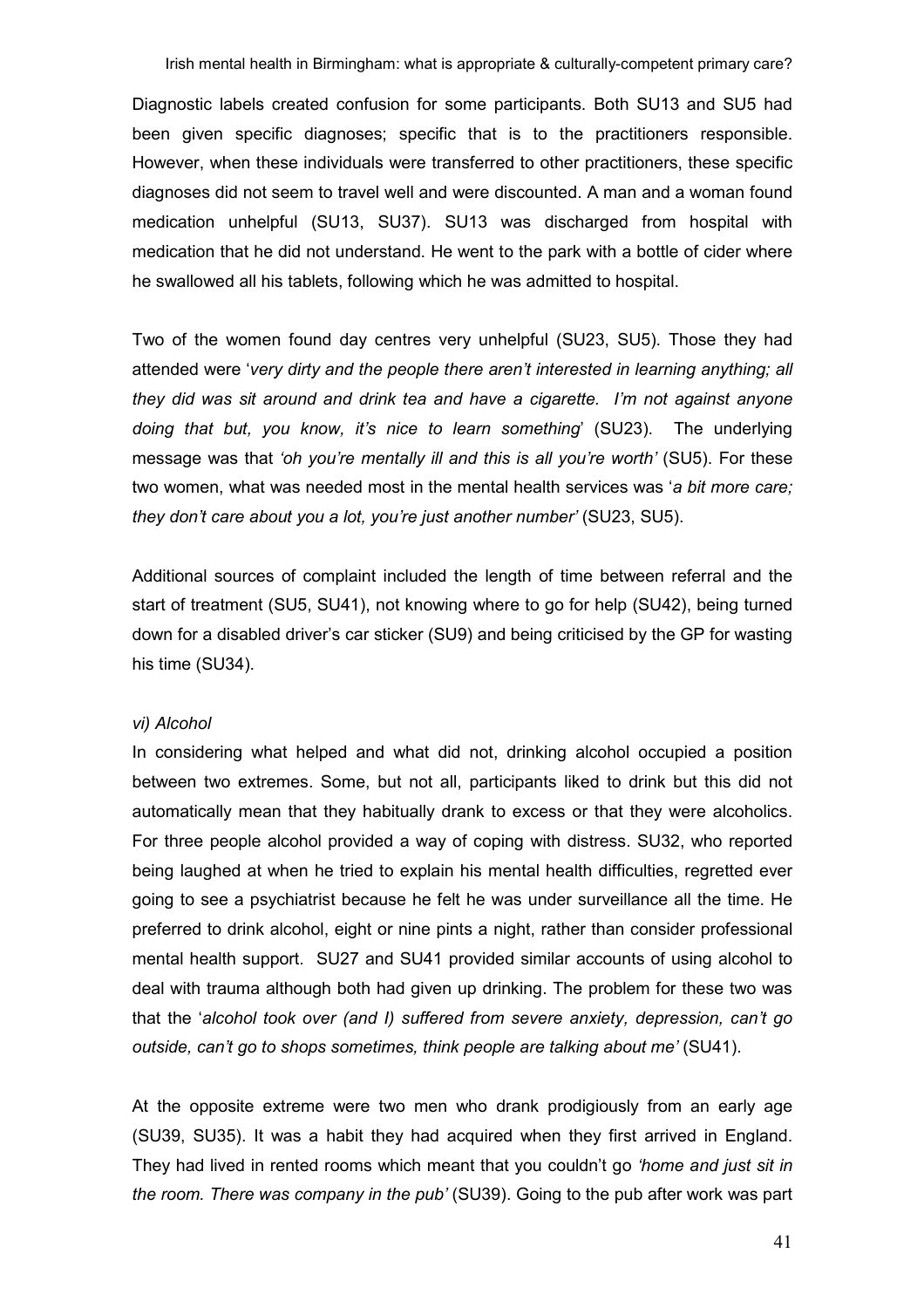Diagnostic labels created confusion for some participants. Both SU13 and SU5 had been given specific diagnoses; specific that is to the practitioners responsible. However, when these individuals were transferred to other practitioners, these specific diagnoses did not seem to travel well and were discounted. A man and a woman found medication unhelpful (SU13, SU37). SU13 was discharged from hospital with medication that he did not understand. He went to the park with a bottle of cider where he swallowed all his tablets, following which he was admitted to hospital.

Two of the women found day centres very unhelpful (SU23, SU5). Those they had attended were '*very dirty and the people there aren't interested in learning anything; all they did was sit around and drink tea and have a cigarette. I'm not against anyone doing that but, you know, it's nice to learn something*' (SU23). The underlying message was that *'oh you're mentally ill and this is all you're worth'* (SU5). For these two women, what was needed most in the mental health services was '*a bit more care; they don't care about you a lot, you're just another number'* (SU23, SU5).

Additional sources of complaint included the length of time between referral and the start of treatment (SU5, SU41), not knowing where to go for help (SU42), being turned down for a disabled driver's car sticker (SU9) and being criticised by the GP for wasting his time (SU34).

*vi) Alcohol*

In considering what helped and what did not, drinking alcohol occupied a position between two extremes. Some, but not all, participants liked to drink but this did not automatically mean that they habitually drank to excess or that they were alcoholics. For three people alcohol provided a way of coping with distress. SU32, who reported being laughed at when he tried to explain his mental health difficulties, regretted ever going to see a psychiatrist because he felt he was under surveillance all the time. He preferred to drink alcohol, eight or nine pints a night, rather than consider professional mental health support. SU27 and SU41 provided similar accounts of using alcohol to deal with trauma although both had given up drinking. The problem for these two was that the '*alcohol took over (and I) suffered from severe anxiety, depression, can't go outside, can't go to shops sometimes, think people are talking about me'* (SU41).

At the opposite extreme were two men who drank prodigiously from an early age (SU39, SU35). It was a habit they had acquired when they first arrived in England. They had lived in rented rooms which meant that you couldn't go *'home and just sit in the room. There was company in the pub'* (SU39). Going to the pub after work was part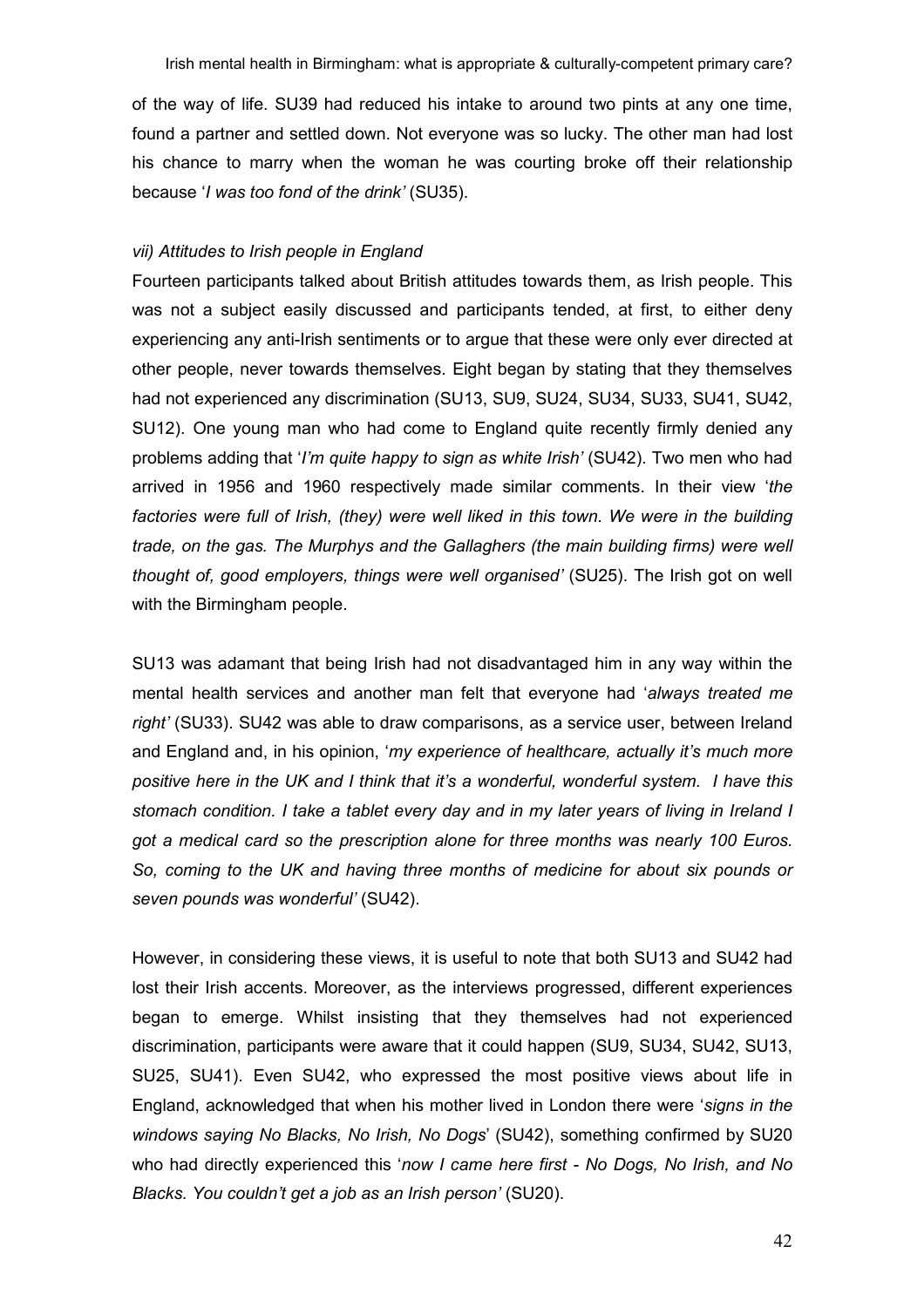of the way of life. SU39 had reduced his intake to around two pints at any one time, found a partner and settled down. Not everyone was so lucky. The other man had lost his chance to marry when the woman he was courting broke off their relationship because '*I was too fond of the drink'* (SU35).

### *vii) Attitudes to Irish people in England*

Fourteen participants talked about British attitudes towards them, as Irish people. This was not a subject easily discussed and participants tended, at first, to either deny experiencing any anti-Irish sentiments or to argue that these were only ever directed at other people, never towards themselves. Eight began by stating that they themselves had not experienced any discrimination (SU13, SU9, SU24, SU34, SU33, SU41, SU42, SU12). One young man who had come to England quite recently firmly denied any problems adding that '*I'm quite happy to sign as white Irish'* (SU42). Two men who had arrived in 1956 and 1960 respectively made similar comments. In their view '*the factories were full of Irish, (they) were well liked in this town. We were in the building trade, on the gas. The Murphys and the Gallaghers (the main building firms) were well thought of, good employers, things were well organised'* (SU25). The Irish got on well with the Birmingham people.

SU13 was adamant that being Irish had not disadvantaged him in any way within the mental health services and another man felt that everyone had '*always treated me right'* (SU33). SU42 was able to draw comparisons, as a service user, between Ireland and England and, in his opinion, '*my experience of healthcare, actually it's much more positive here in the UK and I think that it's a wonderful, wonderful system. I have this stomach condition. I take a tablet every day and in my later years of living in Ireland I got a medical card so the prescription alone for three months was nearly 100 Euros. So, coming to the UK and having three months of medicine for about six pounds or seven pounds was wonderful'* (SU42).

However, in considering these views, it is useful to note that both SU13 and SU42 had lost their Irish accents. Moreover, as the interviews progressed, different experiences began to emerge. Whilst insisting that they themselves had not experienced discrimination, participants were aware that it could happen (SU9, SU34, SU42, SU13, SU25, SU41). Even SU42, who expressed the most positive views about life in England, acknowledged that when his mother lived in London there were '*signs in the windows saying No Blacks, No Irish, No Dogs*' (SU42), something confirmed by SU20 who had directly experienced this '*now I came here first - No Dogs, No Irish, and No Blacks. You couldn't get a job as an Irish person'* (SU20).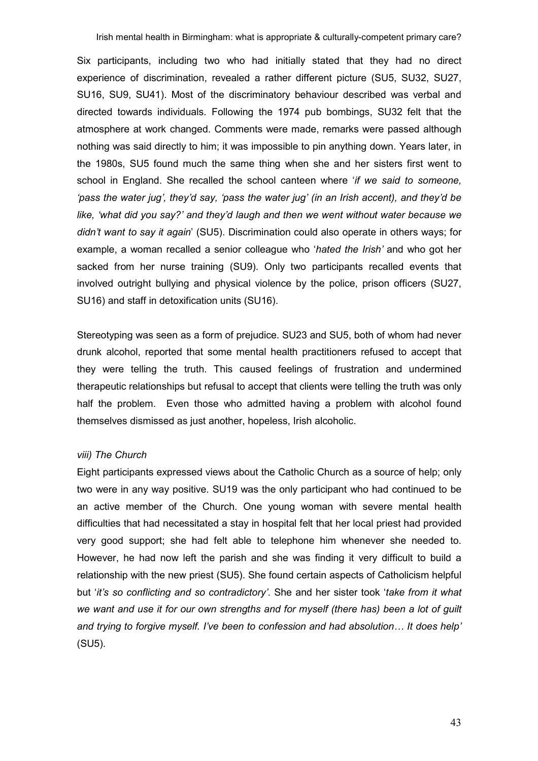Six participants, including two who had initially stated that they had no direct experience of discrimination, revealed a rather different picture (SU5, SU32, SU27, SU16, SU9, SU41). Most of the discriminatory behaviour described was verbal and directed towards individuals. Following the 1974 pub bombings, SU32 felt that the atmosphere at work changed. Comments were made, remarks were passed although nothing was said directly to him; it was impossible to pin anything down. Years later, in the 1980s, SU5 found much the same thing when she and her sisters first went to school in England. She recalled the school canteen where '*if we said to someone, 'pass the water jug', they'd say, 'pass the water jug' (in an Irish accent), and they'd be like, 'what did you say?' and they'd laugh and then we went without water because we didn't want to say it again*' (SU5). Discrimination could also operate in others ways; for example, a woman recalled a senior colleague who '*hated the Irish'* and who got her sacked from her nurse training (SU9). Only two participants recalled events that involved outright bullying and physical violence by the police, prison officers (SU27, SU16) and staff in detoxification units (SU16).

Stereotyping was seen as a form of prejudice. SU23 and SU5, both of whom had never drunk alcohol, reported that some mental health practitioners refused to accept that they were telling the truth. This caused feelings of frustration and undermined therapeutic relationships but refusal to accept that clients were telling the truth was only half the problem. Even those who admitted having a problem with alcohol found themselves dismissed as just another, hopeless, Irish alcoholic.

*viii) The Church*

Eight participants expressed views about the Catholic Church as a source of help; only two were in any way positive. SU19 was the only participant who had continued to be an active member of the Church. One young woman with severe mental health difficulties that had necessitated a stay in hospital felt that her local priest had provided very good support; she had felt able to telephone him whenever she needed to. However, he had now left the parish and she was finding it very difficult to build a relationship with the new priest (SU5). She found certain aspects of Catholicism helpful but '*it's so conflicting and so contradictory'*. She and her sister took '*take from it what we want and use it for our own strengths and for myself (there has) been a lot of guilt and trying to forgive myself. I've been to confession and had absolution… It does help'* (SU5).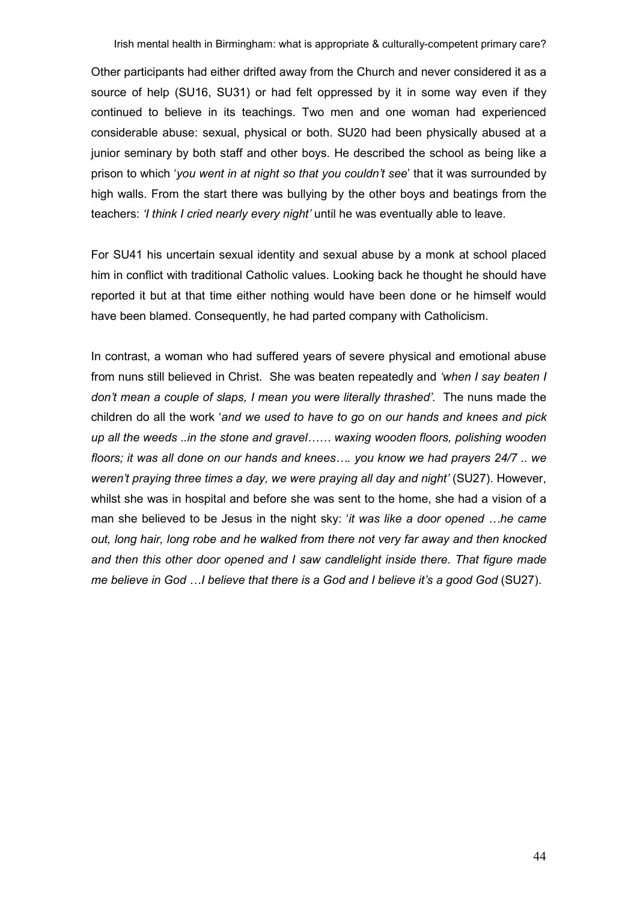Other participants had either drifted away from the Church and never considered it as a source of help (SU16, SU31) or had felt oppressed by it in some way even if they continued to believe in its teachings. Two men and one woman had experienced considerable abuse: sexual, physical or both. SU20 had been physically abused at a junior seminary by both staff and other boys. He described the school as being like a prison to which '*you went in at night so that you couldn't see*' that it was surrounded by high walls. From the start there was bullying by the other boys and beatings from the teachers: *'I think I cried nearly every night'* until he was eventually able to leave.

For SU41 his uncertain sexual identity and sexual abuse by a monk at school placed him in conflict with traditional Catholic values. Looking back he thought he should have reported it but at that time either nothing would have been done or he himself would have been blamed. Consequently, he had parted company with Catholicism.

In contrast, a woman who had suffered years of severe physical and emotional abuse from nuns still believed in Christ. She was beaten repeatedly and *'when I say beaten I don't mean a couple of slaps, I mean you were literally thrashed'*. The nuns made the children do all the work '*and we used to have to go on our hands and knees and pick up all the weeds ..in the stone and gravel…… waxing wooden floors, polishing wooden floors; it was all done on our hands and knees…. you know we had prayers 24/7 .. we weren't praying three times a day, we were praying all day and night'* (SU27). However, whilst she was in hospital and before she was sent to the home, she had a vision of a man she believed to be Jesus in the night sky: '*it was like a door opened …he came out, long hair, long robe and he walked from there not very far away and then knocked and then this other door opened and I saw candlelight inside there. That figure made me believe in God …I believe that there is a God and I believe it's a good God* (SU27).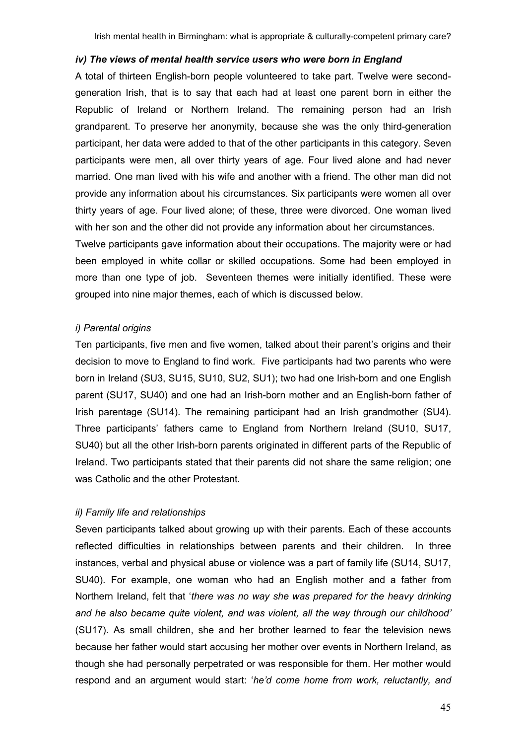### *iv) The views of mental health service users who were born in England*

A total of thirteen English-born people volunteered to take part. Twelve were second-generation Irish, that is to say that each had at least one parent born in either the Republic of Ireland or Northern Ireland. The remaining person had an Irish grandparent. To preserve her anonymity, because she was the only third-generation participant, her data were added to that of the other participants in this category. Seven participants were men, all over thirty years of age. Four lived alone and had never married. One man lived with his wife and another with a friend. The other man did not provide any information about his circumstances. Six participants were women all over thirty years of age. Four lived alone; of these, three were divorced. One woman lived with her son and the other did not provide any information about her circumstances.

Twelve participants gave information about their occupations. The majority were or had been employed in white collar or skilled occupations. Some had been employed in more than one type of job. Seventeen themes were initially identified. These were grouped into nine major themes, each of which is discussed below.

#### *i) Parental origins*

Ten participants, five men and five women, talked about their parent's origins and their decision to move to England to find work. Five participants had two parents who were born in Ireland (SU3, SU15, SU10, SU2, SU1); two had one Irish-born and one English parent (SU17, SU40) and one had an Irish-born mother and an English-born father of Irish parentage (SU14). The remaining participant had an Irish grandmother (SU4). Three participants' fathers came to England from Northern Ireland (SU10, SU17, SU40) but all the other Irish-born parents originated in different parts of the Republic of Ireland. Two participants stated that their parents did not share the same religion; one was Catholic and the other Protestant.

#### *ii) Family life and relationships*

Seven participants talked about growing up with their parents. Each of these accounts reflected difficulties in relationships between parents and their children. In three instances, verbal and physical abuse or violence was a part of family life (SU14, SU17, SU40). For example, one woman who had an English mother and a father from Northern Ireland, felt that '*there was no way she was prepared for the heavy drinking and he also became quite violent, and was violent, all the way through our childhood'* (SU17). As small children, she and her brother learned to fear the television news because her father would start accusing her mother over events in Northern Ireland, as though she had personally perpetrated or was responsible for them. Her mother would respond and an argument would start: '*he'd come home from work, reluctantly, and*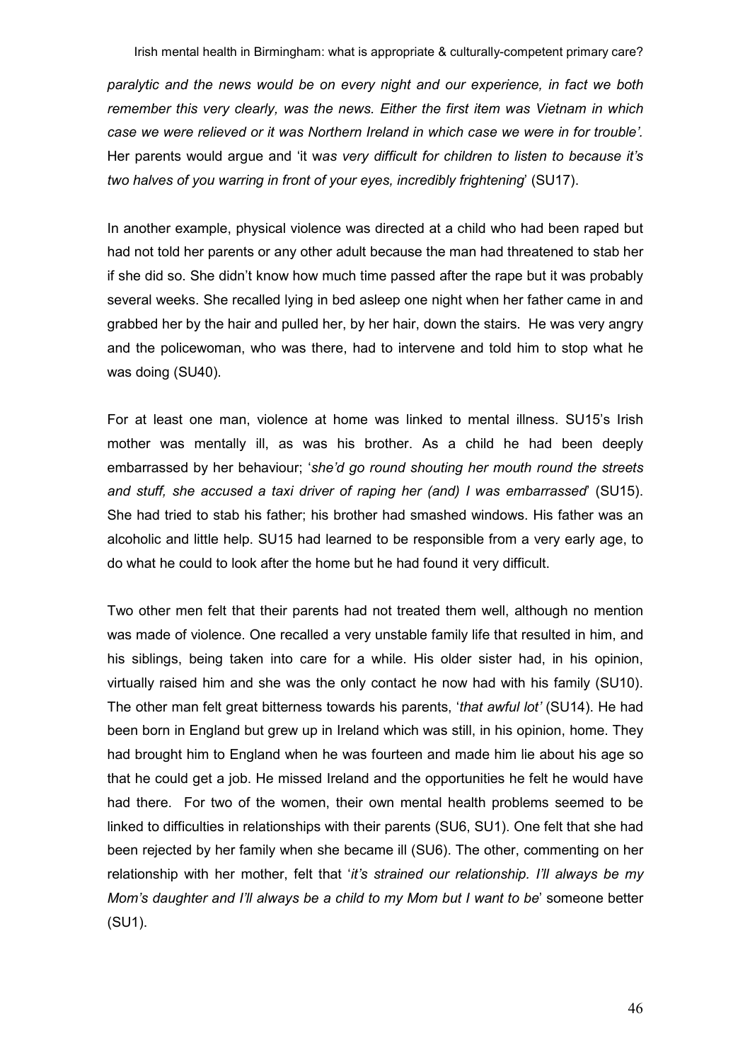*paralytic and the news would be on every night and our experience, in fact we both remember this very clearly, was the news. Either the first item was Vietnam in which case we were relieved or it was Northern Ireland in which case we were in for trouble'.* Her parents would argue and 'it w*as very difficult for children to listen to because it's two halves of you warring in front of your eyes, incredibly frightening*' (SU17).

In another example, physical violence was directed at a child who had been raped but had not told her parents or any other adult because the man had threatened to stab her if she did so. She didn't know how much time passed after the rape but it was probably several weeks. She recalled lying in bed asleep one night when her father came in and grabbed her by the hair and pulled her, by her hair, down the stairs. He was very angry and the policewoman, who was there, had to intervene and told him to stop what he was doing (SU40).

For at least one man, violence at home was linked to mental illness. SU15's Irish mother was mentally ill, as was his brother. As a child he had been deeply embarrassed by her behaviour; '*she'd go round shouting her mouth round the streets and stuff, she accused a taxi driver of raping her (and) I was embarrassed*' (SU15). She had tried to stab his father; his brother had smashed windows. His father was an alcoholic and little help. SU15 had learned to be responsible from a very early age, to do what he could to look after the home but he had found it very difficult.

Two other men felt that their parents had not treated them well, although no mention was made of violence. One recalled a very unstable family life that resulted in him, and his siblings, being taken into care for a while. His older sister had, in his opinion, virtually raised him and she was the only contact he now had with his family (SU10). The other man felt great bitterness towards his parents, '*that awful lot'* (SU14). He had been born in England but grew up in Ireland which was still, in his opinion, home. They had brought him to England when he was fourteen and made him lie about his age so that he could get a job. He missed Ireland and the opportunities he felt he would have had there. For two of the women, their own mental health problems seemed to be linked to difficulties in relationships with their parents (SU6, SU1). One felt that she had been rejected by her family when she became ill (SU6). The other, commenting on her relationship with her mother, felt that '*it's strained our relationship. I'll always be my Mom's daughter and I'll always be a child to my Mom but I want to be*' someone better (SU1).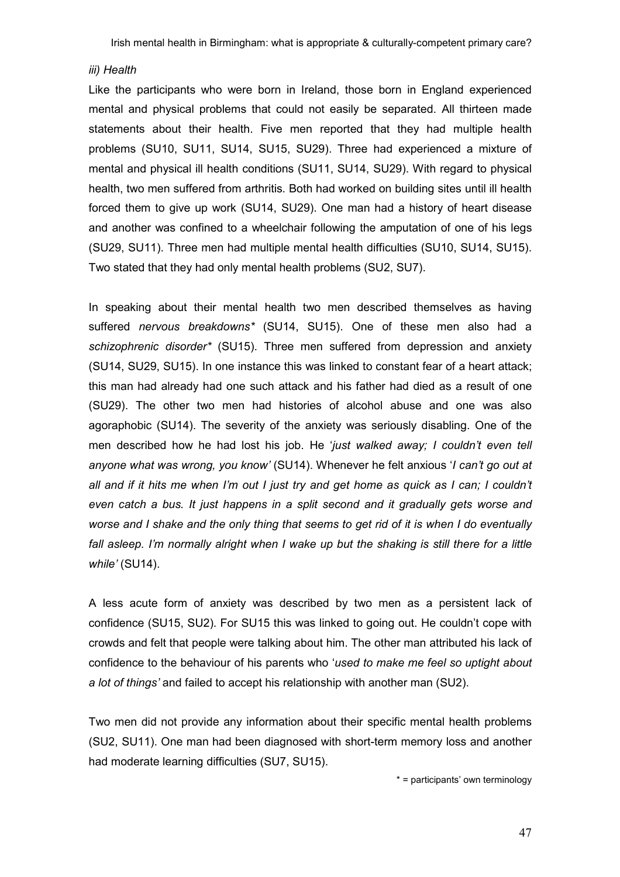*iii) Health*

Like the participants who were born in Ireland, those born in England experienced mental and physical problems that could not easily be separated. All thirteen made statements about their health. Five men reported that they had multiple health problems (SU10, SU11, SU14, SU15, SU29). Three had experienced a mixture of mental and physical ill health conditions (SU11, SU14, SU29). With regard to physical health, two men suffered from arthritis. Both had worked on building sites until ill health forced them to give up work (SU14, SU29). One man had a history of heart disease and another was confined to a wheelchair following the amputation of one of his legs (SU29, SU11). Three men had multiple mental health difficulties (SU10, SU14, SU15). Two stated that they had only mental health problems (SU2, SU7).

In speaking about their mental health two men described themselves as having suffered *nervous breakdowns** (SU14, SU15). One of these men also had a *schizophrenic disorder** (SU15). Three men suffered from depression and anxiety (SU14, SU29, SU15). In one instance this was linked to constant fear of a heart attack; this man had already had one such attack and his father had died as a result of one (SU29). The other two men had histories of alcohol abuse and one was also agoraphobic (SU14). The severity of the anxiety was seriously disabling. One of the men described how he had lost his job. He '*just walked away; I couldn't even tell anyone what was wrong, you know'* (SU14). Whenever he felt anxious '*I can't go out at all and if it hits me when I'm out I just try and get home as quick as I can; I couldn't even catch a bus. It just happens in a split second and it gradually gets worse and worse and I shake and the only thing that seems to get rid of it is when I do eventually fall asleep. I'm normally alright when I wake up but the shaking is still there for a little while'* (SU14).

A less acute form of anxiety was described by two men as a persistent lack of confidence (SU15, SU2). For SU15 this was linked to going out. He couldn't cope with crowds and felt that people were talking about him. The other man attributed his lack of confidence to the behaviour of his parents who '*used to make me feel so uptight about a lot of things'* and failed to accept his relationship with another man (SU2).

Two men did not provide any information about their specific mental health problems (SU2, SU11). One man had been diagnosed with short-term memory loss and another had moderate learning difficulties (SU7, SU15).

\* = participants' own terminology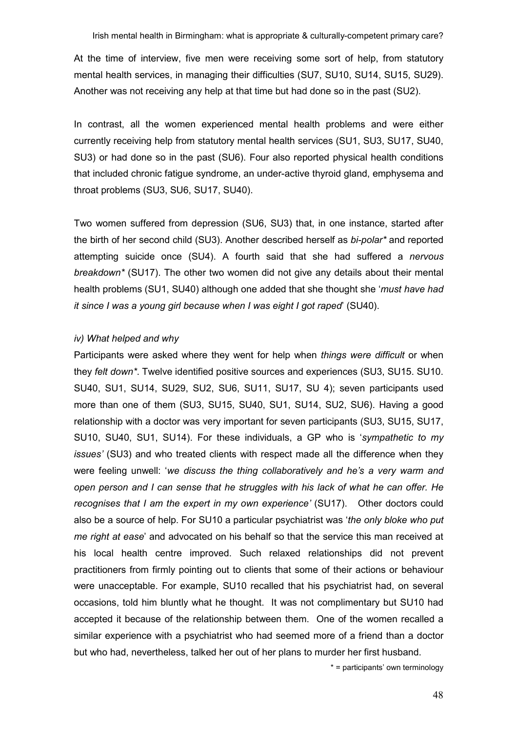At the time of interview, five men were receiving some sort of help, from statutory mental health services, in managing their difficulties (SU7, SU10, SU14, SU15, SU29). Another was not receiving any help at that time but had done so in the past (SU2).

In contrast, all the women experienced mental health problems and were either currently receiving help from statutory mental health services (SU1, SU3, SU17, SU40, SU3) or had done so in the past (SU6). Four also reported physical health conditions that included chronic fatigue syndrome, an under-active thyroid gland, emphysema and throat problems (SU3, SU6, SU17, SU40).

Two women suffered from depression (SU6, SU3) that, in one instance, started after the birth of her second child (SU3). Another described herself as *bi-polar\** and reported attempting suicide once (SU4). A fourth said that she had suffered a *nervous breakdown\** (SU17). The other two women did not give any details about their mental health problems (SU1, SU40) although one added that she thought she '*must have had it since I was a young girl because when I was eight I got raped*' (SU40).

*iv) What helped and why*

Participants were asked where they went for help when *things were difficult* or when they *felt down\**. Twelve identified positive sources and experiences (SU3, SU15. SU10. SU40, SU1, SU14, SU29, SU2, SU6, SU11, SU17, SU 4); seven participants used more than one of them (SU3, SU15, SU40, SU1, SU14, SU2, SU6). Having a good relationship with a doctor was very important for seven participants (SU3, SU15, SU17, SU10, SU40, SU1, SU14). For these individuals, a GP who is '*sympathetic to my issues'* (SU3) and who treated clients with respect made all the difference when they were feeling unwell: '*we discuss the thing collaboratively and he's a very warm and open person and I can sense that he struggles with his lack of what he can offer. He recognises that I am the expert in my own experience'* (SU17). Other doctors could also be a source of help. For SU10 a particular psychiatrist was '*the only bloke who put me right at ease*' and advocated on his behalf so that the service this man received at his local health centre improved. Such relaxed relationships did not prevent practitioners from firmly pointing out to clients that some of their actions or behaviour were unacceptable. For example, SU10 recalled that his psychiatrist had, on several occasions, told him bluntly what he thought. It was not complimentary but SU10 had accepted it because of the relationship between them. One of the women recalled a similar experience with a psychiatrist who had seemed more of a friend than a doctor but who had, nevertheless, talked her out of her plans to murder her first husband.

\* = participants' own terminology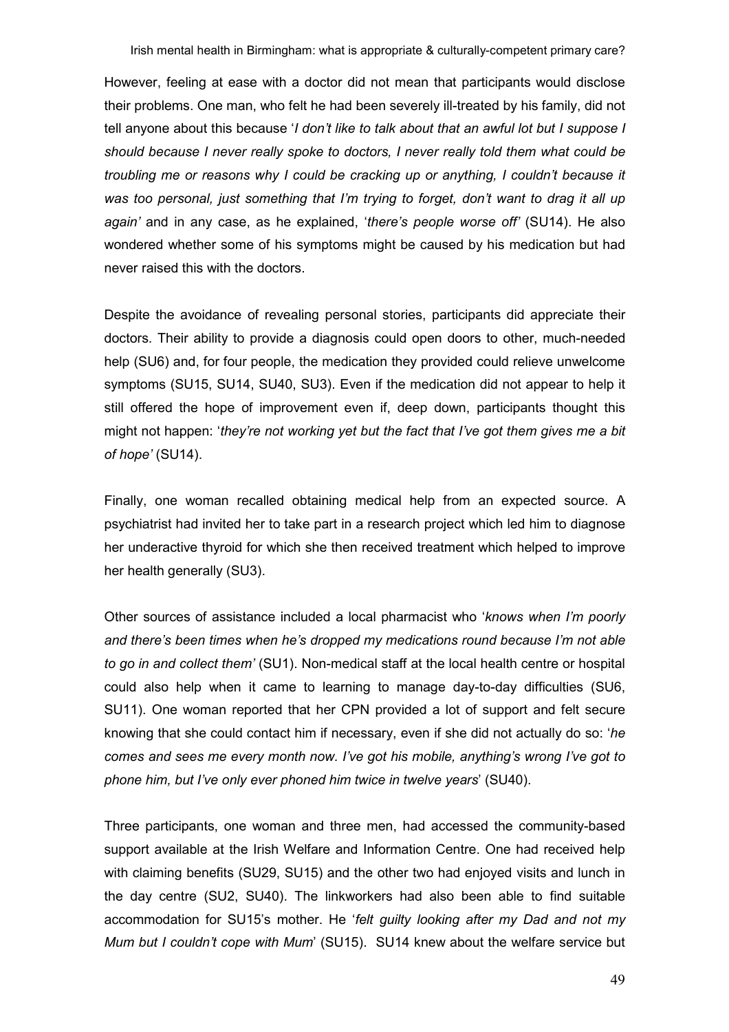However, feeling at ease with a doctor did not mean that participants would disclose their problems. One man, who felt he had been severely ill-treated by his family, did not tell anyone about this because '*I don't like to talk about that an awful lot but I suppose I should because I never really spoke to doctors, I never really told them what could be troubling me or reasons why I could be cracking up or anything, I couldn't because it was too personal, just something that I'm trying to forget, don't want to drag it all up again'* and in any case, as he explained, '*there's people worse off'* (SU14). He also wondered whether some of his symptoms might be caused by his medication but had never raised this with the doctors.

Despite the avoidance of revealing personal stories, participants did appreciate their doctors. Their ability to provide a diagnosis could open doors to other, much-needed help (SU6) and, for four people, the medication they provided could relieve unwelcome symptoms (SU15, SU14, SU40, SU3). Even if the medication did not appear to help it still offered the hope of improvement even if, deep down, participants thought this might not happen: '*they're not working yet but the fact that I've got them gives me a bit of hope'* (SU14).

Finally, one woman recalled obtaining medical help from an expected source. A psychiatrist had invited her to take part in a research project which led him to diagnose her underactive thyroid for which she then received treatment which helped to improve her health generally (SU3).

Other sources of assistance included a local pharmacist who '*knows when I'm poorly and there's been times when he's dropped my medications round because I'm not able to go in and collect them'* (SU1). Non-medical staff at the local health centre or hospital could also help when it came to learning to manage day-to-day difficulties (SU6, SU11). One woman reported that her CPN provided a lot of support and felt secure knowing that she could contact him if necessary, even if she did not actually do so: '*he comes and sees me every month now. I've got his mobile, anything's wrong I've got to phone him, but I've only ever phoned him twice in twelve years*' (SU40).

Three participants, one woman and three men, had accessed the community-based support available at the Irish Welfare and Information Centre. One had received help with claiming benefits (SU29, SU15) and the other two had enjoyed visits and lunch in the day centre (SU2, SU40). The linkworkers had also been able to find suitable accommodation for SU15's mother. He '*felt guilty looking after my Dad and not my Mum but I couldn't cope with Mum*' (SU15). SU14 knew about the welfare service but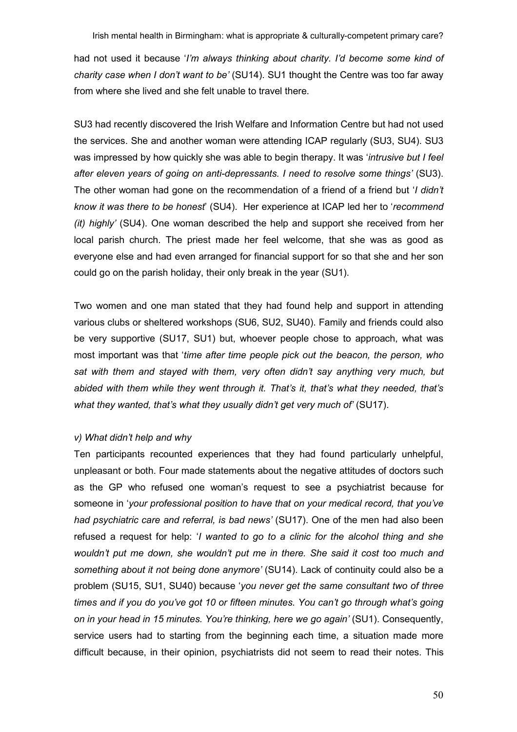had not used it because '*I'm always thinking about charity. I'd become some kind of charity case when I don't want to be'* (SU14). SU1 thought the Centre was too far away from where she lived and she felt unable to travel there.

SU3 had recently discovered the Irish Welfare and Information Centre but had not used the services. She and another woman were attending ICAP regularly (SU3, SU4). SU3 was impressed by how quickly she was able to begin therapy. It was '*intrusive but I feel after eleven years of going on anti-depressants. I need to resolve some things'* (SU3). The other woman had gone on the recommendation of a friend of a friend but '*I didn't know it was there to be honest*' (SU4). Her experience at ICAP led her to '*recommend (it) highly'* (SU4). One woman described the help and support she received from her local parish church. The priest made her feel welcome, that she was as good as everyone else and had even arranged for financial support for so that she and her son could go on the parish holiday, their only break in the year (SU1).

Two women and one man stated that they had found help and support in attending various clubs or sheltered workshops (SU6, SU2, SU40). Family and friends could also be very supportive (SU17, SU1) but, whoever people chose to approach, what was most important was that '*time after time people pick out the beacon, the person, who sat with them and stayed with them, very often didn't say anything very much, but abided with them while they went through it. That's it, that's what they needed, that's what they wanted, that's what they usually didn't get very much of'* (SU17).

*v) What didn't help and why*

Ten participants recounted experiences that they had found particularly unhelpful, unpleasant or both. Four made statements about the negative attitudes of doctors such as the GP who refused one woman's request to see a psychiatrist because for someone in '*your professional position to have that on your medical record, that you've had psychiatric care and referral, is bad news'* (SU17). One of the men had also been refused a request for help: '*I wanted to go to a clinic for the alcohol thing and she wouldn't put me down, she wouldn't put me in there. She said it cost too much and something about it not being done anymore'* (SU14). Lack of continuity could also be a problem (SU15, SU1, SU40) because '*you never get the same consultant two of three times and if you do you've got 10 or fifteen minutes. You can't go through what's going on in your head in 15 minutes. You're thinking, here we go again'* (SU1). Consequently, service users had to starting from the beginning each time, a situation made more difficult because, in their opinion, psychiatrists did not seem to read their notes. This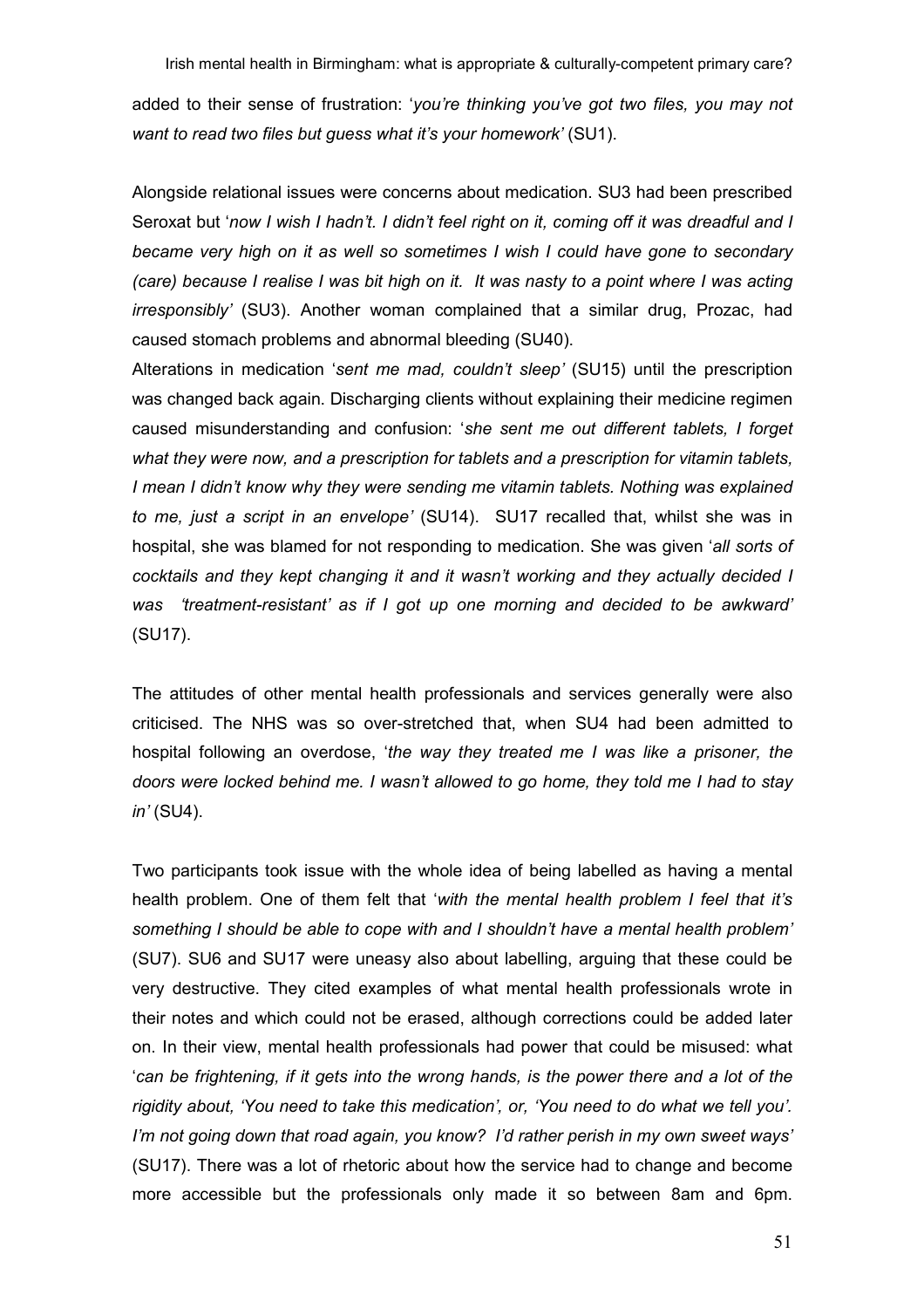added to their sense of frustration: '*you're thinking you've got two files, you may not want to read two files but guess what it's your homework'* (SU1).

Alongside relational issues were concerns about medication. SU3 had been prescribed Seroxat but '*now I wish I hadn't. I didn't feel right on it, coming off it was dreadful and I became very high on it as well so sometimes I wish I could have gone to secondary (care) because I realise I was bit high on it. It was nasty to a point where I was acting irresponsibly'* (SU3). Another woman complained that a similar drug, Prozac, had caused stomach problems and abnormal bleeding (SU40).

Alterations in medication '*sent me mad, couldn't sleep'* (SU15) until the prescription was changed back again. Discharging clients without explaining their medicine regimen caused misunderstanding and confusion: '*she sent me out different tablets, I forget what they were now, and a prescription for tablets and a prescription for vitamin tablets, I mean I didn't know why they were sending me vitamin tablets. Nothing was explained to me, just a script in an envelope'* (SU14). SU17 recalled that, whilst she was in hospital, she was blamed for not responding to medication. She was given '*all sorts of cocktails and they kept changing it and it wasn't working and they actually decided I was 'treatment-resistant' as if I got up one morning and decided to be awkward'* (SU17).

The attitudes of other mental health professionals and services generally were also criticised. The NHS was so over-stretched that, when SU4 had been admitted to hospital following an overdose, '*the way they treated me I was like a prisoner, the doors were locked behind me. I wasn't allowed to go home, they told me I had to stay in'* (SU4).

Two participants took issue with the whole idea of being labelled as having a mental health problem. One of them felt that '*with the mental health problem I feel that it's something I should be able to cope with and I shouldn't have a mental health problem'* (SU7). SU6 and SU17 were uneasy also about labelling, arguing that these could be very destructive. They cited examples of what mental health professionals wrote in their notes and which could not be erased, although corrections could be added later on. In their view, mental health professionals had power that could be misused: what '*can be frightening, if it gets into the wrong hands, is the power there and a lot of the rigidity about, 'You need to take this medication', or, 'You need to do what we tell you'. I'm not going down that road again, you know? I'd rather perish in my own sweet ways'* (SU17). There was a lot of rhetoric about how the service had to change and become more accessible but the professionals only made it so between 8am and 6pm.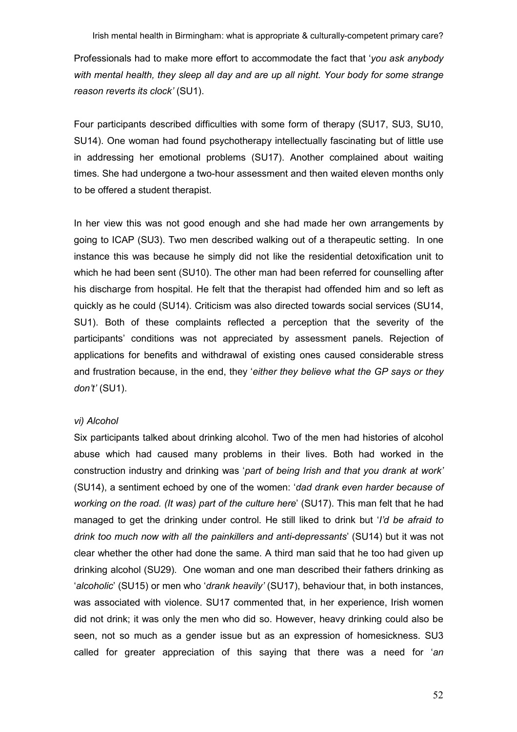Professionals had to make more effort to accommodate the fact that '*you ask anybody with mental health, they sleep all day and are up all night. Your body for some strange reason reverts its clock'* (SU1).

Four participants described difficulties with some form of therapy (SU17, SU3, SU10, SU14). One woman had found psychotherapy intellectually fascinating but of little use in addressing her emotional problems (SU17). Another complained about waiting times. She had undergone a two-hour assessment and then waited eleven months only to be offered a student therapist.

In her view this was not good enough and she had made her own arrangements by going to ICAP (SU3). Two men described walking out of a therapeutic setting. In one instance this was because he simply did not like the residential detoxification unit to which he had been sent (SU10). The other man had been referred for counselling after his discharge from hospital. He felt that the therapist had offended him and so left as quickly as he could (SU14). Criticism was also directed towards social services (SU14, SU1). Both of these complaints reflected a perception that the severity of the participants' conditions was not appreciated by assessment panels. Rejection of applications for benefits and withdrawal of existing ones caused considerable stress and frustration because, in the end, they '*either they believe what the GP says or they don't'* (SU1).

*vi) Alcohol*

Six participants talked about drinking alcohol. Two of the men had histories of alcohol abuse which had caused many problems in their lives. Both had worked in the construction industry and drinking was '*part of being Irish and that you drank at work*' (SU14), a sentiment echoed by one of the women: '*dad drank even harder because of working on the road. (It was) part of the culture here*' (SU17). This man felt that he had managed to get the drinking under control. He still liked to drink but '*I'd be afraid to drink too much now with all the painkillers and anti-depressants*' (SU14) but it was not clear whether the other had done the same. A third man said that he too had given up drinking alcohol (SU29). One woman and one man described their fathers drinking as '*alcoholic*' (SU15) or men who '*drank heavily'* (SU17), behaviour that, in both instances, was associated with violence. SU17 commented that, in her experience, Irish women did not drink; it was only the men who did so. However, heavy drinking could also be seen, not so much as a gender issue but as an expression of homesickness. SU3 called for greater appreciation of this saying that there was a need for '*an*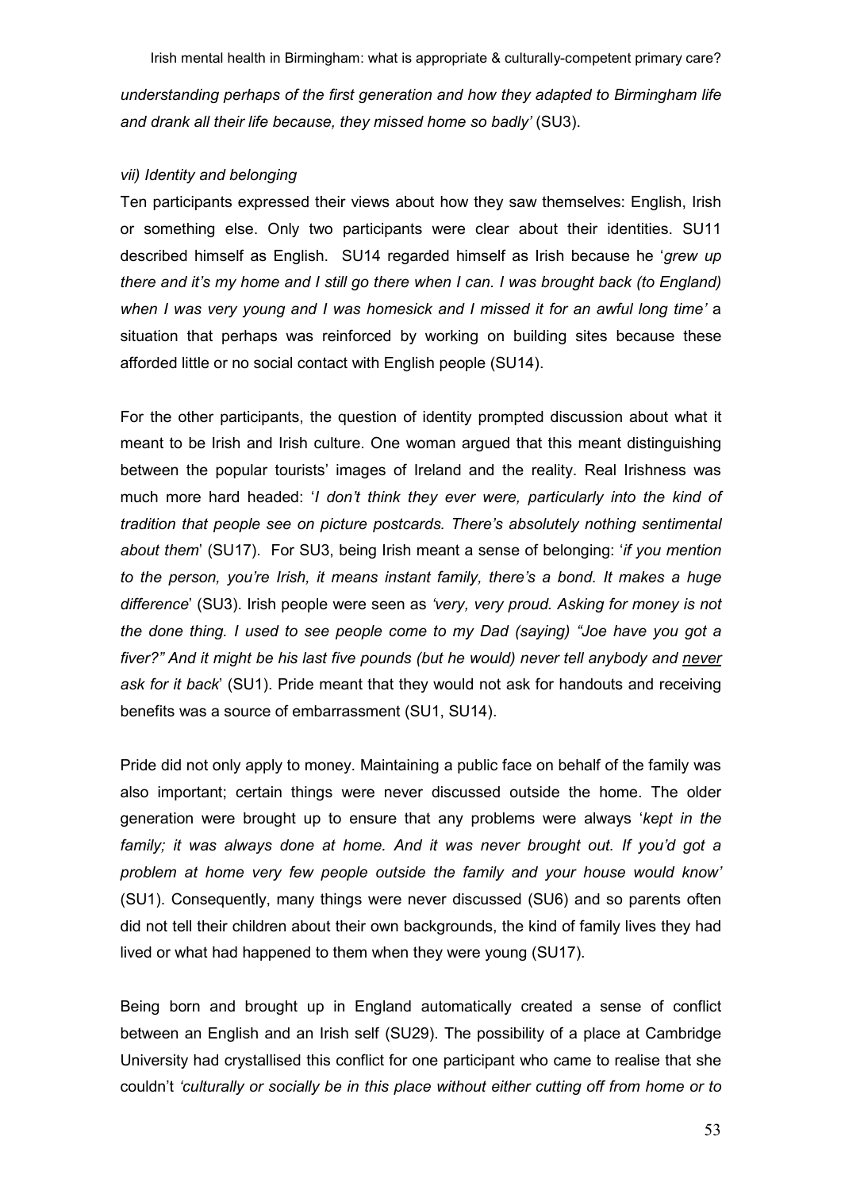*understanding perhaps of the first generation and how they adapted to Birmingham life and drank all their life because, they missed home so badly'* (SU3).

*vii) Identity and belonging*

Ten participants expressed their views about how they saw themselves: English, Irish or something else. Only two participants were clear about their identities. SU11 described himself as English. SU14 regarded himself as Irish because he '*grew up there and it's my home and I still go there when I can. I was brought back (to England) when I was very young and I was homesick and I missed it for an awful long time'* a situation that perhaps was reinforced by working on building sites because these afforded little or no social contact with English people (SU14).

For the other participants, the question of identity prompted discussion about what it meant to be Irish and Irish culture. One woman argued that this meant distinguishing between the popular tourists' images of Ireland and the reality. Real Irishness was much more hard headed: '*I don't think they ever were, particularly into the kind of tradition that people see on picture postcards. There's absolutely nothing sentimental about them*' (SU17). For SU3, being Irish meant a sense of belonging: '*if you mention to the person, you're Irish, it means instant family, there's a bond. It makes a huge difference*' (SU3). Irish people were seen as *'very, very proud. Asking for money is not the done thing. I used to see people come to my Dad (saying) "Joe have you got a fiver?" And it might be his last five pounds (but he would) never tell anybody and <u>never</u> ask for it back*' (SU1). Pride meant that they would not ask for handouts and receiving benefits was a source of embarrassment (SU1, SU14).

Pride did not only apply to money. Maintaining a public face on behalf of the family was also important; certain things were never discussed outside the home. The older generation were brought up to ensure that any problems were always '*kept in the family; it was always done at home. And it was never brought out. If you'd got a problem at home very few people outside the family and your house would know'* (SU1). Consequently, many things were never discussed (SU6) and so parents often did not tell their children about their own backgrounds, the kind of family lives they had lived or what had happened to them when they were young (SU17).

Being born and brought up in England automatically created a sense of conflict between an English and an Irish self (SU29). The possibility of a place at Cambridge University had crystallised this conflict for one participant who came to realise that she couldn't *'culturally or socially be in this place without either cutting off from home or to*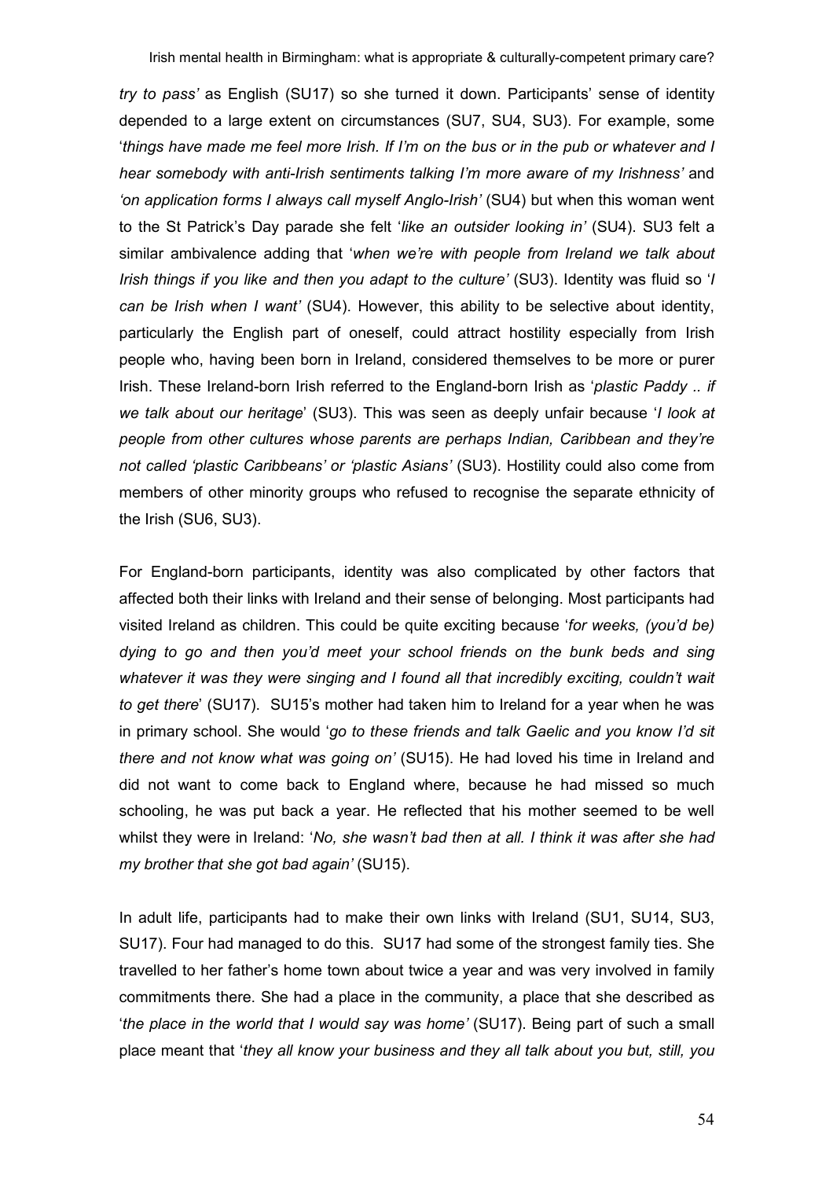*try to pass'* as English (SU17) so she turned it down. Participants' sense of identity depended to a large extent on circumstances (SU7, SU4, SU3). For example, some '*things have made me feel more Irish. If I'm on the bus or in the pub or whatever and I hear somebody with anti-Irish sentiments talking I'm more aware of my Irishness'* and *'on application forms I always call myself Anglo-Irish'* (SU4) but when this woman went to the St Patrick's Day parade she felt '*like an outsider looking in'* (SU4). SU3 felt a similar ambivalence adding that '*when we're with people from Ireland we talk about Irish things if you like and then you adapt to the culture'* (SU3). Identity was fluid so '*I can be Irish when I want'* (SU4). However, this ability to be selective about identity, particularly the English part of oneself, could attract hostility especially from Irish people who, having been born in Ireland, considered themselves to be more or purer Irish. These Ireland-born Irish referred to the England-born Irish as '*plastic Paddy .. if we talk about our heritage*' (SU3). This was seen as deeply unfair because '*I look at people from other cultures whose parents are perhaps Indian, Caribbean and they're not called 'plastic Caribbeans' or 'plastic Asians'* (SU3). Hostility could also come from members of other minority groups who refused to recognise the separate ethnicity of the Irish (SU6, SU3).

For England-born participants, identity was also complicated by other factors that affected both their links with Ireland and their sense of belonging. Most participants had visited Ireland as children. This could be quite exciting because '*for weeks, (you'd be) dying to go and then you'd meet your school friends on the bunk beds and sing whatever it was they were singing and I found all that incredibly exciting, couldn't wait to get there*' (SU17). SU15's mother had taken him to Ireland for a year when he was in primary school. She would '*go to these friends and talk Gaelic and you know I'd sit there and not know what was going on'* (SU15). He had loved his time in Ireland and did not want to come back to England where, because he had missed so much schooling, he was put back a year. He reflected that his mother seemed to be well whilst they were in Ireland: '*No, she wasn't bad then at all. I think it was after she had my brother that she got bad again'* (SU15).

In adult life, participants had to make their own links with Ireland (SU1, SU14, SU3, SU17). Four had managed to do this. SU17 had some of the strongest family ties. She travelled to her father's home town about twice a year and was very involved in family commitments there. She had a place in the community, a place that she described as '*the place in the world that I would say was home'* (SU17). Being part of such a small place meant that '*they all know your business and they all talk about you but, still, you*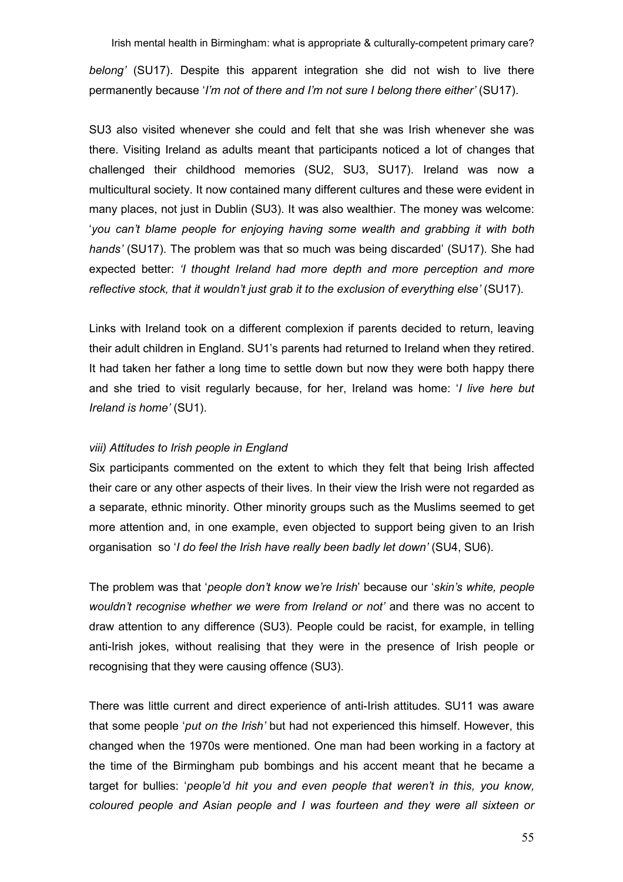*belong'* (SU17). Despite this apparent integration she did not wish to live there permanently because '*I'm not of there and I'm not sure I belong there either'* (SU17).

SU3 also visited whenever she could and felt that she was Irish whenever she was there. Visiting Ireland as adults meant that participants noticed a lot of changes that challenged their childhood memories (SU2, SU3, SU17). Ireland was now a multicultural society. It now contained many different cultures and these were evident in many places, not just in Dublin (SU3). It was also wealthier. The money was welcome: '*you can't blame people for enjoying having some wealth and grabbing it with both hands'* (SU17). The problem was that so much was being discarded' (SU17). She had expected better: *'I thought Ireland had more depth and more perception and more reflective stock, that it wouldn't just grab it to the exclusion of everything else'* (SU17).

Links with Ireland took on a different complexion if parents decided to return, leaving their adult children in England. SU1's parents had returned to Ireland when they retired. It had taken her father a long time to settle down but now they were both happy there and she tried to visit regularly because, for her, Ireland was home: '*I live here but Ireland is home'* (SU1).

*viii) Attitudes to Irish people in England*

Six participants commented on the extent to which they felt that being Irish affected their care or any other aspects of their lives. In their view the Irish were not regarded as a separate, ethnic minority. Other minority groups such as the Muslims seemed to get more attention and, in one example, even objected to support being given to an Irish organisation so '*I do feel the Irish have really been badly let down'* (SU4, SU6).

The problem was that '*people don't know we're Irish*' because our '*skin's white, people wouldn't recognise whether we were from Ireland or not'* and there was no accent to draw attention to any difference (SU3). People could be racist, for example, in telling anti-Irish jokes, without realising that they were in the presence of Irish people or recognising that they were causing offence (SU3).

There was little current and direct experience of anti-Irish attitudes. SU11 was aware that some people '*put on the Irish'* but had not experienced this himself. However, this changed when the 1970s were mentioned. One man had been working in a factory at the time of the Birmingham pub bombings and his accent meant that he became a target for bullies: '*people'd hit you and even people that weren't in this, you know, coloured people and Asian people and I was fourteen and they were all sixteen or*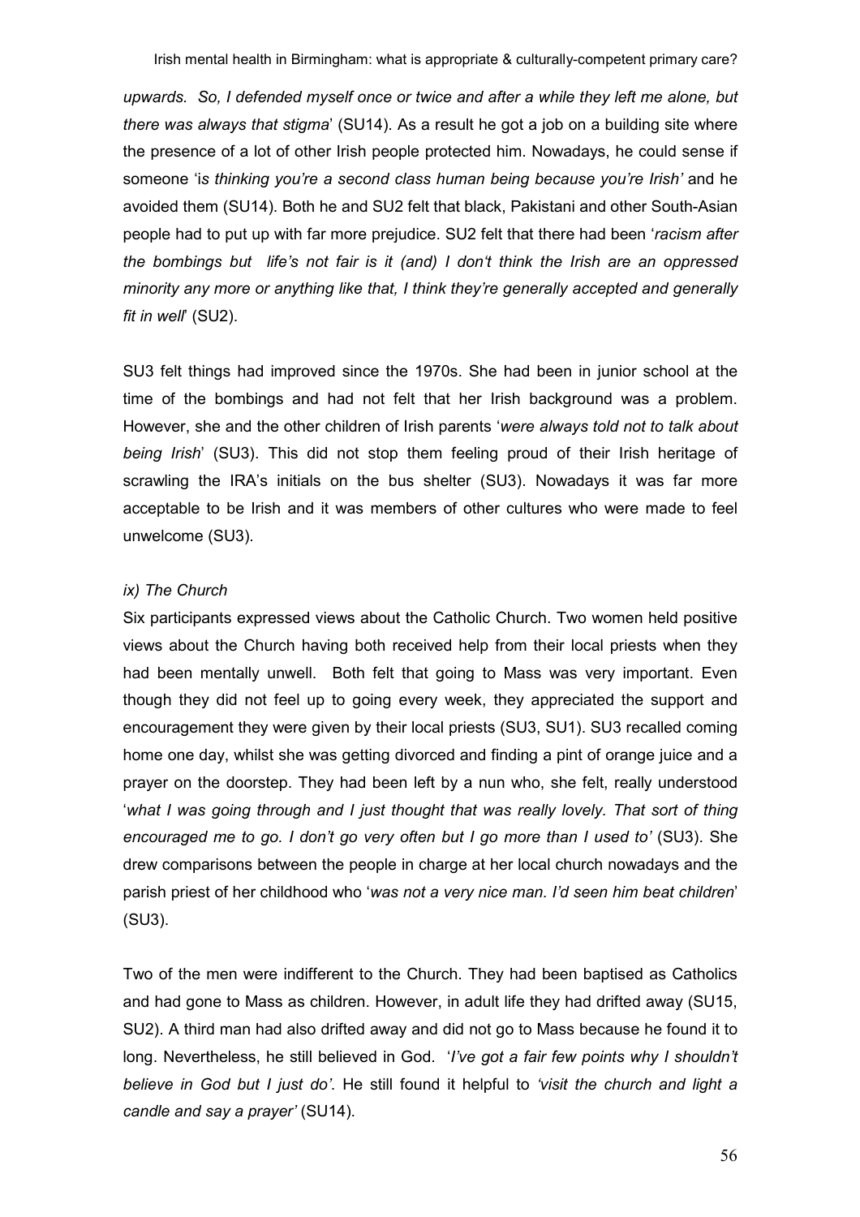*upwards. So, I defended myself once or twice and after a while they left me alone, but there was always that stigma*' (SU14). As a result he got a job on a building site where the presence of a lot of other Irish people protected him. Nowadays, he could sense if someone '*is thinking you're a second class human being because you're Irish'* and he avoided them (SU14). Both he and SU2 felt that black, Pakistani and other South-Asian people had to put up with far more prejudice. SU2 felt that there had been '*racism after the bombings but life's not fair is it (and) I don't think the Irish are an oppressed minority any more or anything like that, I think they're generally accepted and generally fit in well*' (SU2).

SU3 felt things had improved since the 1970s. She had been in junior school at the time of the bombings and had not felt that her Irish background was a problem. However, she and the other children of Irish parents '*were always told not to talk about being Irish*' (SU3). This did not stop them feeling proud of their Irish heritage of scrawling the IRA's initials on the bus shelter (SU3). Nowadays it was far more acceptable to be Irish and it was members of other cultures who were made to feel unwelcome (SU3).

*ix) The Church*

Six participants expressed views about the Catholic Church. Two women held positive views about the Church having both received help from their local priests when they had been mentally unwell. Both felt that going to Mass was very important. Even though they did not feel up to going every week, they appreciated the support and encouragement they were given by their local priests (SU3, SU1). SU3 recalled coming home one day, whilst she was getting divorced and finding a pint of orange juice and a prayer on the doorstep. They had been left by a nun who, she felt, really understood '*what I was going through and I just thought that was really lovely. That sort of thing encouraged me to go. I don't go very often but I go more than I used to'* (SU3). She drew comparisons between the people in charge at her local church nowadays and the parish priest of her childhood who '*was not a very nice man. I'd seen him beat children*' (SU3).

Two of the men were indifferent to the Church. They had been baptised as Catholics and had gone to Mass as children. However, in adult life they had drifted away (SU15, SU2). A third man had also drifted away and did not go to Mass because he found it to long. Nevertheless, he still believed in God. '*I've got a fair few points why I shouldn't believe in God but I just do'*. He still found it helpful to *'visit the church and light a candle and say a prayer'* (SU14).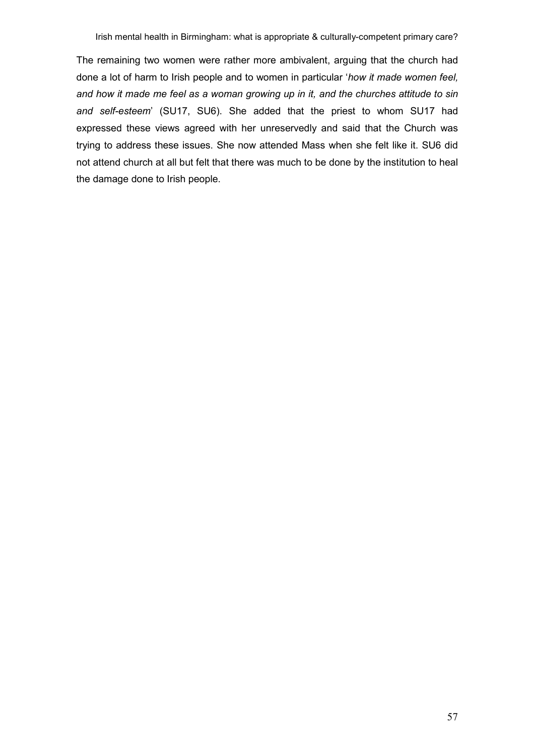The remaining two women were rather more ambivalent, arguing that the church had done a lot of harm to Irish people and to women in particular '*how it made women feel, and how it made me feel as a woman growing up in it, and the churches attitude to sin and self-esteem*' (SU17, SU6). She added that the priest to whom SU17 had expressed these views agreed with her unreservedly and said that the Church was trying to address these issues. She now attended Mass when she felt like it. SU6 did not attend church at all but felt that there was much to be done by the institution to heal the damage done to Irish people.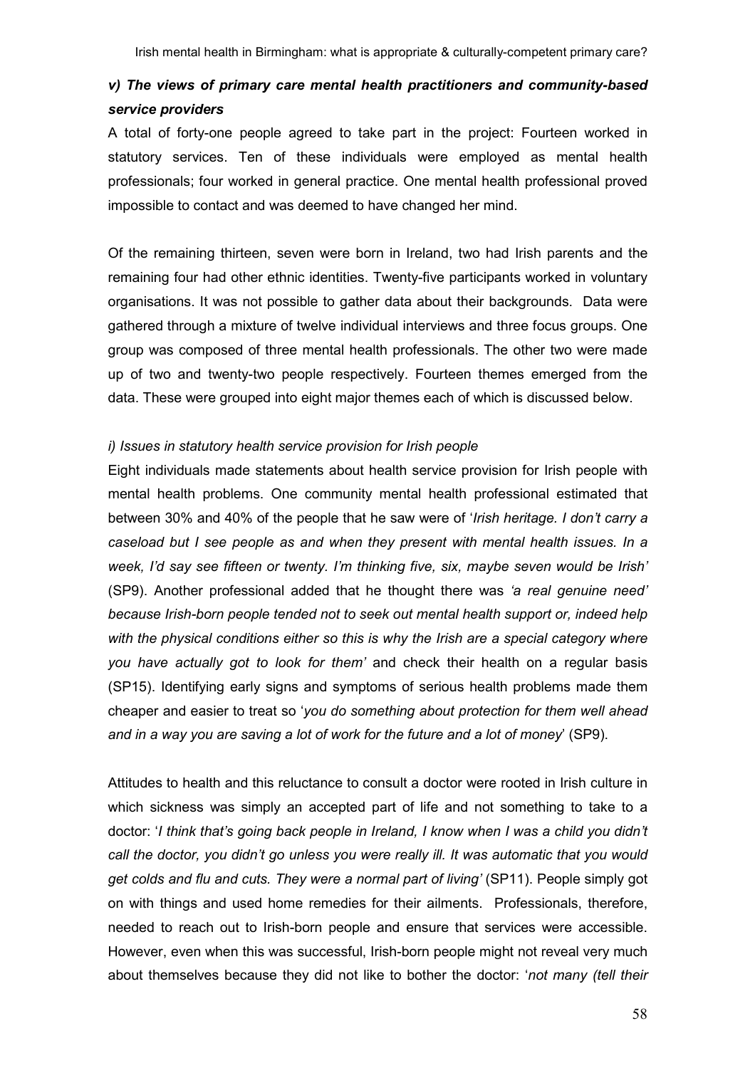### *v) The views of primary care mental health practitioners and community-based service providers*

A total of forty-one people agreed to take part in the project: Fourteen worked in statutory services. Ten of these individuals were employed as mental health professionals; four worked in general practice. One mental health professional proved impossible to contact and was deemed to have changed her mind.

Of the remaining thirteen, seven were born in Ireland, two had Irish parents and the remaining four had other ethnic identities. Twenty-five participants worked in voluntary organisations. It was not possible to gather data about their backgrounds. Data were gathered through a mixture of twelve individual interviews and three focus groups. One group was composed of three mental health professionals. The other two were made up of two and twenty-two people respectively. Fourteen themes emerged from the data. These were grouped into eight major themes each of which is discussed below.

#### *i) Issues in statutory health service provision for Irish people*

Eight individuals made statements about health service provision for Irish people with mental health problems. One community mental health professional estimated that between 30% and 40% of the people that he saw were of '*Irish heritage. I don't carry a caseload but I see people as and when they present with mental health issues. In a week, I'd say see fifteen or twenty. I'm thinking five, six, maybe seven would be Irish'* (SP9). Another professional added that he thought there was *'a real genuine need' because Irish-born people tended not to seek out mental health support or, indeed help with the physical conditions either so this is why the Irish are a special category where you have actually got to look for them'* and check their health on a regular basis (SP15). Identifying early signs and symptoms of serious health problems made them cheaper and easier to treat so '*you do something about protection for them well ahead and in a way you are saving a lot of work for the future and a lot of money*' (SP9).

Attitudes to health and this reluctance to consult a doctor were rooted in Irish culture in which sickness was simply an accepted part of life and not something to take to a doctor: '*I think that's going back people in Ireland, I know when I was a child you didn't call the doctor, you didn't go unless you were really ill. It was automatic that you would get colds and flu and cuts. They were a normal part of living'* (SP11). People simply got on with things and used home remedies for their ailments. Professionals, therefore, needed to reach out to Irish-born people and ensure that services were accessible. However, even when this was successful, Irish-born people might not reveal very much about themselves because they did not like to bother the doctor: '*not many (tell their*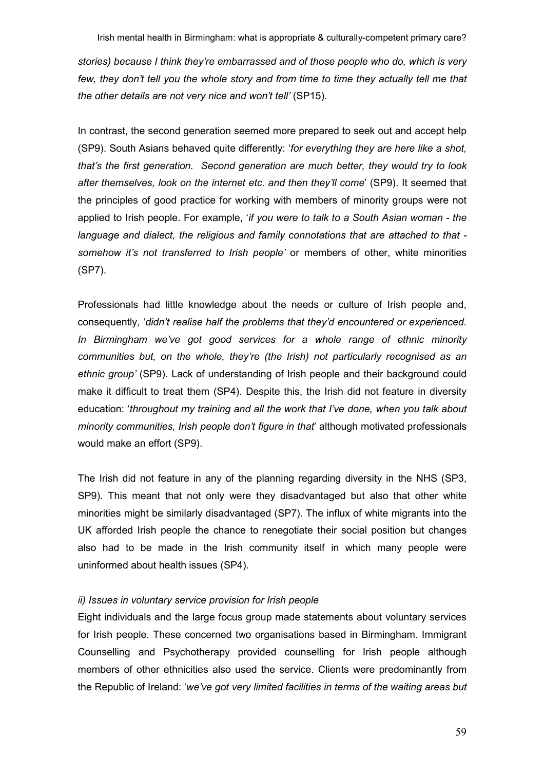*stories) because I think they're embarrassed and of those people who do, which is very few, they don't tell you the whole story and from time to time they actually tell me that the other details are not very nice and won't tell'* (SP15).

In contrast, the second generation seemed more prepared to seek out and accept help (SP9). South Asians behaved quite differently: '*for everything they are here like a shot, that's the first generation. Second generation are much better, they would try to look after themselves, look on the internet etc. and then they'll come*' (SP9). It seemed that the principles of good practice for working with members of minority groups were not applied to Irish people. For example, '*if you were to talk to a South Asian woman - the language and dialect, the religious and family connotations that are attached to that - somehow it's not transferred to Irish people'* or members of other, white minorities (SP7).

Professionals had little knowledge about the needs or culture of Irish people and, consequently, '*didn't realise half the problems that they'd encountered or experienced. In Birmingham we've got good services for a whole range of ethnic minority communities but, on the whole, they're (the Irish) not particularly recognised as an ethnic group'* (SP9). Lack of understanding of Irish people and their background could make it difficult to treat them (SP4). Despite this, the Irish did not feature in diversity education: '*throughout my training and all the work that I've done, when you talk about minority communities, Irish people don't figure in that*' although motivated professionals would make an effort (SP9).

The Irish did not feature in any of the planning regarding diversity in the NHS (SP3, SP9). This meant that not only were they disadvantaged but also that other white minorities might be similarly disadvantaged (SP7). The influx of white migrants into the UK afforded Irish people the chance to renegotiate their social position but changes also had to be made in the Irish community itself in which many people were uninformed about health issues (SP4).

*ii) Issues in voluntary service provision for Irish people*

Eight individuals and the large focus group made statements about voluntary services for Irish people. These concerned two organisations based in Birmingham. Immigrant Counselling and Psychotherapy provided counselling for Irish people although members of other ethnicities also used the service. Clients were predominantly from the Republic of Ireland: '*we've got very limited facilities in terms of the waiting areas but*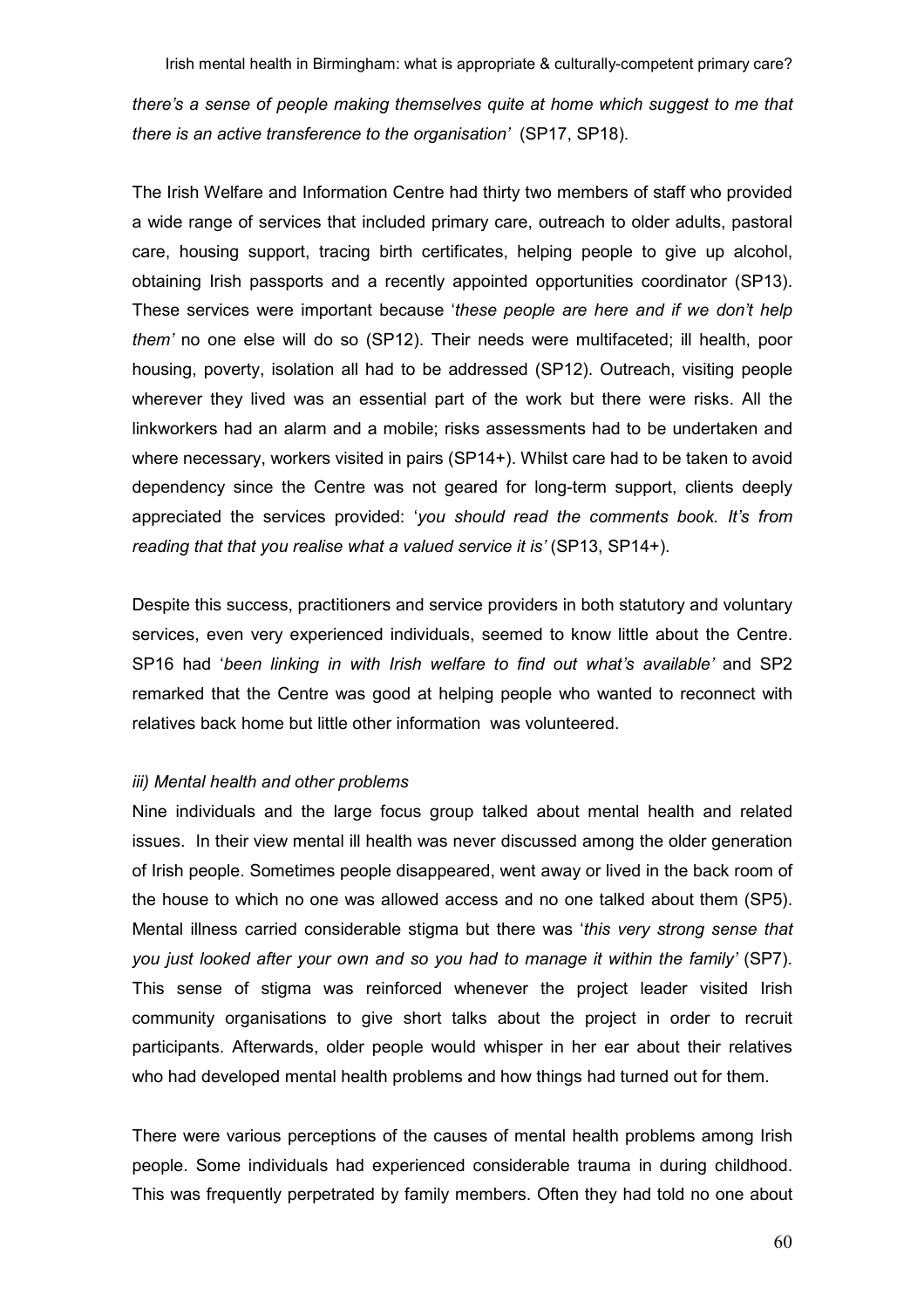*there's a sense of people making themselves quite at home which suggest to me that there is an active transference to the organisation'* (SP17, SP18).

The Irish Welfare and Information Centre had thirty two members of staff who provided a wide range of services that included primary care, outreach to older adults, pastoral care, housing support, tracing birth certificates, helping people to give up alcohol, obtaining Irish passports and a recently appointed opportunities coordinator (SP13). These services were important because '*these people are here and if we don't help them'* no one else will do so (SP12). Their needs were multifaceted; ill health, poor housing, poverty, isolation all had to be addressed (SP12). Outreach, visiting people wherever they lived was an essential part of the work but there were risks. All the linkworkers had an alarm and a mobile; risks assessments had to be undertaken and where necessary, workers visited in pairs (SP14+). Whilst care had to be taken to avoid dependency since the Centre was not geared for long-term support, clients deeply appreciated the services provided: '*you should read the comments book. It's from reading that that you realise what a valued service it is'* (SP13, SP14+).

Despite this success, practitioners and service providers in both statutory and voluntary services, even very experienced individuals, seemed to know little about the Centre. SP16 had '*been linking in with Irish welfare to find out what's available'* and SP2 remarked that the Centre was good at helping people who wanted to reconnect with relatives back home but little other information was volunteered.

*iii) Mental health and other problems*

Nine individuals and the large focus group talked about mental health and related issues. In their view mental ill health was never discussed among the older generation of Irish people. Sometimes people disappeared, went away or lived in the back room of the house to which no one was allowed access and no one talked about them (SP5). Mental illness carried considerable stigma but there was '*this very strong sense that you just looked after your own and so you had to manage it within the family'* (SP7). This sense of stigma was reinforced whenever the project leader visited Irish community organisations to give short talks about the project in order to recruit participants. Afterwards, older people would whisper in her ear about their relatives who had developed mental health problems and how things had turned out for them.

There were various perceptions of the causes of mental health problems among Irish people. Some individuals had experienced considerable trauma in during childhood. This was frequently perpetrated by family members. Often they had told no one about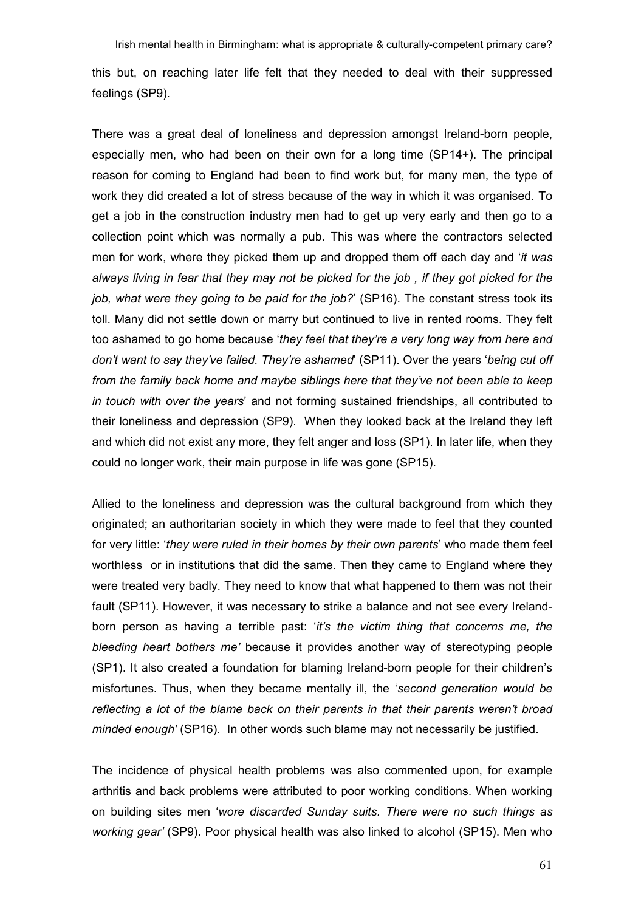this but, on reaching later life felt that they needed to deal with their suppressed feelings (SP9).

There was a great deal of loneliness and depression amongst Ireland-born people, especially men, who had been on their own for a long time (SP14+). The principal reason for coming to England had been to find work but, for many men, the type of work they did created a lot of stress because of the way in which it was organised. To get a job in the construction industry men had to get up very early and then go to a collection point which was normally a pub. This was where the contractors selected men for work, where they picked them up and dropped them off each day and '*it was always living in fear that they may not be picked for the job , if they got picked for the job, what were they going to be paid for the job?*' (SP16). The constant stress took its toll. Many did not settle down or marry but continued to live in rented rooms. They felt too ashamed to go home because '*they feel that they're a very long way from here and don't want to say they've failed. They're ashamed*' (SP11). Over the years '*being cut off from the family back home and maybe siblings here that they've not been able to keep in touch with over the years*' and not forming sustained friendships, all contributed to their loneliness and depression (SP9). When they looked back at the Ireland they left and which did not exist any more, they felt anger and loss (SP1). In later life, when they could no longer work, their main purpose in life was gone (SP15).

Allied to the loneliness and depression was the cultural background from which they originated; an authoritarian society in which they were made to feel that they counted for very little: '*they were ruled in their homes by their own parents*' who made them feel worthless or in institutions that did the same. Then they came to England where they were treated very badly. They need to know that what happened to them was not their fault (SP11). However, it was necessary to strike a balance and not see every Ireland-born person as having a terrible past: '*it's the victim thing that concerns me, the bleeding heart bothers me'* because it provides another way of stereotyping people (SP1). It also created a foundation for blaming Ireland-born people for their children's misfortunes. Thus, when they became mentally ill, the '*second generation would be reflecting a lot of the blame back on their parents in that their parents weren't broad minded enough'* (SP16). In other words such blame may not necessarily be justified.

The incidence of physical health problems was also commented upon, for example arthritis and back problems were attributed to poor working conditions. When working on building sites men '*wore discarded Sunday suits. There were no such things as working gear'* (SP9). Poor physical health was also linked to alcohol (SP15). Men who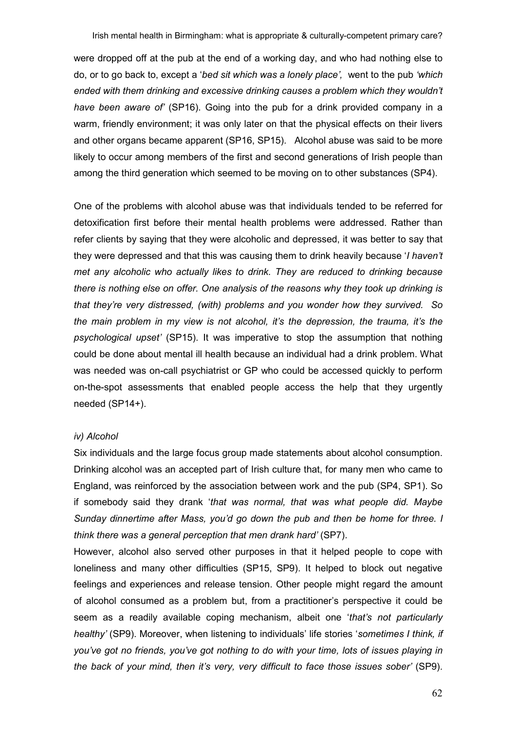were dropped off at the pub at the end of a working day, and who had nothing else to do, or to go back to, except a '*bed sit which was a lonely place',* went to the pub *'which ended with them drinking and excessive drinking causes a problem which they wouldn't have been aware of'* (SP16). Going into the pub for a drink provided company in a warm, friendly environment; it was only later on that the physical effects on their livers and other organs became apparent (SP16, SP15). Alcohol abuse was said to be more likely to occur among members of the first and second generations of Irish people than among the third generation which seemed to be moving on to other substances (SP4).

One of the problems with alcohol abuse was that individuals tended to be referred for detoxification first before their mental health problems were addressed. Rather than refer clients by saying that they were alcoholic and depressed, it was better to say that they were depressed and that this was causing them to drink heavily because '*I haven't met any alcoholic who actually likes to drink. They are reduced to drinking because there is nothing else on offer. One analysis of the reasons why they took up drinking is that they're very distressed, (with) problems and you wonder how they survived. So the main problem in my view is not alcohol, it's the depression, the trauma, it's the psychological upset'* (SP15). It was imperative to stop the assumption that nothing could be done about mental ill health because an individual had a drink problem. What was needed was on-call psychiatrist or GP who could be accessed quickly to perform on-the-spot assessments that enabled people access the help that they urgently needed (SP14+).

*iv) Alcohol*

Six individuals and the large focus group made statements about alcohol consumption. Drinking alcohol was an accepted part of Irish culture that, for many men who came to England, was reinforced by the association between work and the pub (SP4, SP1). So if somebody said they drank '*that was normal, that was what people did. Maybe Sunday dinnertime after Mass, you'd go down the pub and then be home for three. I think there was a general perception that men drank hard'* (SP7).

However, alcohol also served other purposes in that it helped people to cope with loneliness and many other difficulties (SP15, SP9). It helped to block out negative feelings and experiences and release tension. Other people might regard the amount of alcohol consumed as a problem but, from a practitioner's perspective it could be seem as a readily available coping mechanism, albeit one '*that's not particularly healthy'* (SP9). Moreover, when listening to individuals' life stories '*sometimes I think, if you've got no friends, you've got nothing to do with your time, lots of issues playing in the back of your mind, then it's very, very difficult to face those issues sober'* (SP9).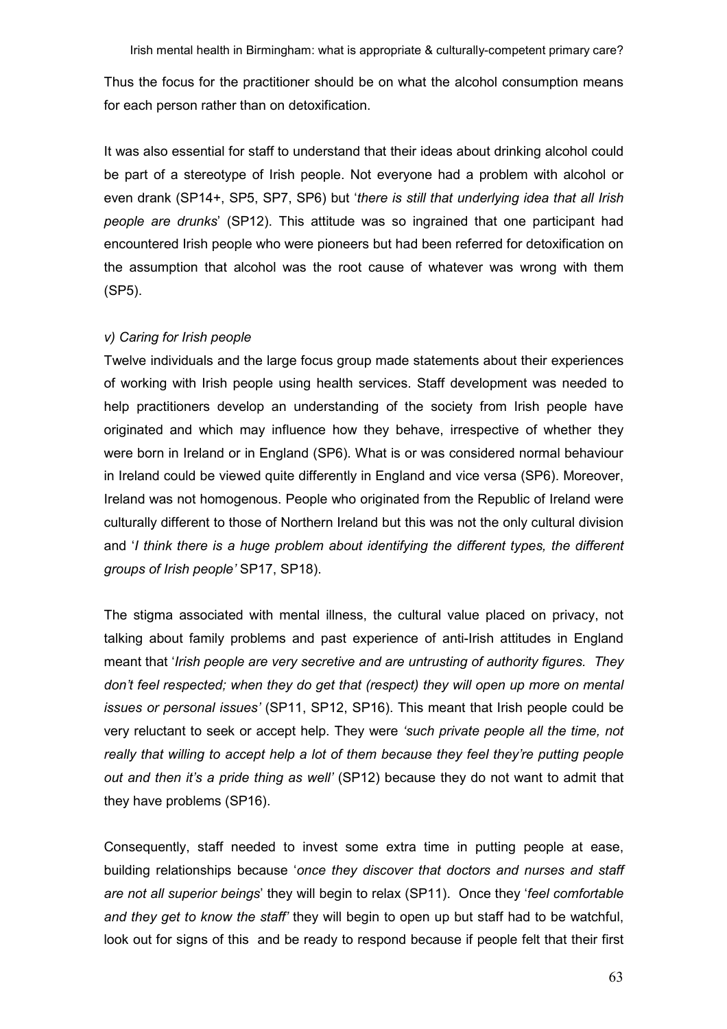Thus the focus for the practitioner should be on what the alcohol consumption means for each person rather than on detoxification.

It was also essential for staff to understand that their ideas about drinking alcohol could be part of a stereotype of Irish people. Not everyone had a problem with alcohol or even drank (SP14+, SP5, SP7, SP6) but '*there is still that underlying idea that all Irish people are drunks*' (SP12). This attitude was so ingrained that one participant had encountered Irish people who were pioneers but had been referred for detoxification on the assumption that alcohol was the root cause of whatever was wrong with them (SP5).

*v) Caring for Irish people*

Twelve individuals and the large focus group made statements about their experiences of working with Irish people using health services. Staff development was needed to help practitioners develop an understanding of the society from Irish people have originated and which may influence how they behave, irrespective of whether they were born in Ireland or in England (SP6). What is or was considered normal behaviour in Ireland could be viewed quite differently in England and vice versa (SP6). Moreover, Ireland was not homogenous. People who originated from the Republic of Ireland were culturally different to those of Northern Ireland but this was not the only cultural division and '*I think there is a huge problem about identifying the different types, the different groups of Irish people'* SP17, SP18).

The stigma associated with mental illness, the cultural value placed on privacy, not talking about family problems and past experience of anti-Irish attitudes in England meant that '*Irish people are very secretive and are untrusting of authority figures. They don't feel respected; when they do get that (respect) they will open up more on mental issues or personal issues'* (SP11, SP12, SP16). This meant that Irish people could be very reluctant to seek or accept help. They were *'such private people all the time, not really that willing to accept help a lot of them because they feel they're putting people out and then it's a pride thing as well'* (SP12) because they do not want to admit that they have problems (SP16).

Consequently, staff needed to invest some extra time in putting people at ease, building relationships because '*once they discover that doctors and nurses and staff are not all superior beings*' they will begin to relax (SP11). Once they '*feel comfortable and they get to know the staff'* they will begin to open up but staff had to be watchful, look out for signs of this and be ready to respond because if people felt that their first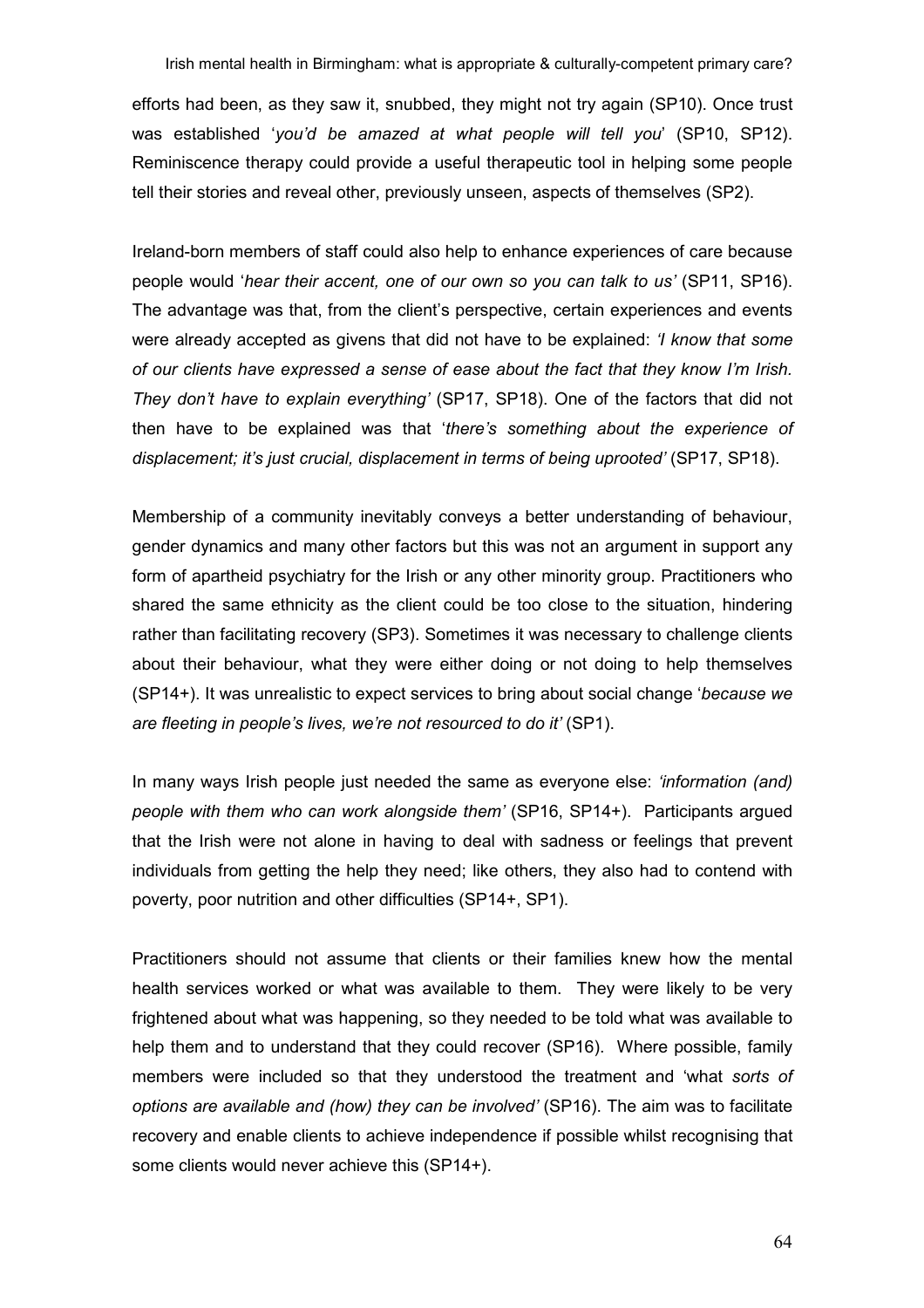efforts had been, as they saw it, snubbed, they might not try again (SP10). Once trust was established '*you'd be amazed at what people will tell you*' (SP10, SP12). Reminiscence therapy could provide a useful therapeutic tool in helping some people tell their stories and reveal other, previously unseen, aspects of themselves (SP2).

Ireland-born members of staff could also help to enhance experiences of care because people would '*hear their accent, one of our own so you can talk to us'* (SP11, SP16). The advantage was that, from the client's perspective, certain experiences and events were already accepted as givens that did not have to be explained: *'I know that some of our clients have expressed a sense of ease about the fact that they know I'm Irish. They don't have to explain everything'* (SP17, SP18). One of the factors that did not then have to be explained was that '*there's something about the experience of displacement; it's just crucial, displacement in terms of being uprooted'* (SP17, SP18).

Membership of a community inevitably conveys a better understanding of behaviour, gender dynamics and many other factors but this was not an argument in support any form of apartheid psychiatry for the Irish or any other minority group. Practitioners who shared the same ethnicity as the client could be too close to the situation, hindering rather than facilitating recovery (SP3). Sometimes it was necessary to challenge clients about their behaviour, what they were either doing or not doing to help themselves (SP14+). It was unrealistic to expect services to bring about social change '*because we are fleeting in people's lives, we're not resourced to do it'* (SP1).

In many ways Irish people just needed the same as everyone else: *'information (and) people with them who can work alongside them'* (SP16, SP14+). Participants argued that the Irish were not alone in having to deal with sadness or feelings that prevent individuals from getting the help they need; like others, they also had to contend with poverty, poor nutrition and other difficulties (SP14+, SP1).

Practitioners should not assume that clients or their families knew how the mental health services worked or what was available to them. They were likely to be very frightened about what was happening, so they needed to be told what was available to help them and to understand that they could recover (SP16). Where possible, family members were included so that they understood the treatment and 'what *sorts of options are available and (how) they can be involved'* (SP16). The aim was to facilitate recovery and enable clients to achieve independence if possible whilst recognising that some clients would never achieve this (SP14+).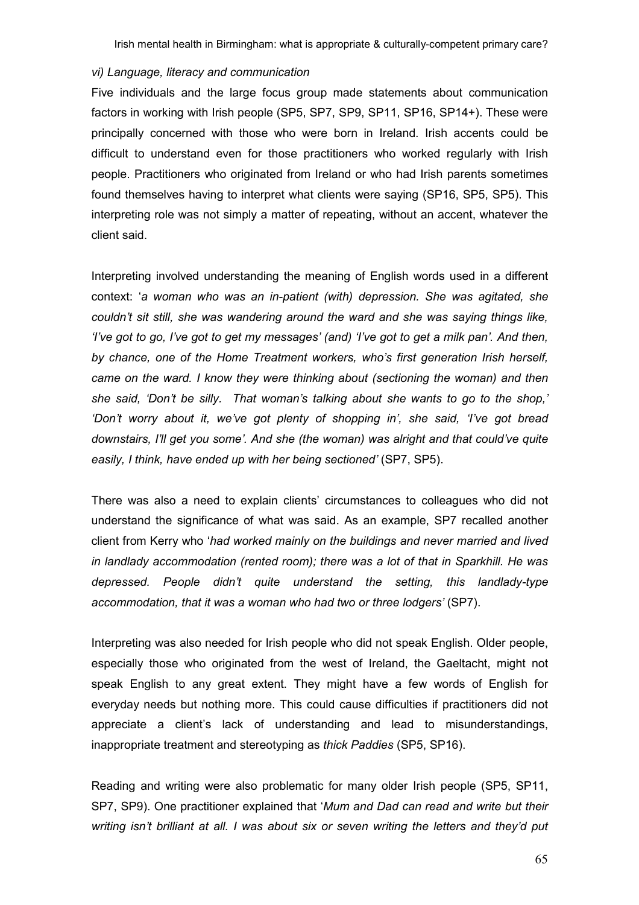### *vi) Language, literacy and communication*

Five individuals and the large focus group made statements about communication factors in working with Irish people (SP5, SP7, SP9, SP11, SP16, SP14+). These were principally concerned with those who were born in Ireland. Irish accents could be difficult to understand even for those practitioners who worked regularly with Irish people. Practitioners who originated from Ireland or who had Irish parents sometimes found themselves having to interpret what clients were saying (SP16, SP5, SP5). This interpreting role was not simply a matter of repeating, without an accent, whatever the client said.

Interpreting involved understanding the meaning of English words used in a different context: '*a woman who was an in-patient (with) depression. She was agitated, she couldn't sit still, she was wandering around the ward and she was saying things like, 'I've got to go, I've got to get my messages' (and) 'I've got to get a milk pan'. And then, by chance, one of the Home Treatment workers, who's first generation Irish herself, came on the ward. I know they were thinking about (sectioning the woman) and then she said, 'Don't be silly. That woman's talking about she wants to go to the shop,' 'Don't worry about it, we've got plenty of shopping in', she said, 'I've got bread downstairs, I'll get you some'. And she (the woman) was alright and that could've quite easily, I think, have ended up with her being sectioned'* (SP7, SP5).

There was also a need to explain clients' circumstances to colleagues who did not understand the significance of what was said. As an example, SP7 recalled another client from Kerry who '*had worked mainly on the buildings and never married and lived in landlady accommodation (rented room); there was a lot of that in Sparkhill. He was depressed. People didn't quite understand the setting, this landlady-type accommodation, that it was a woman who had two or three lodgers'* (SP7).

Interpreting was also needed for Irish people who did not speak English. Older people, especially those who originated from the west of Ireland, the Gaeltacht, might not speak English to any great extent. They might have a few words of English for everyday needs but nothing more. This could cause difficulties if practitioners did not appreciate a client's lack of understanding and lead to misunderstandings, inappropriate treatment and stereotyping as *thick Paddies* (SP5, SP16).

Reading and writing were also problematic for many older Irish people (SP5, SP11, SP7, SP9). One practitioner explained that '*Mum and Dad can read and write but their writing isn't brilliant at all. I was about six or seven writing the letters and they'd put*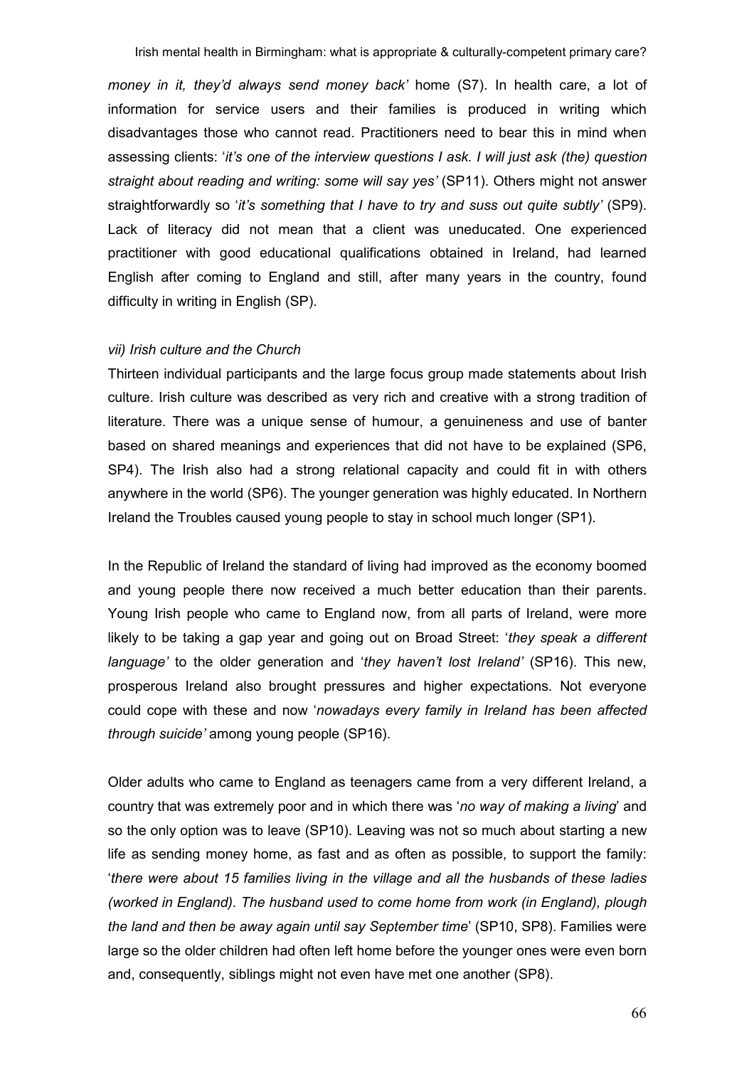*money in it, they'd always send money back'* home (S7). In health care, a lot of information for service users and their families is produced in writing which disadvantages those who cannot read. Practitioners need to bear this in mind when assessing clients: '*it's one of the interview questions I ask. I will just ask (the) question straight about reading and writing: some will say yes'* (SP11). Others might not answer straightforwardly so '*it's something that I have to try and suss out quite subtly'* (SP9). Lack of literacy did not mean that a client was uneducated. One experienced practitioner with good educational qualifications obtained in Ireland, had learned English after coming to England and still, after many years in the country, found difficulty in writing in English (SP).

*vii) Irish culture and the Church*

Thirteen individual participants and the large focus group made statements about Irish culture. Irish culture was described as very rich and creative with a strong tradition of literature. There was a unique sense of humour, a genuineness and use of banter based on shared meanings and experiences that did not have to be explained (SP6, SP4). The Irish also had a strong relational capacity and could fit in with others anywhere in the world (SP6). The younger generation was highly educated. In Northern Ireland the Troubles caused young people to stay in school much longer (SP1).

In the Republic of Ireland the standard of living had improved as the economy boomed and young people there now received a much better education than their parents. Young Irish people who came to England now, from all parts of Ireland, were more likely to be taking a gap year and going out on Broad Street: '*they speak a different language'* to the older generation and '*they haven't lost Ireland'* (SP16). This new, prosperous Ireland also brought pressures and higher expectations. Not everyone could cope with these and now '*nowadays every family in Ireland has been affected through suicide'* among young people (SP16).

Older adults who came to England as teenagers came from a very different Ireland, a country that was extremely poor and in which there was '*no way of making a living*' and so the only option was to leave (SP10). Leaving was not so much about starting a new life as sending money home, as fast and as often as possible, to support the family: '*there were about 15 families living in the village and all the husbands of these ladies (worked in England). The husband used to come home from work (in England), plough the land and then be away again until say September time*' (SP10, SP8). Families were large so the older children had often left home before the younger ones were even born and, consequently, siblings might not even have met one another (SP8).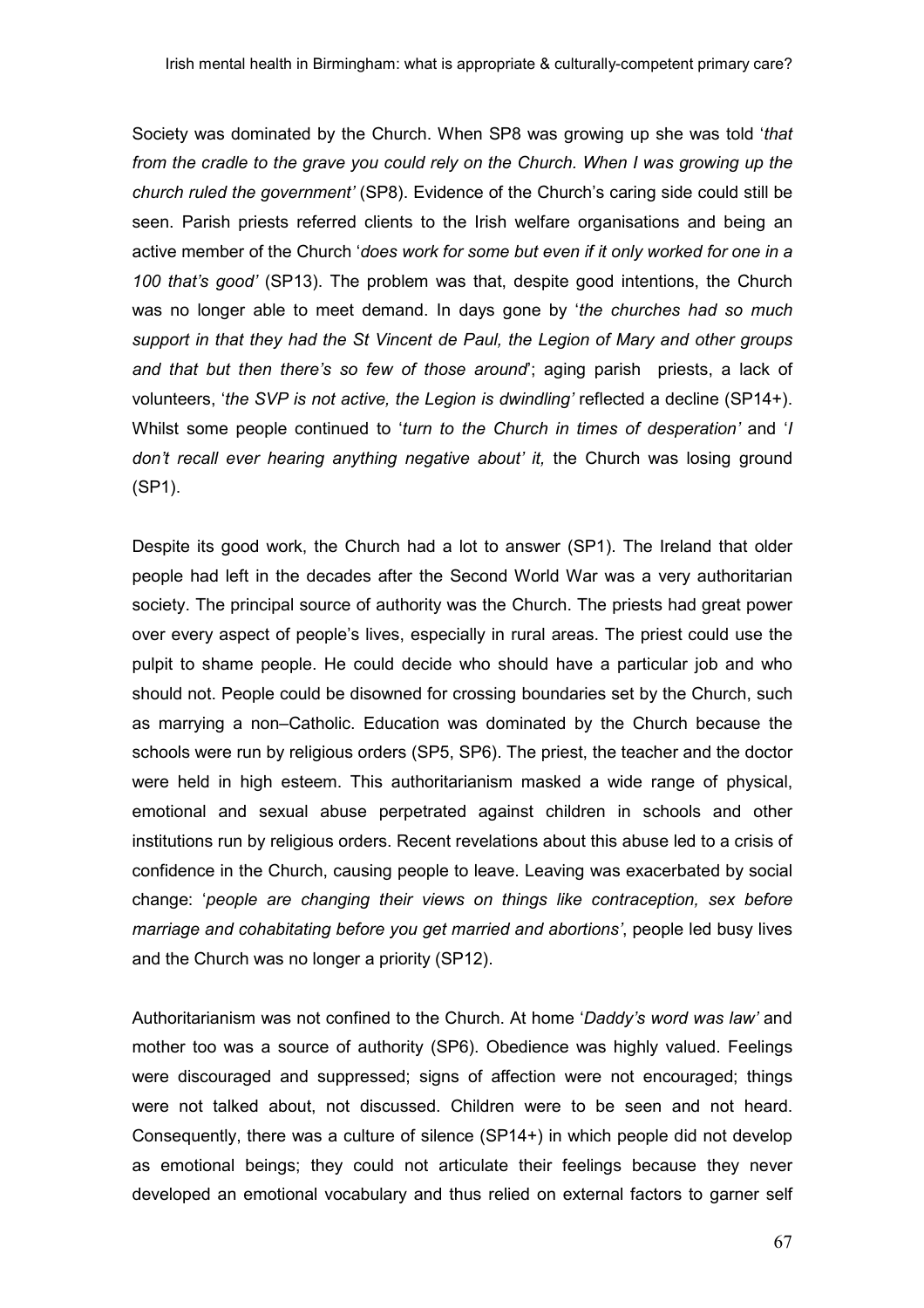Society was dominated by the Church. When SP8 was growing up she was told '*that from the cradle to the grave you could rely on the Church. When I was growing up the church ruled the government'* (SP8). Evidence of the Church's caring side could still be seen. Parish priests referred clients to the Irish welfare organisations and being an active member of the Church '*does work for some but even if it only worked for one in a 100 that's good'* (SP13). The problem was that, despite good intentions, the Church was no longer able to meet demand. In days gone by '*the churches had so much support in that they had the St Vincent de Paul, the Legion of Mary and other groups and that but then there's so few of those around*'; aging parish priests, a lack of volunteers, '*the SVP is not active, the Legion is dwindling'* reflected a decline (SP14+). Whilst some people continued to '*turn to the Church in times of desperation'* and '*I don't recall ever hearing anything negative about' it,* the Church was losing ground (SP1).

Despite its good work, the Church had a lot to answer (SP1). The Ireland that older people had left in the decades after the Second World War was a very authoritarian society. The principal source of authority was the Church. The priests had great power over every aspect of people's lives, especially in rural areas. The priest could use the pulpit to shame people. He could decide who should have a particular job and who should not. People could be disowned for crossing boundaries set by the Church, such as marrying a non–Catholic. Education was dominated by the Church because the schools were run by religious orders (SP5, SP6). The priest, the teacher and the doctor were held in high esteem. This authoritarianism masked a wide range of physical, emotional and sexual abuse perpetrated against children in schools and other institutions run by religious orders. Recent revelations about this abuse led to a crisis of confidence in the Church, causing people to leave. Leaving was exacerbated by social change: '*people are changing their views on things like contraception, sex before marriage and cohabitating before you get married and abortions'*, people led busy lives and the Church was no longer a priority (SP12).

Authoritarianism was not confined to the Church. At home '*Daddy's word was law'* and mother too was a source of authority (SP6). Obedience was highly valued. Feelings were discouraged and suppressed; signs of affection were not encouraged; things were not talked about, not discussed. Children were to be seen and not heard. Consequently, there was a culture of silence (SP14+) in which people did not develop as emotional beings; they could not articulate their feelings because they never developed an emotional vocabulary and thus relied on external factors to garner self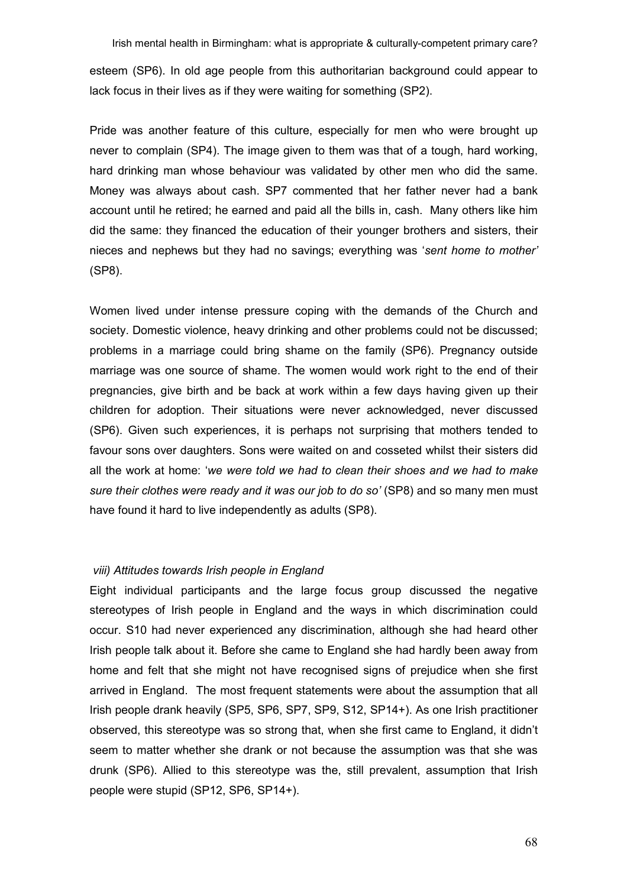esteem (SP6). In old age people from this authoritarian background could appear to lack focus in their lives as if they were waiting for something (SP2).

Pride was another feature of this culture, especially for men who were brought up never to complain (SP4). The image given to them was that of a tough, hard working, hard drinking man whose behaviour was validated by other men who did the same. Money was always about cash. SP7 commented that her father never had a bank account until he retired; he earned and paid all the bills in, cash. Many others like him did the same: they financed the education of their younger brothers and sisters, their nieces and nephews but they had no savings; everything was '*sent home to mother'* (SP8).

Women lived under intense pressure coping with the demands of the Church and society. Domestic violence, heavy drinking and other problems could not be discussed; problems in a marriage could bring shame on the family (SP6). Pregnancy outside marriage was one source of shame. The women would work right to the end of their pregnancies, give birth and be back at work within a few days having given up their children for adoption. Their situations were never acknowledged, never discussed (SP6). Given such experiences, it is perhaps not surprising that mothers tended to favour sons over daughters. Sons were waited on and cosseted whilst their sisters did all the work at home: '*we were told we had to clean their shoes and we had to make sure their clothes were ready and it was our job to do so'* (SP8) and so many men must have found it hard to live independently as adults (SP8).

*viii) Attitudes towards Irish people in England*

Eight individual participants and the large focus group discussed the negative stereotypes of Irish people in England and the ways in which discrimination could occur. S10 had never experienced any discrimination, although she had heard other Irish people talk about it. Before she came to England she had hardly been away from home and felt that she might not have recognised signs of prejudice when she first arrived in England. The most frequent statements were about the assumption that all Irish people drank heavily (SP5, SP6, SP7, SP9, S12, SP14+). As one Irish practitioner observed, this stereotype was so strong that, when she first came to England, it didn't seem to matter whether she drank or not because the assumption was that she was drunk (SP6). Allied to this stereotype was the, still prevalent, assumption that Irish people were stupid (SP12, SP6, SP14+).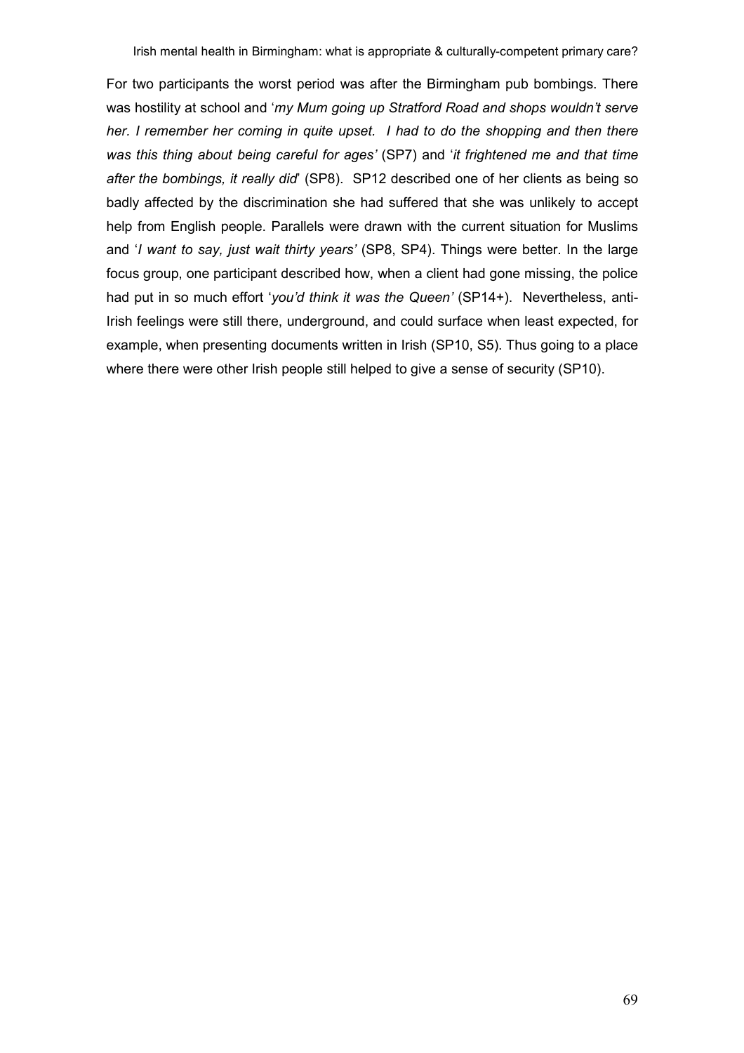For two participants the worst period was after the Birmingham pub bombings. There was hostility at school and '*my Mum going up Stratford Road and shops wouldn't serve her. I remember her coming in quite upset. I had to do the shopping and then there was this thing about being careful for ages'* (SP7) and '*it frightened me and that time after the bombings, it really did*' (SP8). SP12 described one of her clients as being so badly affected by the discrimination she had suffered that she was unlikely to accept help from English people. Parallels were drawn with the current situation for Muslims and '*I want to say, just wait thirty years'* (SP8, SP4). Things were better. In the large focus group, one participant described how, when a client had gone missing, the police had put in so much effort '*you'd think it was the Queen'* (SP14+). Nevertheless, anti-Irish feelings were still there, underground, and could surface when least expected, for example, when presenting documents written in Irish (SP10, S5). Thus going to a place where there were other Irish people still helped to give a sense of security (SP10).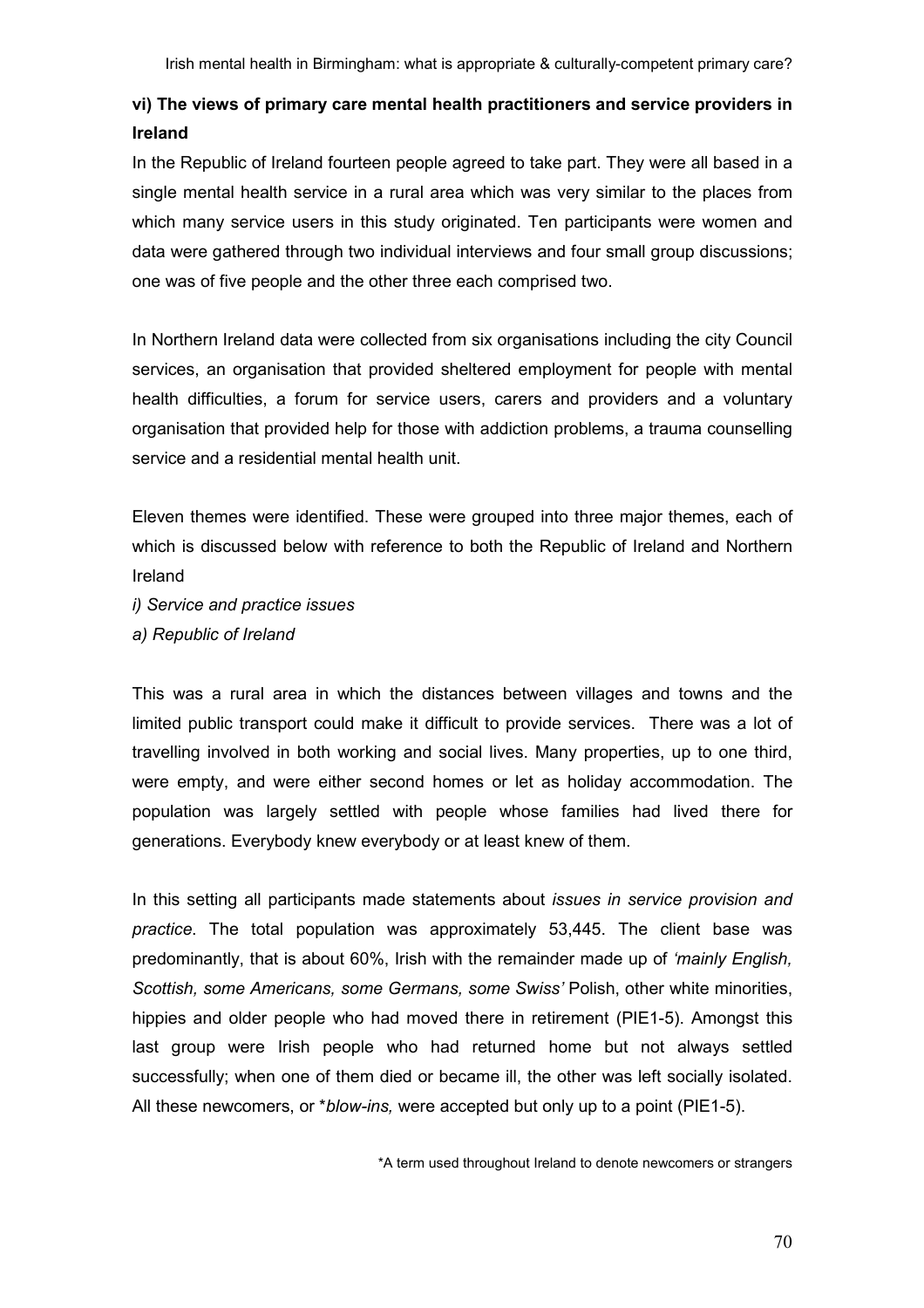### vi) The views of primary care mental health practitioners and service providers in Ireland

In the Republic of Ireland fourteen people agreed to take part. They were all based in a single mental health service in a rural area which was very similar to the places from which many service users in this study originated. Ten participants were women and data were gathered through two individual interviews and four small group discussions; one was of five people and the other three each comprised two.

In Northern Ireland data were collected from six organisations including the city Council services, an organisation that provided sheltered employment for people with mental health difficulties, a forum for service users, carers and providers and a voluntary organisation that provided help for those with addiction problems, a trauma counselling service and a residential mental health unit.

Eleven themes were identified. These were grouped into three major themes, each of which is discussed below with reference to both the Republic of Ireland and Northern Ireland

*i) Service and practice issues*

*a) Republic of Ireland*

This was a rural area in which the distances between villages and towns and the limited public transport could make it difficult to provide services. There was a lot of travelling involved in both working and social lives. Many properties, up to one third, were empty, and were either second homes or let as holiday accommodation. The population was largely settled with people whose families had lived there for generations. Everybody knew everybody or at least knew of them.

In this setting all participants made statements about *issues in service provision and practice*. The total population was approximately 53,445. The client base was predominantly, that is about 60%, Irish with the remainder made up of *'mainly English, Scottish, some Americans, some Germans, some Swiss'* Polish, other white minorities, hippies and older people who had moved there in retirement (PIE1-5). Amongst this last group were Irish people who had returned home but not always settled successfully; when one of them died or became ill, the other was left socially isolated. All these newcomers, or *\*blow-ins,* were accepted but only up to a point (PIE1-5).

\*A term used throughout Ireland to denote newcomers or strangers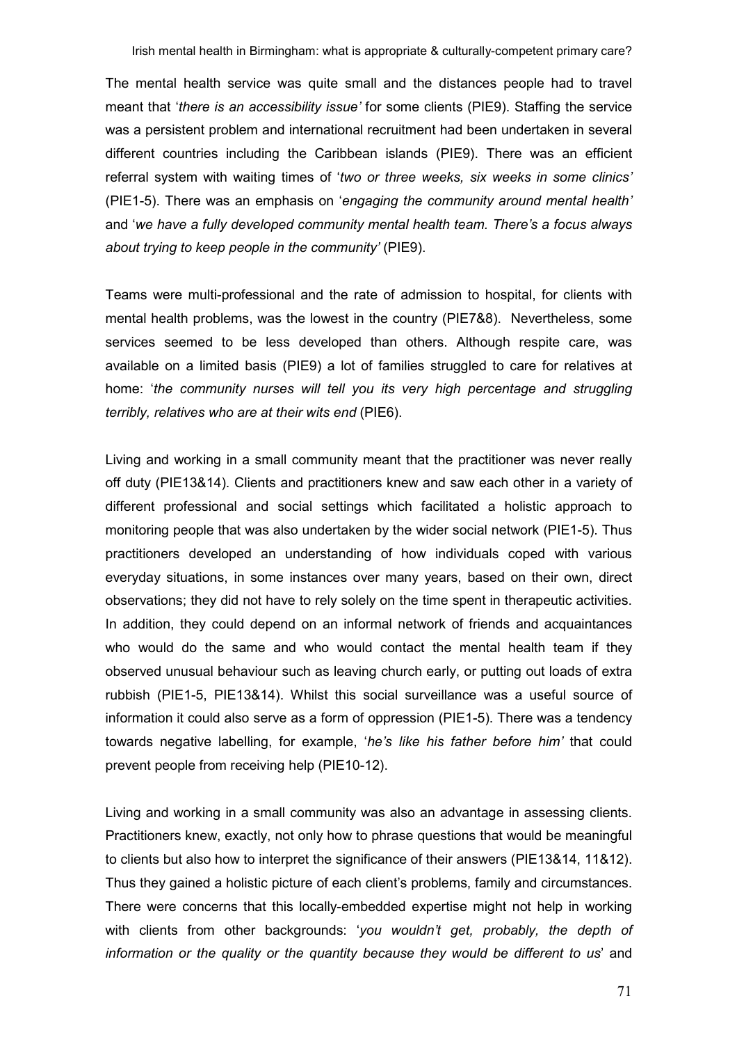The mental health service was quite small and the distances people had to travel meant that '*there is an accessibility issue'* for some clients (PIE9). Staffing the service was a persistent problem and international recruitment had been undertaken in several different countries including the Caribbean islands (PIE9). There was an efficient referral system with waiting times of '*two or three weeks, six weeks in some clinics'* (PIE1-5). There was an emphasis on '*engaging the community around mental health'* and '*we have a fully developed community mental health team. There's a focus always about trying to keep people in the community'* (PIE9).

Teams were multi-professional and the rate of admission to hospital, for clients with mental health problems, was the lowest in the country (PIE7&8). Nevertheless, some services seemed to be less developed than others. Although respite care, was available on a limited basis (PIE9) a lot of families struggled to care for relatives at home: '*the community nurses will tell you its very high percentage and struggling terribly, relatives who are at their wits end* (PIE6).

Living and working in a small community meant that the practitioner was never really off duty (PIE13&14). Clients and practitioners knew and saw each other in a variety of different professional and social settings which facilitated a holistic approach to monitoring people that was also undertaken by the wider social network (PIE1-5). Thus practitioners developed an understanding of how individuals coped with various everyday situations, in some instances over many years, based on their own, direct observations; they did not have to rely solely on the time spent in therapeutic activities. In addition, they could depend on an informal network of friends and acquaintances who would do the same and who would contact the mental health team if they observed unusual behaviour such as leaving church early, or putting out loads of extra rubbish (PIE1-5, PIE13&14). Whilst this social surveillance was a useful source of information it could also serve as a form of oppression (PIE1-5). There was a tendency towards negative labelling, for example, '*he's like his father before him'* that could prevent people from receiving help (PIE10-12).

Living and working in a small community was also an advantage in assessing clients. Practitioners knew, exactly, not only how to phrase questions that would be meaningful to clients but also how to interpret the significance of their answers (PIE13&14, 11&12). Thus they gained a holistic picture of each client's problems, family and circumstances. There were concerns that this locally-embedded expertise might not help in working with clients from other backgrounds: '*you wouldn't get, probably, the depth of information or the quality or the quantity because they would be different to us*' and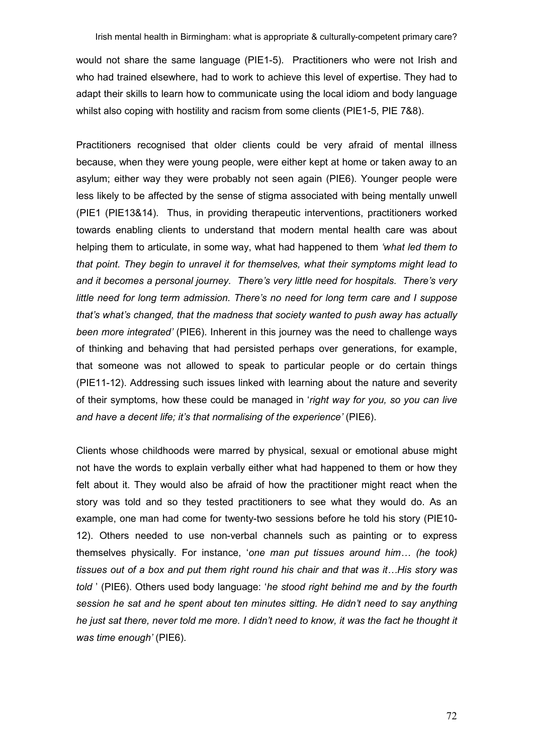would not share the same language (PIE1-5). Practitioners who were not Irish and who had trained elsewhere, had to work to achieve this level of expertise. They had to adapt their skills to learn how to communicate using the local idiom and body language whilst also coping with hostility and racism from some clients (PIE1-5, PIE 7&8).

Practitioners recognised that older clients could be very afraid of mental illness because, when they were young people, were either kept at home or taken away to an asylum; either way they were probably not seen again (PIE6). Younger people were less likely to be affected by the sense of stigma associated with being mentally unwell (PIE1 (PIE13&14). Thus, in providing therapeutic interventions, practitioners worked towards enabling clients to understand that modern mental health care was about helping them to articulate, in some way, what had happened to them *'what led them to that point. They begin to unravel it for themselves, what their symptoms might lead to and it becomes a personal journey. There's very little need for hospitals. There's very little need for long term admission. There's no need for long term care and I suppose that's what's changed, that the madness that society wanted to push away has actually been more integrated'* (PIE6). Inherent in this journey was the need to challenge ways of thinking and behaving that had persisted perhaps over generations, for example, that someone was not allowed to speak to particular people or do certain things (PIE11-12). Addressing such issues linked with learning about the nature and severity of their symptoms, how these could be managed in '*right way for you, so you can live and have a decent life; it's that normalising of the experience'* (PIE6).

Clients whose childhoods were marred by physical, sexual or emotional abuse might not have the words to explain verbally either what had happened to them or how they felt about it. They would also be afraid of how the practitioner might react when the story was told and so they tested practitioners to see what they would do. As an example, one man had come for twenty-two sessions before he told his story (PIE10-12). Others needed to use non-verbal channels such as painting or to express themselves physically. For instance, '*one man put tissues around him… (he took) tissues out of a box and put them right round his chair and that was it…His story was told* ' (PIE6). Others used body language: '*he stood right behind me and by the fourth session he sat and he spent about ten minutes sitting. He didn't need to say anything he just sat there, never told me more. I didn't need to know, it was the fact he thought it was time enough'* (PIE6).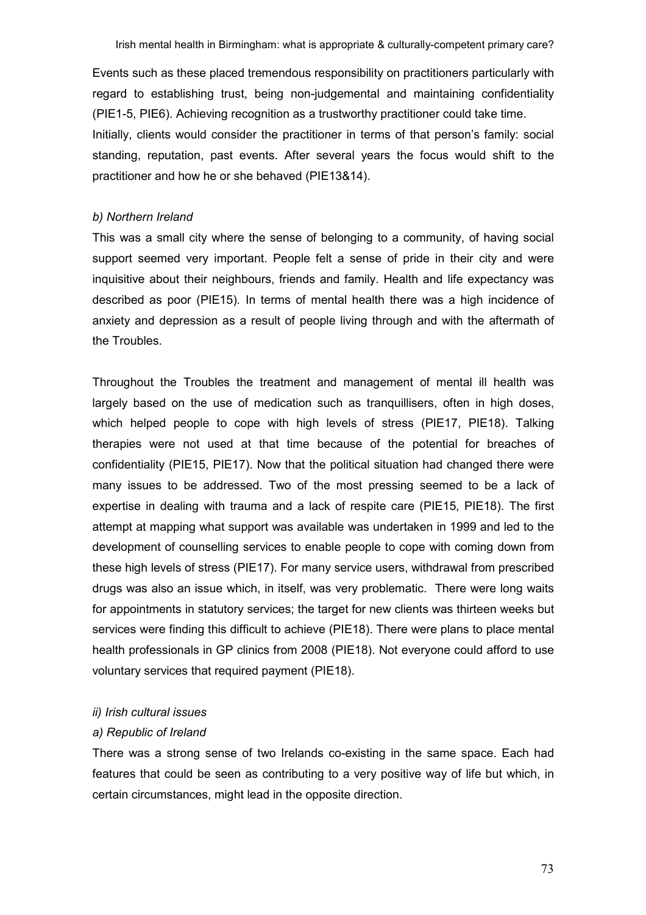Events such as these placed tremendous responsibility on practitioners particularly with regard to establishing trust, being non-judgemental and maintaining confidentiality (PIE1-5, PIE6). Achieving recognition as a trustworthy practitioner could take time. Initially, clients would consider the practitioner in terms of that person's family: social standing, reputation, past events. After several years the focus would shift to the practitioner and how he or she behaved (PIE13&14).

*b) Northern Ireland*

This was a small city where the sense of belonging to a community, of having social support seemed very important. People felt a sense of pride in their city and were inquisitive about their neighbours, friends and family. Health and life expectancy was described as poor (PIE15). In terms of mental health there was a high incidence of anxiety and depression as a result of people living through and with the aftermath of the Troubles.

Throughout the Troubles the treatment and management of mental ill health was largely based on the use of medication such as tranquillisers, often in high doses, which helped people to cope with high levels of stress (PIE17, PIE18). Talking therapies were not used at that time because of the potential for breaches of confidentiality (PIE15, PIE17). Now that the political situation had changed there were many issues to be addressed. Two of the most pressing seemed to be a lack of expertise in dealing with trauma and a lack of respite care (PIE15, PIE18). The first attempt at mapping what support was available was undertaken in 1999 and led to the development of counselling services to enable people to cope with coming down from these high levels of stress (PIE17). For many service users, withdrawal from prescribed drugs was also an issue which, in itself, was very problematic. There were long waits for appointments in statutory services; the target for new clients was thirteen weeks but services were finding this difficult to achieve (PIE18). There were plans to place mental health professionals in GP clinics from 2008 (PIE18). Not everyone could afford to use voluntary services that required payment (PIE18).

*ii) Irish cultural issues*

*a) Republic of Ireland*

There was a strong sense of two Irelands co-existing in the same space. Each had features that could be seen as contributing to a very positive way of life but which, in certain circumstances, might lead in the opposite direction.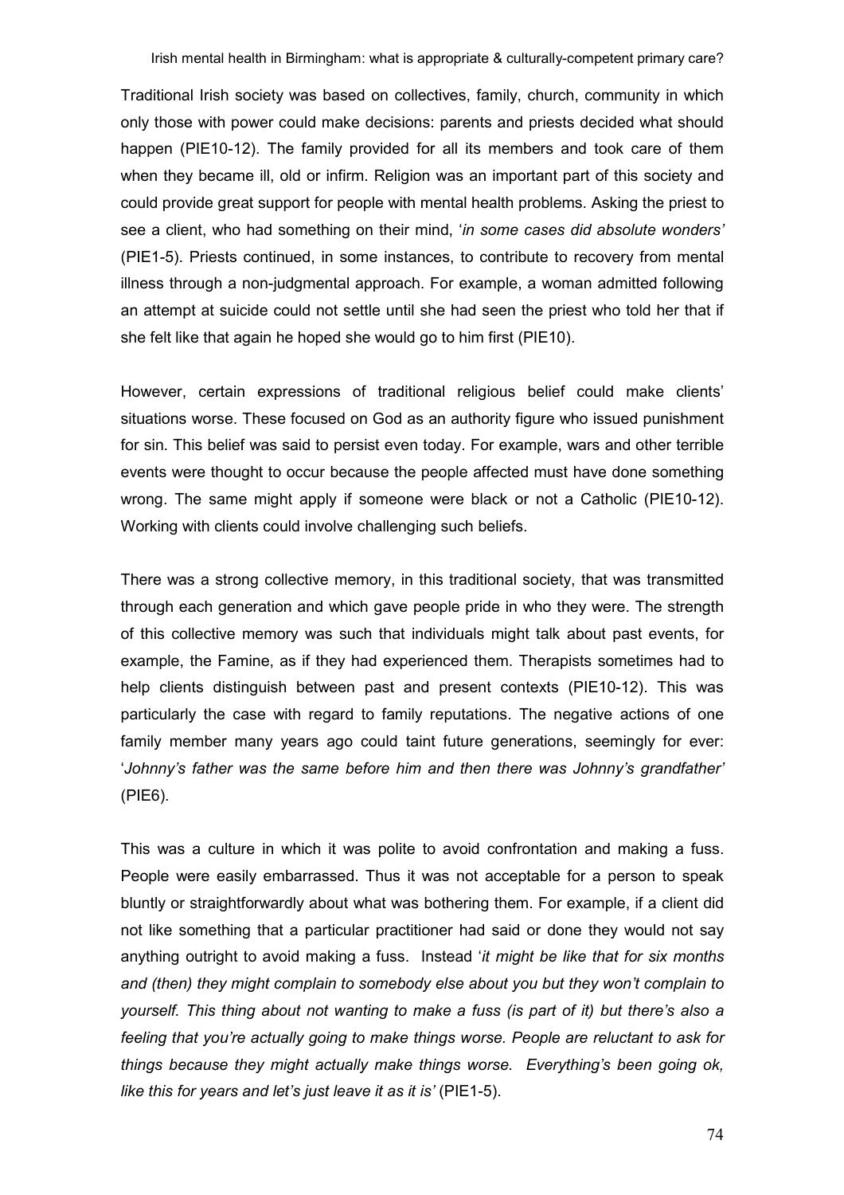Traditional Irish society was based on collectives, family, church, community in which only those with power could make decisions: parents and priests decided what should happen (PIE10-12). The family provided for all its members and took care of them when they became ill, old or infirm. Religion was an important part of this society and could provide great support for people with mental health problems. Asking the priest to see a client, who had something on their mind, '*in some cases did absolute wonders'* (PIE1-5). Priests continued, in some instances, to contribute to recovery from mental illness through a non-judgmental approach. For example, a woman admitted following an attempt at suicide could not settle until she had seen the priest who told her that if she felt like that again he hoped she would go to him first (PIE10).

However, certain expressions of traditional religious belief could make clients' situations worse. These focused on God as an authority figure who issued punishment for sin. This belief was said to persist even today. For example, wars and other terrible events were thought to occur because the people affected must have done something wrong. The same might apply if someone were black or not a Catholic (PIE10-12). Working with clients could involve challenging such beliefs.

There was a strong collective memory, in this traditional society, that was transmitted through each generation and which gave people pride in who they were. The strength of this collective memory was such that individuals might talk about past events, for example, the Famine, as if they had experienced them. Therapists sometimes had to help clients distinguish between past and present contexts (PIE10-12). This was particularly the case with regard to family reputations. The negative actions of one family member many years ago could taint future generations, seemingly for ever: '*Johnny's father was the same before him and then there was Johnny's grandfather'* (PIE6).

This was a culture in which it was polite to avoid confrontation and making a fuss. People were easily embarrassed. Thus it was not acceptable for a person to speak bluntly or straightforwardly about what was bothering them. For example, if a client did not like something that a particular practitioner had said or done they would not say anything outright to avoid making a fuss. Instead '*it might be like that for six months and (then) they might complain to somebody else about you but they won't complain to yourself. This thing about not wanting to make a fuss (is part of it) but there's also a feeling that you're actually going to make things worse. People are reluctant to ask for things because they might actually make things worse. Everything's been going ok, like this for years and let's just leave it as it is'* (PIE1-5).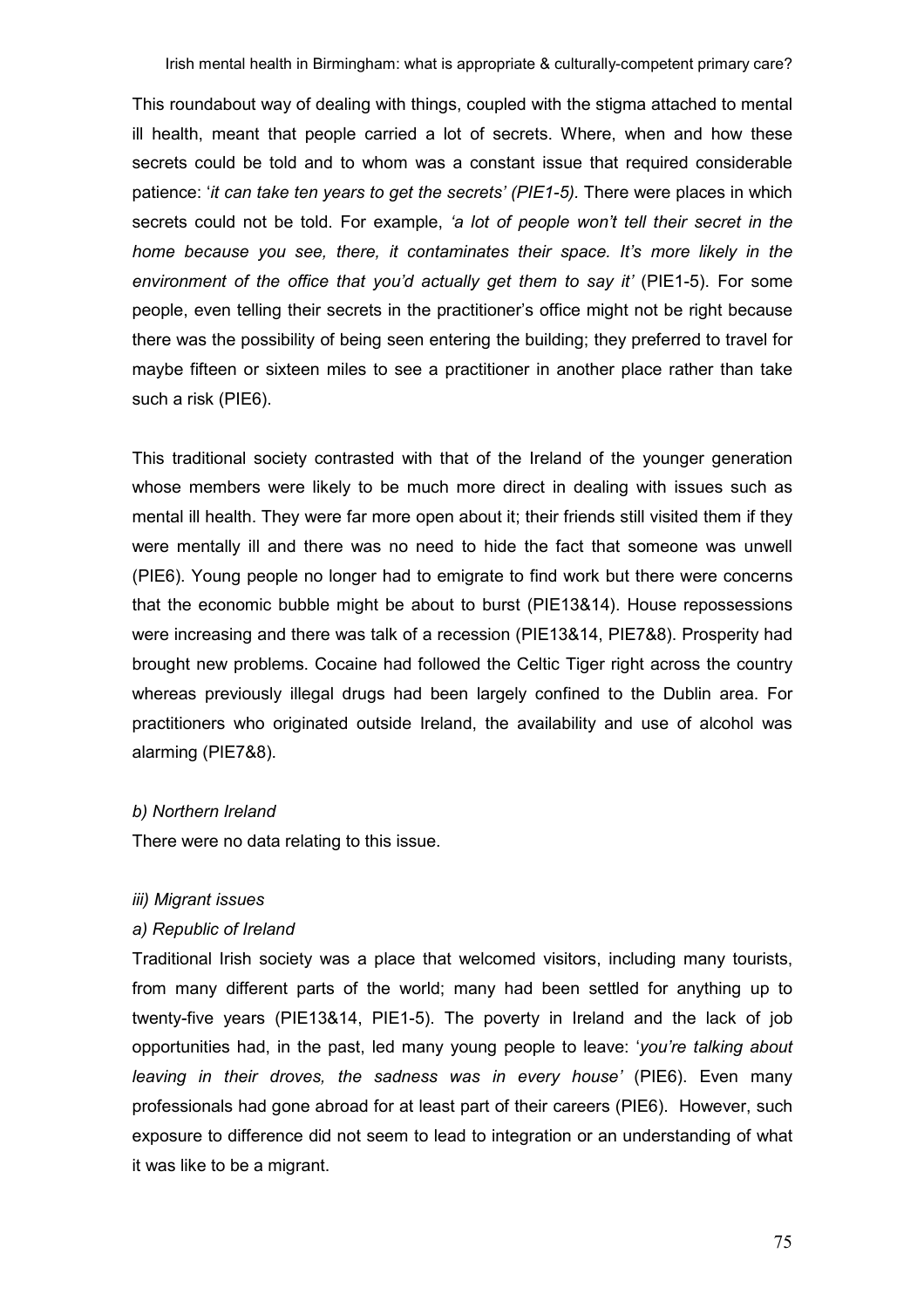This roundabout way of dealing with things, coupled with the stigma attached to mental ill health, meant that people carried a lot of secrets. Where, when and how these secrets could be told and to whom was a constant issue that required considerable patience: '*it can take ten years to get the secrets' (PIE1-5).* There were places in which secrets could not be told. For example, *'a lot of people won't tell their secret in the home because you see, there, it contaminates their space. It's more likely in the environment of the office that you'd actually get them to say it'* (PIE1-5). For some people, even telling their secrets in the practitioner's office might not be right because there was the possibility of being seen entering the building; they preferred to travel for maybe fifteen or sixteen miles to see a practitioner in another place rather than take such a risk (PIE6).

This traditional society contrasted with that of the Ireland of the younger generation whose members were likely to be much more direct in dealing with issues such as mental ill health. They were far more open about it; their friends still visited them if they were mentally ill and there was no need to hide the fact that someone was unwell (PIE6). Young people no longer had to emigrate to find work but there were concerns that the economic bubble might be about to burst (PIE13&14). House repossessions were increasing and there was talk of a recession (PIE13&14, PIE7&8). Prosperity had brought new problems. Cocaine had followed the Celtic Tiger right across the country whereas previously illegal drugs had been largely confined to the Dublin area. For practitioners who originated outside Ireland, the availability and use of alcohol was alarming (PIE7&8).

*b) Northern Ireland*

There were no data relating to this issue.

*iii) Migrant issues*

*a) Republic of Ireland*

Traditional Irish society was a place that welcomed visitors, including many tourists, from many different parts of the world; many had been settled for anything up to twenty-five years (PIE13&14, PIE1-5). The poverty in Ireland and the lack of job opportunities had, in the past, led many young people to leave: '*you're talking about leaving in their droves, the sadness was in every house'* (PIE6). Even many professionals had gone abroad for at least part of their careers (PIE6). However, such exposure to difference did not seem to lead to integration or an understanding of what it was like to be a migrant.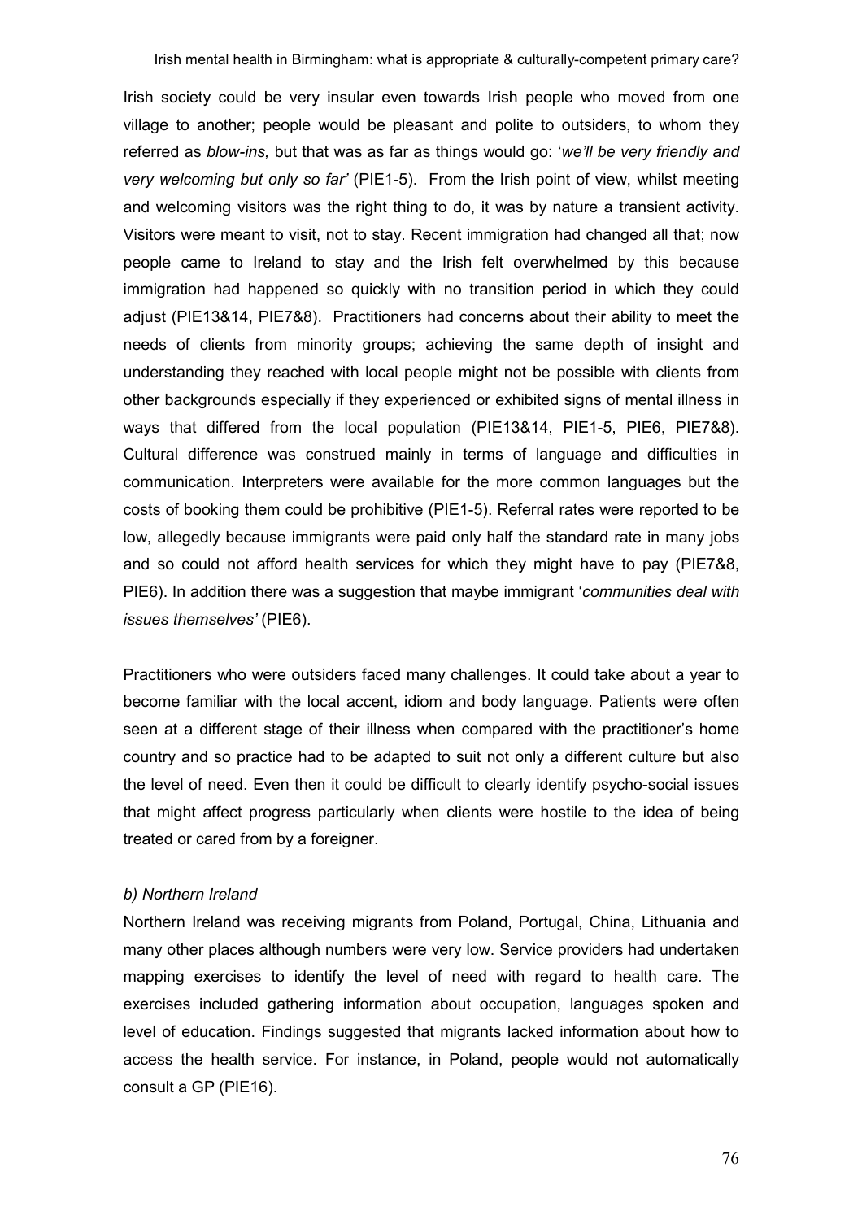Irish society could be very insular even towards Irish people who moved from one village to another; people would be pleasant and polite to outsiders, to whom they referred as *blow-ins,* but that was as far as things would go: '*we'll be very friendly and very welcoming but only so far'* (PIE1-5). From the Irish point of view, whilst meeting and welcoming visitors was the right thing to do, it was by nature a transient activity. Visitors were meant to visit, not to stay. Recent immigration had changed all that; now people came to Ireland to stay and the Irish felt overwhelmed by this because immigration had happened so quickly with no transition period in which they could adjust (PIE13&14, PIE7&8). Practitioners had concerns about their ability to meet the needs of clients from minority groups; achieving the same depth of insight and understanding they reached with local people might not be possible with clients from other backgrounds especially if they experienced or exhibited signs of mental illness in ways that differed from the local population (PIE13&14, PIE1-5, PIE6, PIE7&8). Cultural difference was construed mainly in terms of language and difficulties in communication. Interpreters were available for the more common languages but the costs of booking them could be prohibitive (PIE1-5). Referral rates were reported to be low, allegedly because immigrants were paid only half the standard rate in many jobs and so could not afford health services for which they might have to pay (PIE7&8, PIE6). In addition there was a suggestion that maybe immigrant '*communities deal with issues themselves'* (PIE6).

Practitioners who were outsiders faced many challenges. It could take about a year to become familiar with the local accent, idiom and body language. Patients were often seen at a different stage of their illness when compared with the practitioner's home country and so practice had to be adapted to suit not only a different culture but also the level of need. Even then it could be difficult to clearly identify psycho-social issues that might affect progress particularly when clients were hostile to the idea of being treated or cared from by a foreigner.

*b) Northern Ireland*

Northern Ireland was receiving migrants from Poland, Portugal, China, Lithuania and many other places although numbers were very low. Service providers had undertaken mapping exercises to identify the level of need with regard to health care. The exercises included gathering information about occupation, languages spoken and level of education. Findings suggested that migrants lacked information about how to access the health service. For instance, in Poland, people would not automatically consult a GP (PIE16).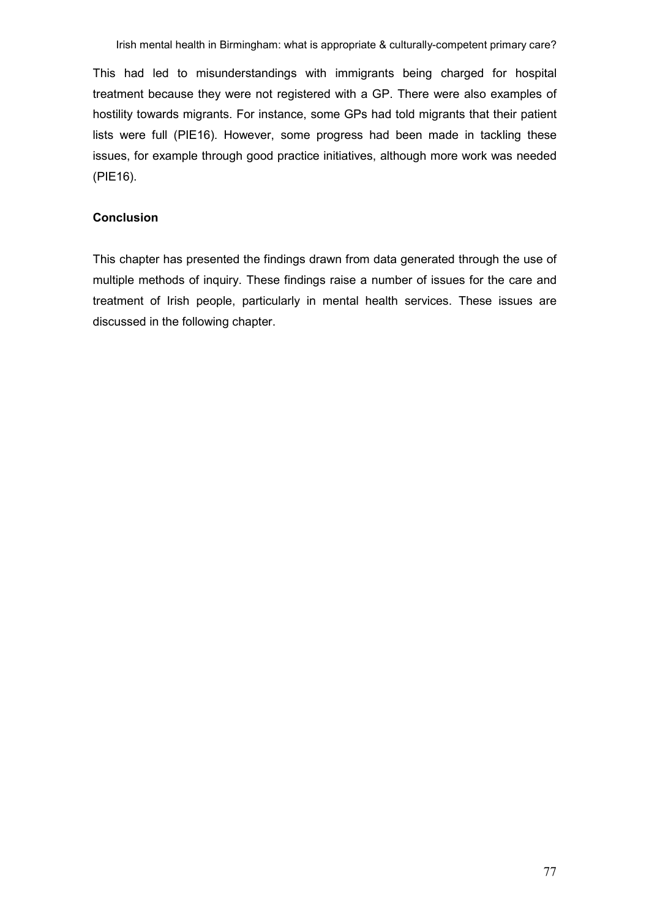This had led to misunderstandings with immigrants being charged for hospital treatment because they were not registered with a GP. There were also examples of hostility towards migrants. For instance, some GPs had told migrants that their patient lists were full (PIE16). However, some progress had been made in tackling these issues, for example through good practice initiatives, although more work was needed (PIE16).

**Conclusion**

This chapter has presented the findings drawn from data generated through the use of multiple methods of inquiry. These findings raise a number of issues for the care and treatment of Irish people, particularly in mental health services. These issues are discussed in the following chapter.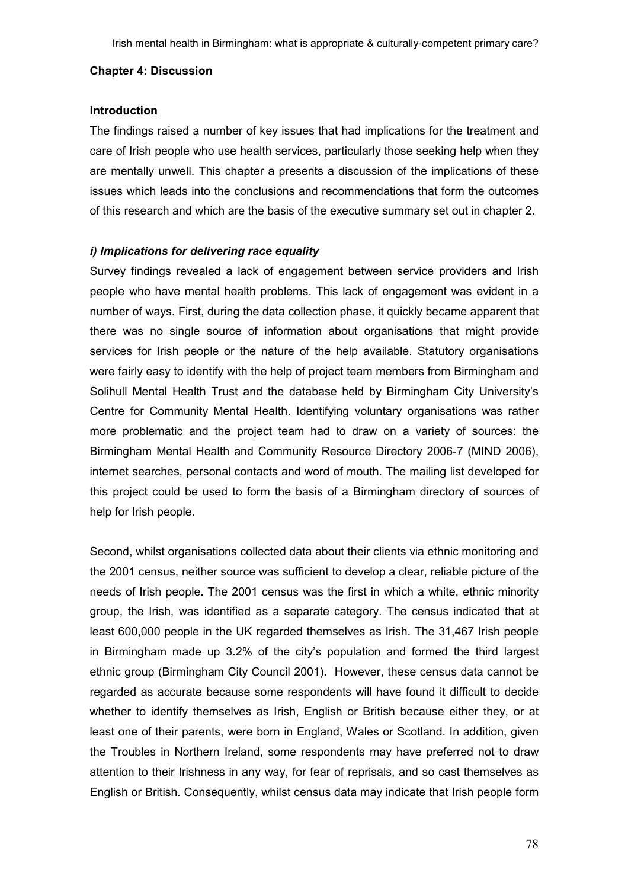## Chapter 4: Discussion

### Introduction

The findings raised a number of key issues that had implications for the treatment and care of Irish people who use health services, particularly those seeking help when they are mentally unwell. This chapter a presents a discussion of the implications of these issues which leads into the conclusions and recommendations that form the outcomes of this research and which are the basis of the executive summary set out in chapter 2.

### *i) Implications for delivering race equality*

Survey findings revealed a lack of engagement between service providers and Irish people who have mental health problems. This lack of engagement was evident in a number of ways. First, during the data collection phase, it quickly became apparent that there was no single source of information about organisations that might provide services for Irish people or the nature of the help available. Statutory organisations were fairly easy to identify with the help of project team members from Birmingham and Solihull Mental Health Trust and the database held by Birmingham City University's Centre for Community Mental Health. Identifying voluntary organisations was rather more problematic and the project team had to draw on a variety of sources: the Birmingham Mental Health and Community Resource Directory 2006-7 (MIND 2006), internet searches, personal contacts and word of mouth. The mailing list developed for this project could be used to form the basis of a Birmingham directory of sources of help for Irish people.

Second, whilst organisations collected data about their clients via ethnic monitoring and the 2001 census, neither source was sufficient to develop a clear, reliable picture of the needs of Irish people. The 2001 census was the first in which a white, ethnic minority group, the Irish, was identified as a separate category. The census indicated that at least 600,000 people in the UK regarded themselves as Irish. The 31,467 Irish people in Birmingham made up 3.2% of the city's population and formed the third largest ethnic group (Birmingham City Council 2001). However, these census data cannot be regarded as accurate because some respondents will have found it difficult to decide whether to identify themselves as Irish, English or British because either they, or at least one of their parents, were born in England, Wales or Scotland. In addition, given the Troubles in Northern Ireland, some respondents may have preferred not to draw attention to their Irishness in any way, for fear of reprisals, and so cast themselves as English or British. Consequently, whilst census data may indicate that Irish people form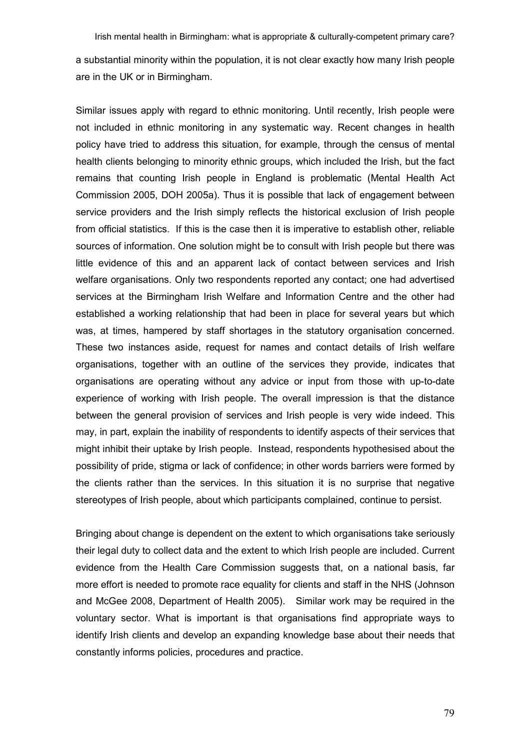a substantial minority within the population, it is not clear exactly how many Irish people are in the UK or in Birmingham.

Similar issues apply with regard to ethnic monitoring. Until recently, Irish people were not included in ethnic monitoring in any systematic way. Recent changes in health policy have tried to address this situation, for example, through the census of mental health clients belonging to minority ethnic groups, which included the Irish, but the fact remains that counting Irish people in England is problematic (Mental Health Act Commission 2005, DOH 2005a). Thus it is possible that lack of engagement between service providers and the Irish simply reflects the historical exclusion of Irish people from official statistics. If this is the case then it is imperative to establish other, reliable sources of information. One solution might be to consult with Irish people but there was little evidence of this and an apparent lack of contact between services and Irish welfare organisations. Only two respondents reported any contact; one had advertised services at the Birmingham Irish Welfare and Information Centre and the other had established a working relationship that had been in place for several years but which was, at times, hampered by staff shortages in the statutory organisation concerned. These two instances aside, request for names and contact details of Irish welfare organisations, together with an outline of the services they provide, indicates that organisations are operating without any advice or input from those with up-to-date experience of working with Irish people. The overall impression is that the distance between the general provision of services and Irish people is very wide indeed. This may, in part, explain the inability of respondents to identify aspects of their services that might inhibit their uptake by Irish people. Instead, respondents hypothesised about the possibility of pride, stigma or lack of confidence; in other words barriers were formed by the clients rather than the services. In this situation it is no surprise that negative stereotypes of Irish people, about which participants complained, continue to persist.

Bringing about change is dependent on the extent to which organisations take seriously their legal duty to collect data and the extent to which Irish people are included. Current evidence from the Health Care Commission suggests that, on a national basis, far more effort is needed to promote race equality for clients and staff in the NHS (Johnson and McGee 2008, Department of Health 2005). Similar work may be required in the voluntary sector. What is important is that organisations find appropriate ways to identify Irish clients and develop an expanding knowledge base about their needs that constantly informs policies, procedures and practice.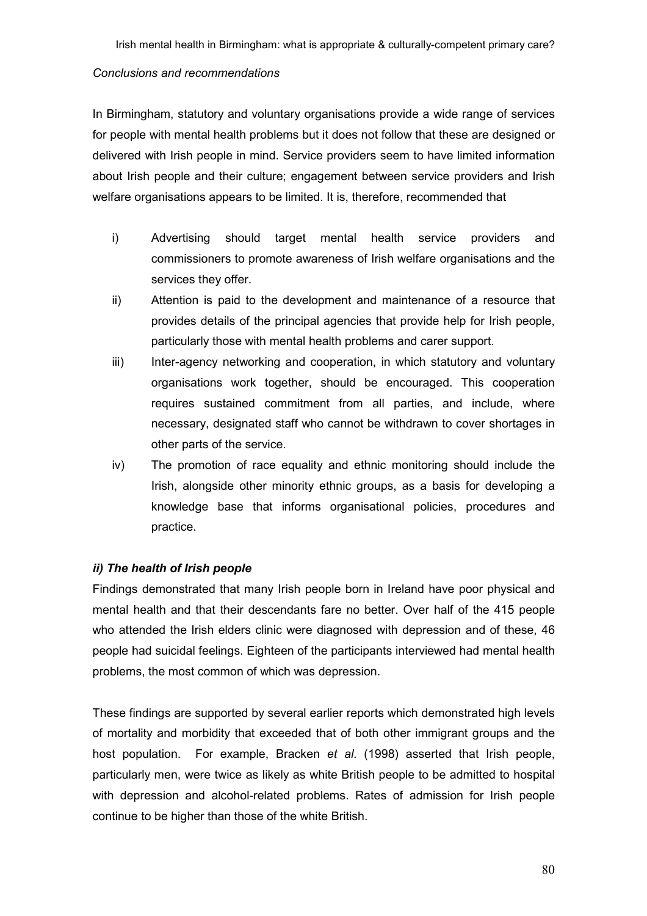*Conclusions and recommendations*

In Birmingham, statutory and voluntary organisations provide a wide range of services for people with mental health problems but it does not follow that these are designed or delivered with Irish people in mind. Service providers seem to have limited information about Irish people and their culture; engagement between service providers and Irish welfare organisations appears to be limited. It is, therefore, recommended that

i) Advertising should target mental health service providers and commissioners to promote awareness of Irish welfare organisations and the services they offer.

ii) Attention is paid to the development and maintenance of a resource that provides details of the principal agencies that provide help for Irish people, particularly those with mental health problems and carer support.

iii) Inter-agency networking and cooperation, in which statutory and voluntary organisations work together, should be encouraged. This cooperation requires sustained commitment from all parties, and include, where necessary, designated staff who cannot be withdrawn to cover shortages in other parts of the service.

iv) The promotion of race equality and ethnic monitoring should include the Irish, alongside other minority ethnic groups, as a basis for developing a knowledge base that informs organisational policies, procedures and practice.

### *ii) The health of Irish people*

Findings demonstrated that many Irish people born in Ireland have poor physical and mental health and that their descendants fare no better. Over half of the 415 people who attended the Irish elders clinic were diagnosed with depression and of these, 46 people had suicidal feelings. Eighteen of the participants interviewed had mental health problems, the most common of which was depression.

These findings are supported by several earlier reports which demonstrated high levels of mortality and morbidity that exceeded that of both other immigrant groups and the host population. For example, Bracken *et al*. (1998) asserted that Irish people, particularly men, were twice as likely as white British people to be admitted to hospital with depression and alcohol-related problems. Rates of admission for Irish people continue to be higher than those of the white British.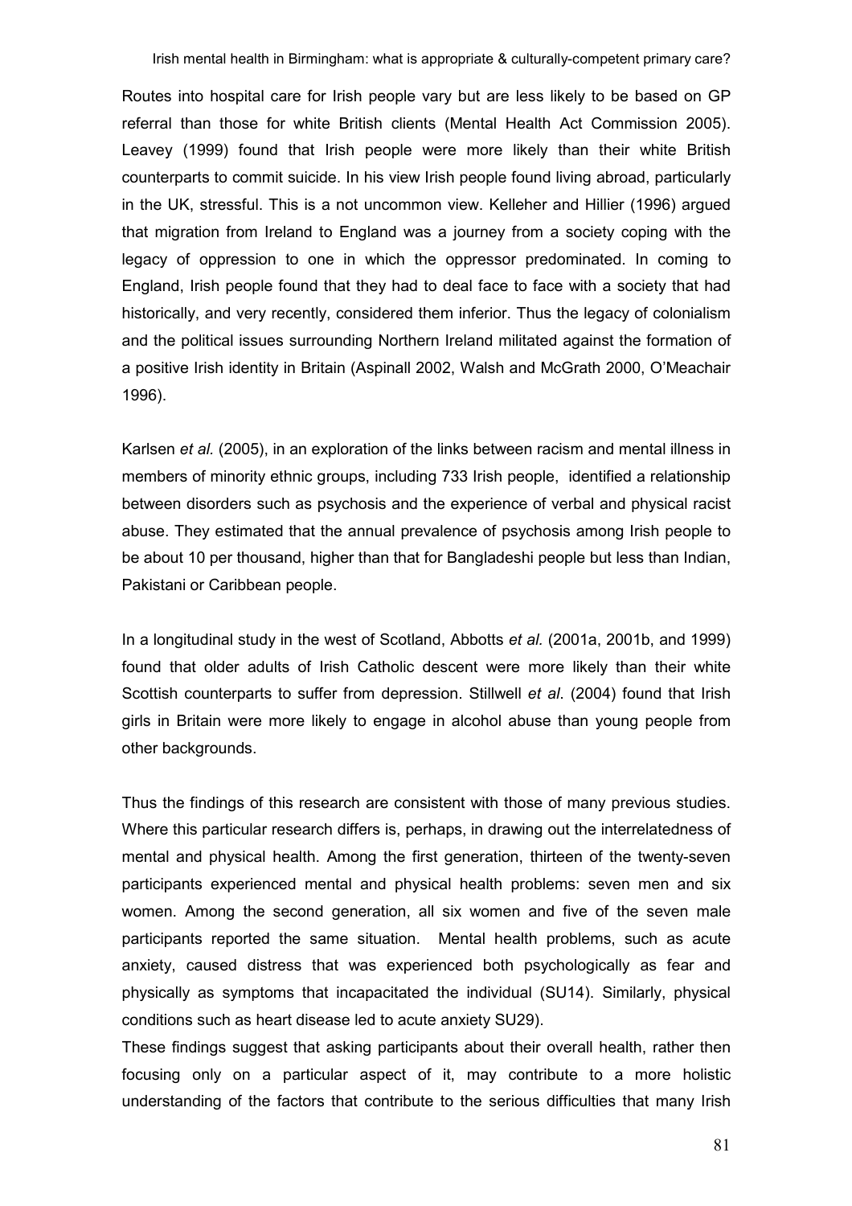Routes into hospital care for Irish people vary but are less likely to be based on GP referral than those for white British clients (Mental Health Act Commission 2005). Leavey (1999) found that Irish people were more likely than their white British counterparts to commit suicide. In his view Irish people found living abroad, particularly in the UK, stressful. This is a not uncommon view. Kelleher and Hillier (1996) argued that migration from Ireland to England was a journey from a society coping with the legacy of oppression to one in which the oppressor predominated. In coming to England, Irish people found that they had to deal face to face with a society that had historically, and very recently, considered them inferior. Thus the legacy of colonialism and the political issues surrounding Northern Ireland militated against the formation of a positive Irish identity in Britain (Aspinall 2002, Walsh and McGrath 2000, O'Meachair 1996).

Karlsen *et al.* (2005), in an exploration of the links between racism and mental illness in members of minority ethnic groups, including 733 Irish people, identified a relationship between disorders such as psychosis and the experience of verbal and physical racist abuse. They estimated that the annual prevalence of psychosis among Irish people to be about 10 per thousand, higher than that for Bangladeshi people but less than Indian, Pakistani or Caribbean people.

In a longitudinal study in the west of Scotland, Abbotts *et al.* (2001a, 2001b, and 1999) found that older adults of Irish Catholic descent were more likely than their white Scottish counterparts to suffer from depression. Stillwell *et al*. (2004) found that Irish girls in Britain were more likely to engage in alcohol abuse than young people from other backgrounds.

Thus the findings of this research are consistent with those of many previous studies. Where this particular research differs is, perhaps, in drawing out the interrelatedness of mental and physical health. Among the first generation, thirteen of the twenty-seven participants experienced mental and physical health problems: seven men and six women. Among the second generation, all six women and five of the seven male participants reported the same situation. Mental health problems, such as acute anxiety, caused distress that was experienced both psychologically as fear and physically as symptoms that incapacitated the individual (SU14). Similarly, physical conditions such as heart disease led to acute anxiety SU29).

These findings suggest that asking participants about their overall health, rather then focusing only on a particular aspect of it, may contribute to a more holistic understanding of the factors that contribute to the serious difficulties that many Irish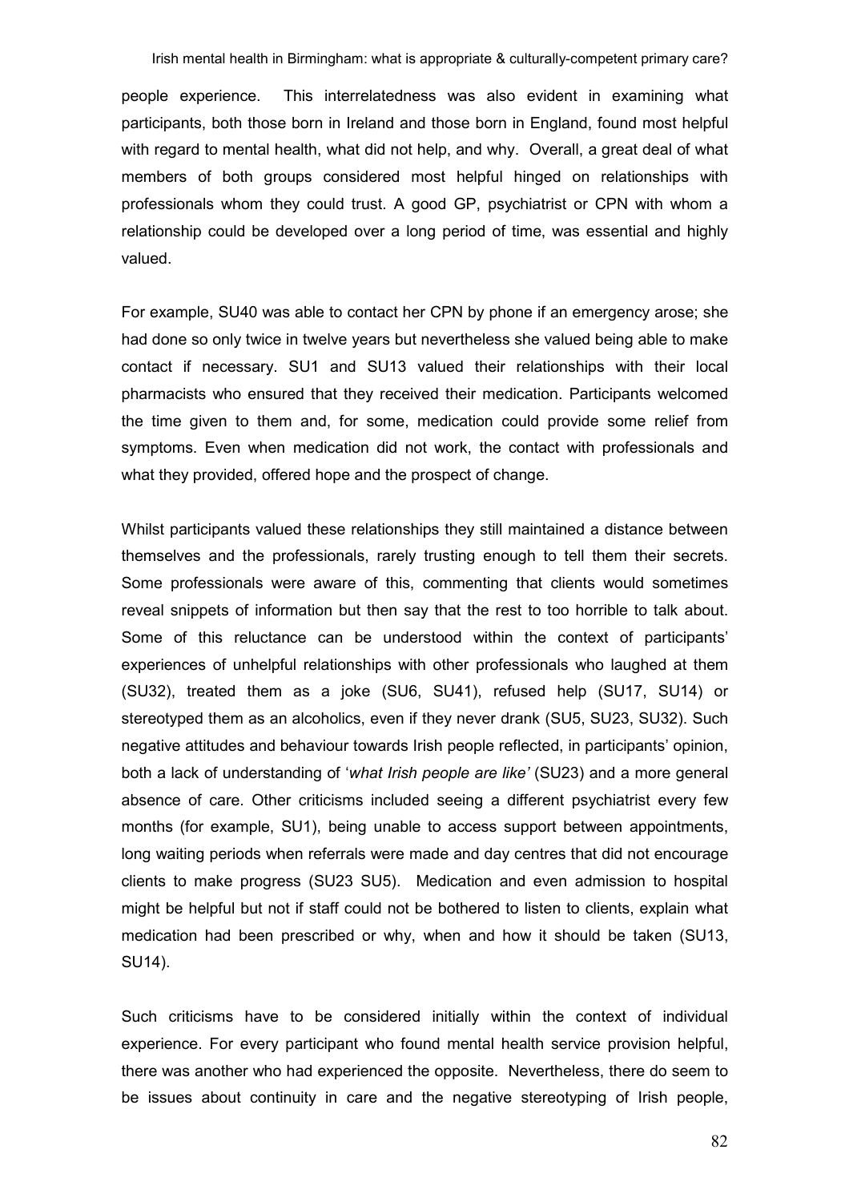people experience. This interrelatedness was also evident in examining what participants, both those born in Ireland and those born in England, found most helpful with regard to mental health, what did not help, and why. Overall, a great deal of what members of both groups considered most helpful hinged on relationships with professionals whom they could trust. A good GP, psychiatrist or CPN with whom a relationship could be developed over a long period of time, was essential and highly valued.

For example, SU40 was able to contact her CPN by phone if an emergency arose; she had done so only twice in twelve years but nevertheless she valued being able to make contact if necessary. SU1 and SU13 valued their relationships with their local pharmacists who ensured that they received their medication. Participants welcomed the time given to them and, for some, medication could provide some relief from symptoms. Even when medication did not work, the contact with professionals and what they provided, offered hope and the prospect of change.

Whilst participants valued these relationships they still maintained a distance between themselves and the professionals, rarely trusting enough to tell them their secrets. Some professionals were aware of this, commenting that clients would sometimes reveal snippets of information but then say that the rest to too horrible to talk about. Some of this reluctance can be understood within the context of participants' experiences of unhelpful relationships with other professionals who laughed at them (SU32), treated them as a joke (SU6, SU41), refused help (SU17, SU14) or stereotyped them as an alcoholics, even if they never drank (SU5, SU23, SU32). Such negative attitudes and behaviour towards Irish people reflected, in participants' opinion, both a lack of understanding of '*what Irish people are like'* (SU23) and a more general absence of care. Other criticisms included seeing a different psychiatrist every few months (for example, SU1), being unable to access support between appointments, long waiting periods when referrals were made and day centres that did not encourage clients to make progress (SU23 SU5). Medication and even admission to hospital might be helpful but not if staff could not be bothered to listen to clients, explain what medication had been prescribed or why, when and how it should be taken (SU13, SU14).

Such criticisms have to be considered initially within the context of individual experience. For every participant who found mental health service provision helpful, there was another who had experienced the opposite. Nevertheless, there do seem to be issues about continuity in care and the negative stereotyping of Irish people,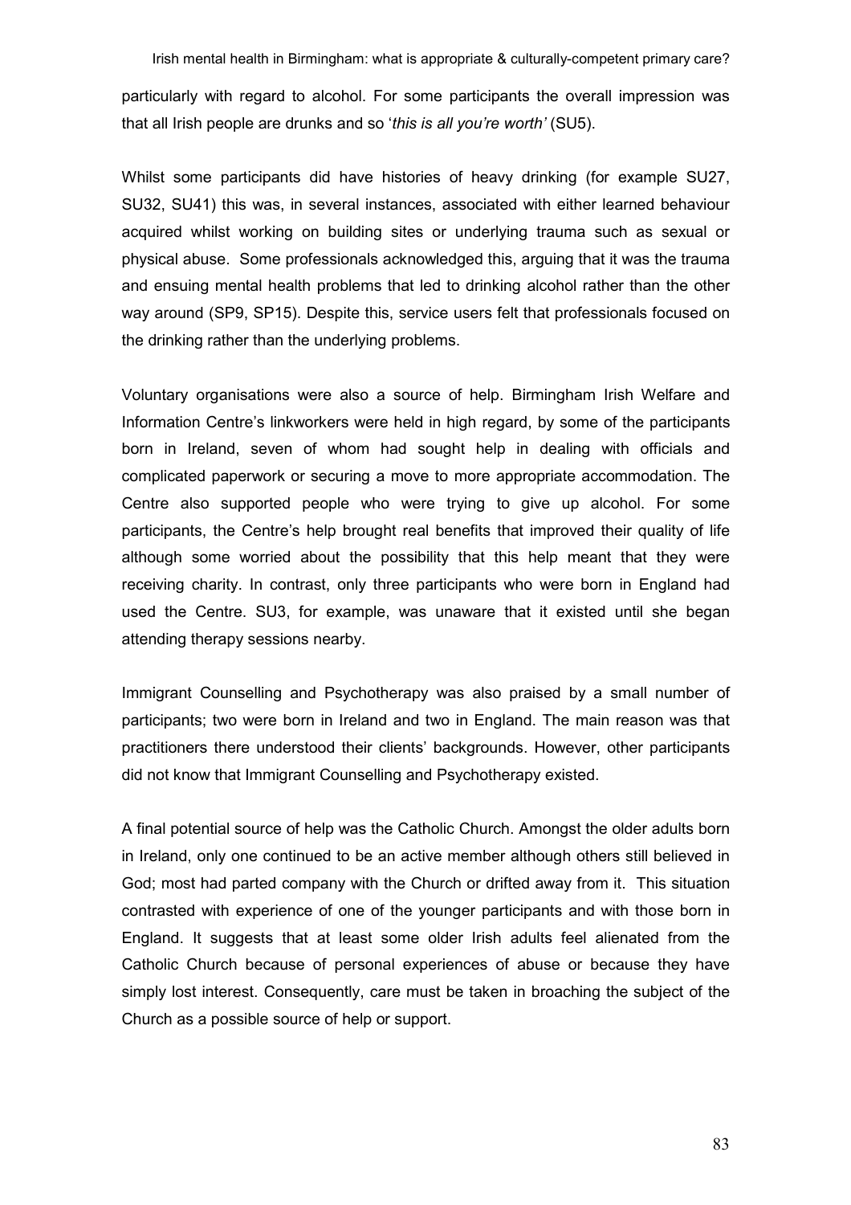particularly with regard to alcohol. For some participants the overall impression was that all Irish people are drunks and so '*this is all you're worth'* (SU5).

Whilst some participants did have histories of heavy drinking (for example SU27, SU32, SU41) this was, in several instances, associated with either learned behaviour acquired whilst working on building sites or underlying trauma such as sexual or physical abuse. Some professionals acknowledged this, arguing that it was the trauma and ensuing mental health problems that led to drinking alcohol rather than the other way around (SP9, SP15). Despite this, service users felt that professionals focused on the drinking rather than the underlying problems.

Voluntary organisations were also a source of help. Birmingham Irish Welfare and Information Centre's linkworkers were held in high regard, by some of the participants born in Ireland, seven of whom had sought help in dealing with officials and complicated paperwork or securing a move to more appropriate accommodation. The Centre also supported people who were trying to give up alcohol. For some participants, the Centre's help brought real benefits that improved their quality of life although some worried about the possibility that this help meant that they were receiving charity. In contrast, only three participants who were born in England had used the Centre. SU3, for example, was unaware that it existed until she began attending therapy sessions nearby.

Immigrant Counselling and Psychotherapy was also praised by a small number of participants; two were born in Ireland and two in England. The main reason was that practitioners there understood their clients' backgrounds. However, other participants did not know that Immigrant Counselling and Psychotherapy existed.

A final potential source of help was the Catholic Church. Amongst the older adults born in Ireland, only one continued to be an active member although others still believed in God; most had parted company with the Church or drifted away from it. This situation contrasted with experience of one of the younger participants and with those born in England. It suggests that at least some older Irish adults feel alienated from the Catholic Church because of personal experiences of abuse or because they have simply lost interest. Consequently, care must be taken in broaching the subject of the Church as a possible source of help or support.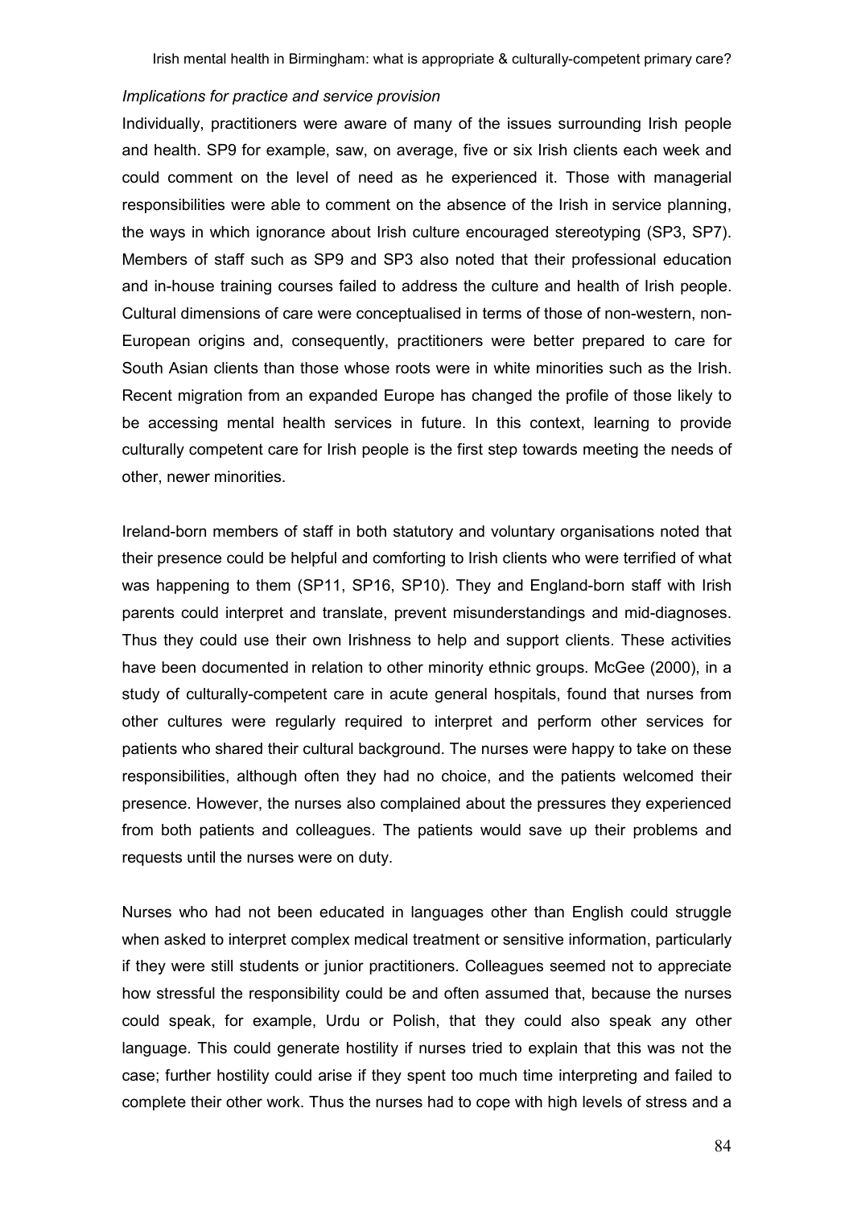*Implications for practice and service provision*

Individually, practitioners were aware of many of the issues surrounding Irish people and health. SP9 for example, saw, on average, five or six Irish clients each week and could comment on the level of need as he experienced it. Those with managerial responsibilities were able to comment on the absence of the Irish in service planning, the ways in which ignorance about Irish culture encouraged stereotyping (SP3, SP7). Members of staff such as SP9 and SP3 also noted that their professional education and in-house training courses failed to address the culture and health of Irish people. Cultural dimensions of care were conceptualised in terms of those of non-western, non-European origins and, consequently, practitioners were better prepared to care for South Asian clients than those whose roots were in white minorities such as the Irish. Recent migration from an expanded Europe has changed the profile of those likely to be accessing mental health services in future. In this context, learning to provide culturally competent care for Irish people is the first step towards meeting the needs of other, newer minorities.

Ireland-born members of staff in both statutory and voluntary organisations noted that their presence could be helpful and comforting to Irish clients who were terrified of what was happening to them (SP11, SP16, SP10). They and England-born staff with Irish parents could interpret and translate, prevent misunderstandings and mid-diagnoses. Thus they could use their own Irishness to help and support clients. These activities have been documented in relation to other minority ethnic groups. McGee (2000), in a study of culturally-competent care in acute general hospitals, found that nurses from other cultures were regularly required to interpret and perform other services for patients who shared their cultural background. The nurses were happy to take on these responsibilities, although often they had no choice, and the patients welcomed their presence. However, the nurses also complained about the pressures they experienced from both patients and colleagues. The patients would save up their problems and requests until the nurses were on duty.

Nurses who had not been educated in languages other than English could struggle when asked to interpret complex medical treatment or sensitive information, particularly if they were still students or junior practitioners. Colleagues seemed not to appreciate how stressful the responsibility could be and often assumed that, because the nurses could speak, for example, Urdu or Polish, that they could also speak any other language. This could generate hostility if nurses tried to explain that this was not the case; further hostility could arise if they spent too much time interpreting and failed to complete their other work. Thus the nurses had to cope with high levels of stress and a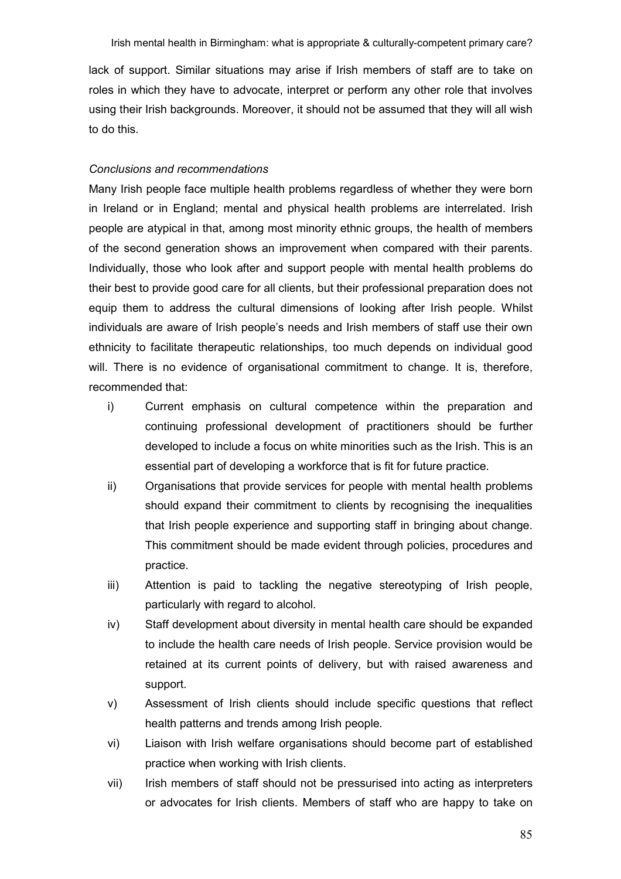lack of support. Similar situations may arise if Irish members of staff are to take on roles in which they have to advocate, interpret or perform any other role that involves using their Irish backgrounds. Moreover, it should not be assumed that they will all wish to do this.

*Conclusions and recommendations*

Many Irish people face multiple health problems regardless of whether they were born in Ireland or in England; mental and physical health problems are interrelated. Irish people are atypical in that, among most minority ethnic groups, the health of members of the second generation shows an improvement when compared with their parents. Individually, those who look after and support people with mental health problems do their best to provide good care for all clients, but their professional preparation does not equip them to address the cultural dimensions of looking after Irish people. Whilst individuals are aware of Irish people's needs and Irish members of staff use their own ethnicity to facilitate therapeutic relationships, too much depends on individual good will. There is no evidence of organisational commitment to change. It is, therefore, recommended that:

i) Current emphasis on cultural competence within the preparation and continuing professional development of practitioners should be further developed to include a focus on white minorities such as the Irish. This is an essential part of developing a workforce that is fit for future practice.

ii) Organisations that provide services for people with mental health problems should expand their commitment to clients by recognising the inequalities that Irish people experience and supporting staff in bringing about change. This commitment should be made evident through policies, procedures and practice.

iii) Attention is paid to tackling the negative stereotyping of Irish people, particularly with regard to alcohol.

iv) Staff development about diversity in mental health care should be expanded to include the health care needs of Irish people. Service provision would be retained at its current points of delivery, but with raised awareness and support.

v) Assessment of Irish clients should include specific questions that reflect health patterns and trends among Irish people.

vi) Liaison with Irish welfare organisations should become part of established practice when working with Irish clients.

vii) Irish members of staff should not be pressurised into acting as interpreters or advocates for Irish clients. Members of staff who are happy to take on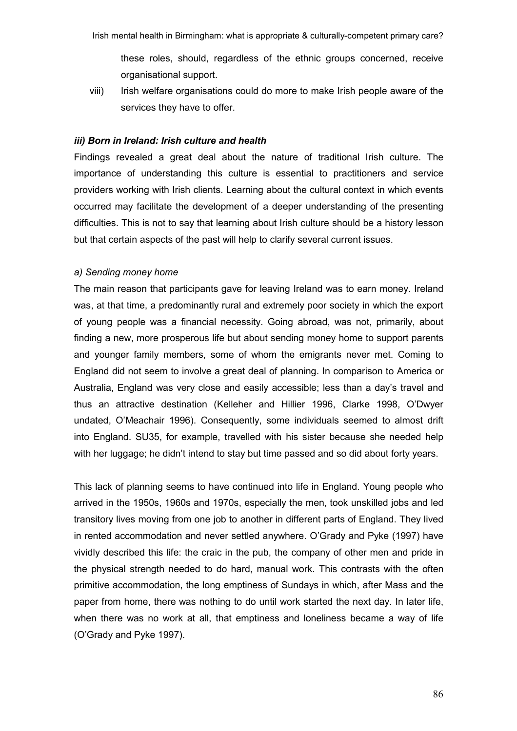these roles, should, regardless of the ethnic groups concerned, receive organisational support.

viii) Irish welfare organisations could do more to make Irish people aware of the services they have to offer.

### *iii) Born in Ireland: Irish culture and health*

Findings revealed a great deal about the nature of traditional Irish culture. The importance of understanding this culture is essential to practitioners and service providers working with Irish clients. Learning about the cultural context in which events occurred may facilitate the development of a deeper understanding of the presenting difficulties. This is not to say that learning about Irish culture should be a history lesson but that certain aspects of the past will help to clarify several current issues.

#### *a) Sending money home*

The main reason that participants gave for leaving Ireland was to earn money. Ireland was, at that time, a predominantly rural and extremely poor society in which the export of young people was a financial necessity. Going abroad, was not, primarily, about finding a new, more prosperous life but about sending money home to support parents and younger family members, some of whom the emigrants never met. Coming to England did not seem to involve a great deal of planning. In comparison to America or Australia, England was very close and easily accessible; less than a day's travel and thus an attractive destination (Kelleher and Hillier 1996, Clarke 1998, O'Dwyer undated, O'Meachair 1996). Consequently, some individuals seemed to almost drift into England. SU35, for example, travelled with his sister because she needed help with her luggage; he didn't intend to stay but time passed and so did about forty years.

This lack of planning seems to have continued into life in England. Young people who arrived in the 1950s, 1960s and 1970s, especially the men, took unskilled jobs and led transitory lives moving from one job to another in different parts of England. They lived in rented accommodation and never settled anywhere. O'Grady and Pyke (1997) have vividly described this life: the craic in the pub, the company of other men and pride in the physical strength needed to do hard, manual work. This contrasts with the often primitive accommodation, the long emptiness of Sundays in which, after Mass and the paper from home, there was nothing to do until work started the next day. In later life, when there was no work at all, that emptiness and loneliness became a way of life (O'Grady and Pyke 1997).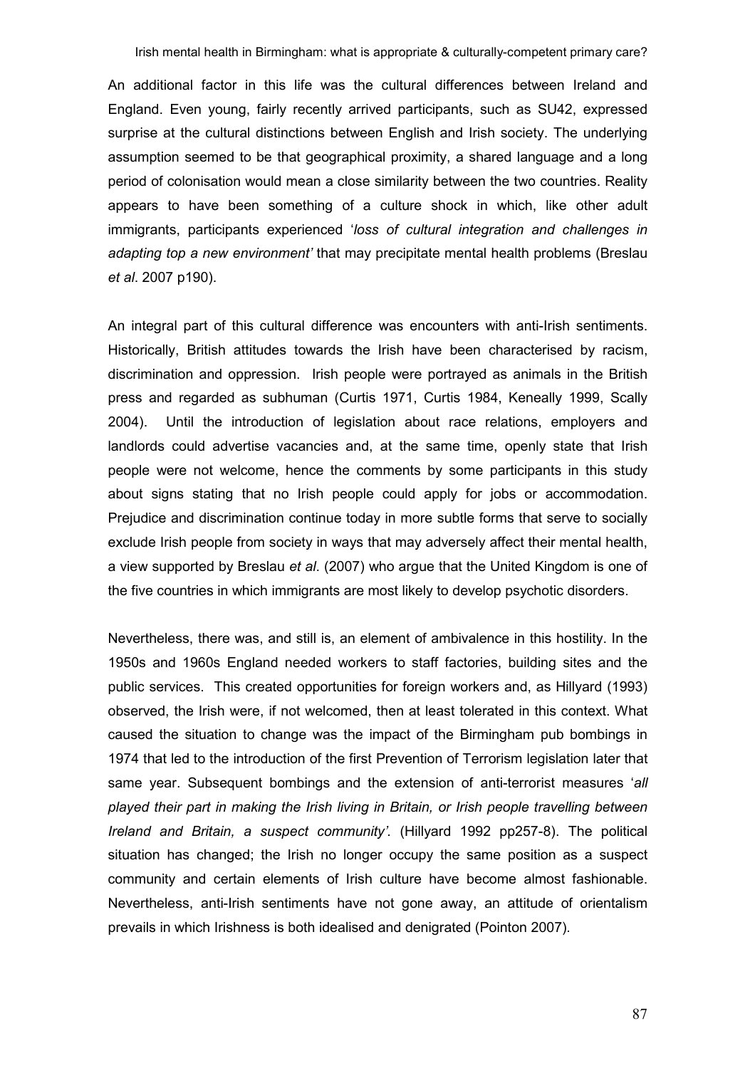An additional factor in this life was the cultural differences between Ireland and England. Even young, fairly recently arrived participants, such as SU42, expressed surprise at the cultural distinctions between English and Irish society. The underlying assumption seemed to be that geographical proximity, a shared language and a long period of colonisation would mean a close similarity between the two countries. Reality appears to have been something of a culture shock in which, like other adult immigrants, participants experienced '*loss of cultural integration and challenges in adapting top a new environment'* that may precipitate mental health problems (Breslau *et al*. 2007 p190).

An integral part of this cultural difference was encounters with anti-Irish sentiments. Historically, British attitudes towards the Irish have been characterised by racism, discrimination and oppression. Irish people were portrayed as animals in the British press and regarded as subhuman (Curtis 1971, Curtis 1984, Keneally 1999, Scally 2004). Until the introduction of legislation about race relations, employers and landlords could advertise vacancies and, at the same time, openly state that Irish people were not welcome, hence the comments by some participants in this study about signs stating that no Irish people could apply for jobs or accommodation. Prejudice and discrimination continue today in more subtle forms that serve to socially exclude Irish people from society in ways that may adversely affect their mental health, a view supported by Breslau *et al*. (2007) who argue that the United Kingdom is one of the five countries in which immigrants are most likely to develop psychotic disorders.

Nevertheless, there was, and still is, an element of ambivalence in this hostility. In the 1950s and 1960s England needed workers to staff factories, building sites and the public services. This created opportunities for foreign workers and, as Hillyard (1993) observed, the Irish were, if not welcomed, then at least tolerated in this context. What caused the situation to change was the impact of the Birmingham pub bombings in 1974 that led to the introduction of the first Prevention of Terrorism legislation later that same year. Subsequent bombings and the extension of anti-terrorist measures '*all played their part in making the Irish living in Britain, or Irish people travelling between Ireland and Britain, a suspect community'.* (Hillyard 1992 pp257-8). The political situation has changed; the Irish no longer occupy the same position as a suspect community and certain elements of Irish culture have become almost fashionable. Nevertheless, anti-Irish sentiments have not gone away, an attitude of orientalism prevails in which Irishness is both idealised and denigrated (Pointon 2007).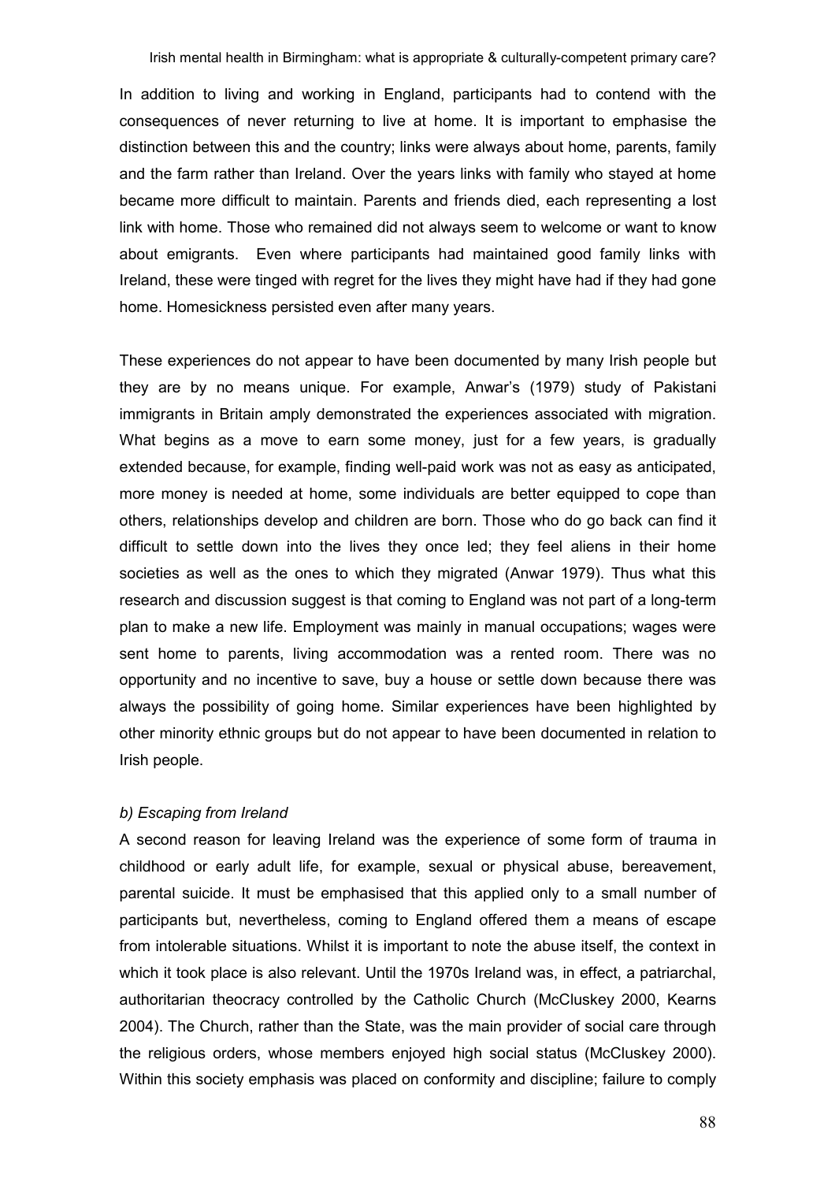In addition to living and working in England, participants had to contend with the consequences of never returning to live at home. It is important to emphasise the distinction between this and the country; links were always about home, parents, family and the farm rather than Ireland. Over the years links with family who stayed at home became more difficult to maintain. Parents and friends died, each representing a lost link with home. Those who remained did not always seem to welcome or want to know about emigrants. Even where participants had maintained good family links with Ireland, these were tinged with regret for the lives they might have had if they had gone home. Homesickness persisted even after many years.

These experiences do not appear to have been documented by many Irish people but they are by no means unique. For example, Anwar's (1979) study of Pakistani immigrants in Britain amply demonstrated the experiences associated with migration. What begins as a move to earn some money, just for a few years, is gradually extended because, for example, finding well-paid work was not as easy as anticipated, more money is needed at home, some individuals are better equipped to cope than others, relationships develop and children are born. Those who do go back can find it difficult to settle down into the lives they once led; they feel aliens in their home societies as well as the ones to which they migrated (Anwar 1979). Thus what this research and discussion suggest is that coming to England was not part of a long-term plan to make a new life. Employment was mainly in manual occupations; wages were sent home to parents, living accommodation was a rented room. There was no opportunity and no incentive to save, buy a house or settle down because there was always the possibility of going home. Similar experiences have been highlighted by other minority ethnic groups but do not appear to have been documented in relation to Irish people.

*b) Escaping from Ireland*

A second reason for leaving Ireland was the experience of some form of trauma in childhood or early adult life, for example, sexual or physical abuse, bereavement, parental suicide. It must be emphasised that this applied only to a small number of participants but, nevertheless, coming to England offered them a means of escape from intolerable situations. Whilst it is important to note the abuse itself, the context in which it took place is also relevant. Until the 1970s Ireland was, in effect, a patriarchal, authoritarian theocracy controlled by the Catholic Church (McCluskey 2000, Kearns 2004). The Church, rather than the State, was the main provider of social care through the religious orders, whose members enjoyed high social status (McCluskey 2000). Within this society emphasis was placed on conformity and discipline; failure to comply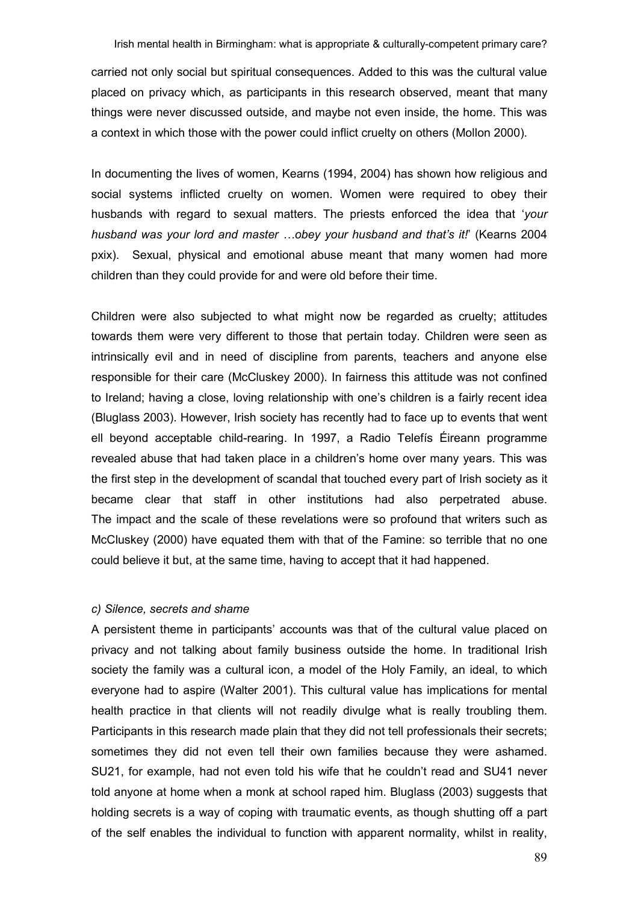carried not only social but spiritual consequences. Added to this was the cultural value placed on privacy which, as participants in this research observed, meant that many things were never discussed outside, and maybe not even inside, the home. This was a context in which those with the power could inflict cruelty on others (Mollon 2000).

In documenting the lives of women, Kearns (1994, 2004) has shown how religious and social systems inflicted cruelty on women. Women were required to obey their husbands with regard to sexual matters. The priests enforced the idea that '*your husband was your lord and master …obey your husband and that's it!*' (Kearns 2004 pxix). Sexual, physical and emotional abuse meant that many women had more children than they could provide for and were old before their time.

Children were also subjected to what might now be regarded as cruelty; attitudes towards them were very different to those that pertain today. Children were seen as intrinsically evil and in need of discipline from parents, teachers and anyone else responsible for their care (McCluskey 2000). In fairness this attitude was not confined to Ireland; having a close, loving relationship with one's children is a fairly recent idea (Bluglass 2003). However, Irish society has recently had to face up to events that went ell beyond acceptable child-rearing. In 1997, a Radio Telefís Éireann programme revealed abuse that had taken place in a children's home over many years. This was the first step in the development of scandal that touched every part of Irish society as it became clear that staff in other institutions had also perpetrated abuse. The impact and the scale of these revelations were so profound that writers such as McCluskey (2000) have equated them with that of the Famine: so terrible that no one could believe it but, at the same time, having to accept that it had happened.

*c) Silence, secrets and shame*

A persistent theme in participants' accounts was that of the cultural value placed on privacy and not talking about family business outside the home. In traditional Irish society the family was a cultural icon, a model of the Holy Family, an ideal, to which everyone had to aspire (Walter 2001). This cultural value has implications for mental health practice in that clients will not readily divulge what is really troubling them. Participants in this research made plain that they did not tell professionals their secrets; sometimes they did not even tell their own families because they were ashamed. SU21, for example, had not even told his wife that he couldn't read and SU41 never told anyone at home when a monk at school raped him. Bluglass (2003) suggests that holding secrets is a way of coping with traumatic events, as though shutting off a part of the self enables the individual to function with apparent normality, whilst in reality,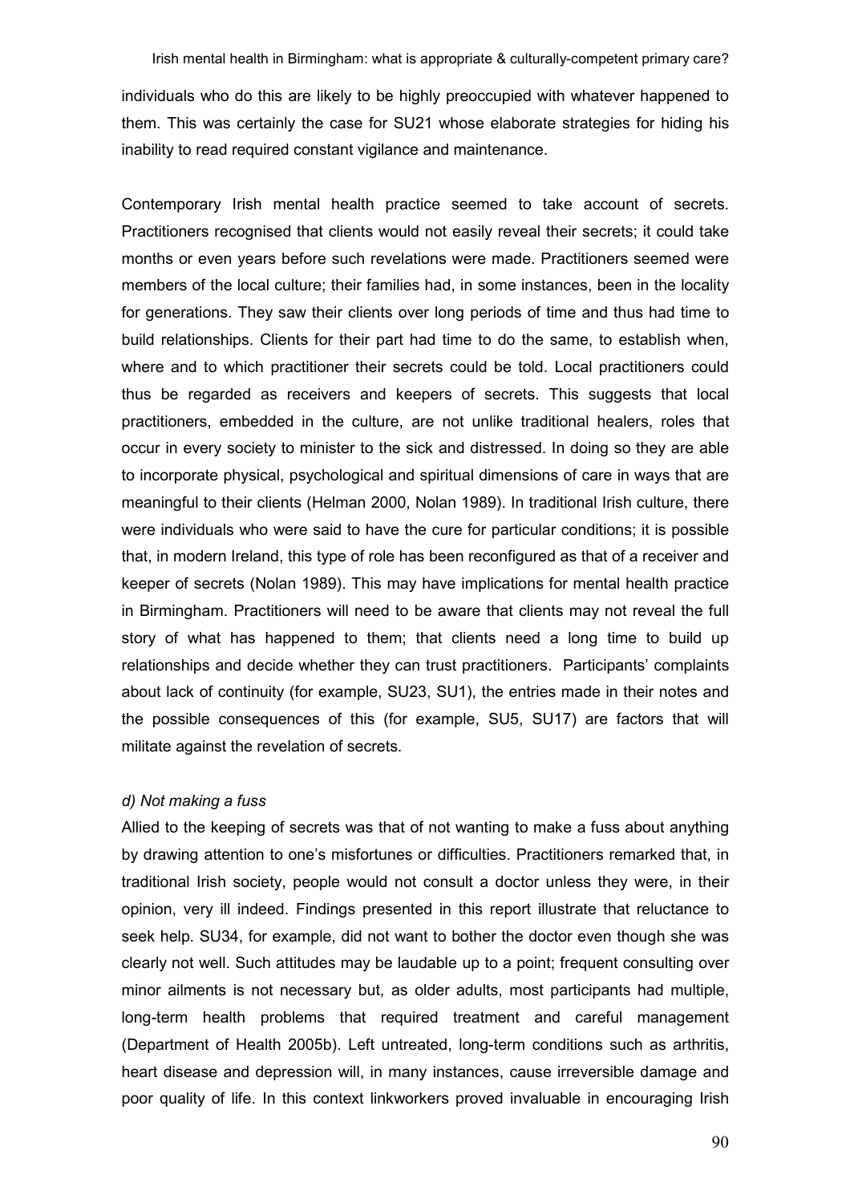individuals who do this are likely to be highly preoccupied with whatever happened to them. This was certainly the case for SU21 whose elaborate strategies for hiding his inability to read required constant vigilance and maintenance.

Contemporary Irish mental health practice seemed to take account of secrets. Practitioners recognised that clients would not easily reveal their secrets; it could take months or even years before such revelations were made. Practitioners seemed were members of the local culture; their families had, in some instances, been in the locality for generations. They saw their clients over long periods of time and thus had time to build relationships. Clients for their part had time to do the same, to establish when, where and to which practitioner their secrets could be told. Local practitioners could thus be regarded as receivers and keepers of secrets. This suggests that local practitioners, embedded in the culture, are not unlike traditional healers, roles that occur in every society to minister to the sick and distressed. In doing so they are able to incorporate physical, psychological and spiritual dimensions of care in ways that are meaningful to their clients (Helman 2000, Nolan 1989). In traditional Irish culture, there were individuals who were said to have the cure for particular conditions; it is possible that, in modern Ireland, this type of role has been reconfigured as that of a receiver and keeper of secrets (Nolan 1989). This may have implications for mental health practice in Birmingham. Practitioners will need to be aware that clients may not reveal the full story of what has happened to them; that clients need a long time to build up relationships and decide whether they can trust practitioners. Participants' complaints about lack of continuity (for example, SU23, SU1), the entries made in their notes and the possible consequences of this (for example, SU5, SU17) are factors that will militate against the revelation of secrets.

*d) Not making a fuss*

Allied to the keeping of secrets was that of not wanting to make a fuss about anything by drawing attention to one's misfortunes or difficulties. Practitioners remarked that, in traditional Irish society, people would not consult a doctor unless they were, in their opinion, very ill indeed. Findings presented in this report illustrate that reluctance to seek help. SU34, for example, did not want to bother the doctor even though she was clearly not well. Such attitudes may be laudable up to a point; frequent consulting over minor ailments is not necessary but, as older adults, most participants had multiple, long-term health problems that required treatment and careful management (Department of Health 2005b). Left untreated, long-term conditions such as arthritis, heart disease and depression will, in many instances, cause irreversible damage and poor quality of life. In this context linkworkers proved invaluable in encouraging Irish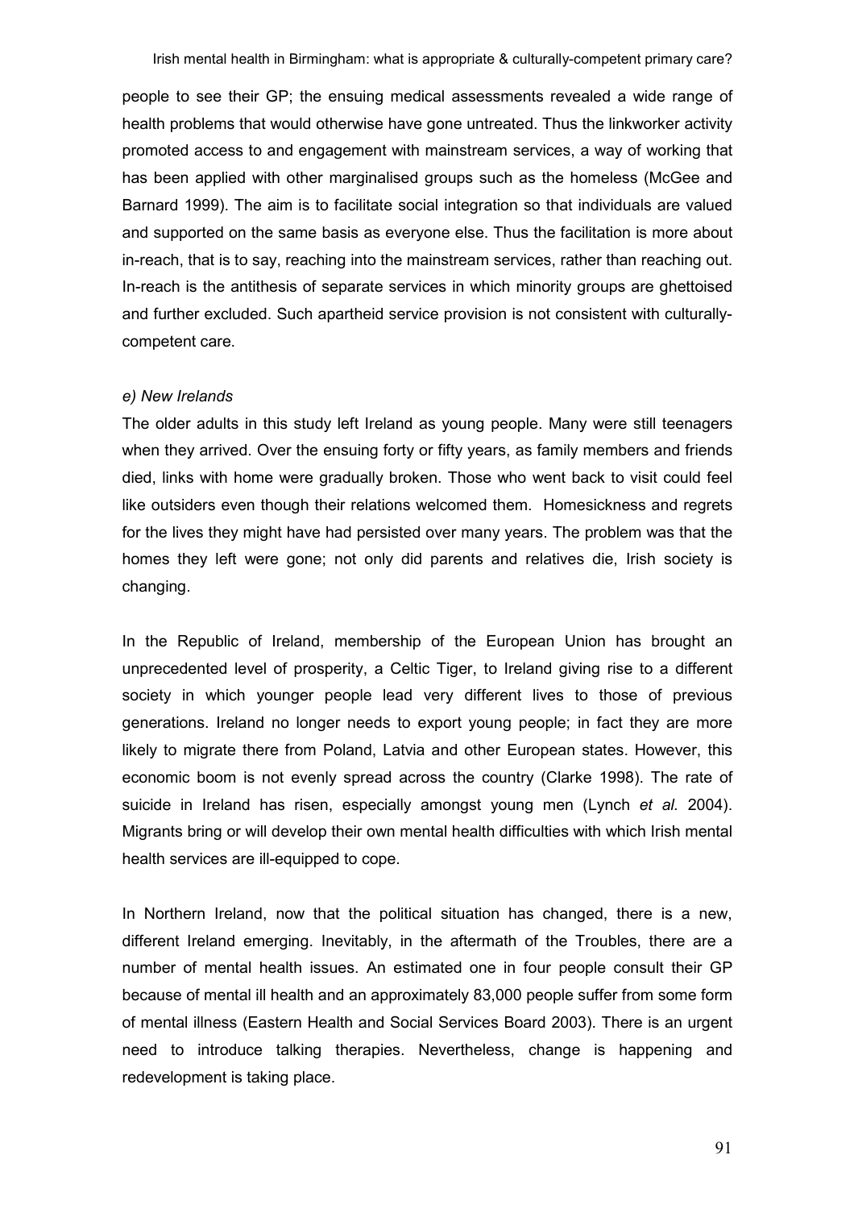people to see their GP; the ensuing medical assessments revealed a wide range of health problems that would otherwise have gone untreated. Thus the linkworker activity promoted access to and engagement with mainstream services, a way of working that has been applied with other marginalised groups such as the homeless (McGee and Barnard 1999). The aim is to facilitate social integration so that individuals are valued and supported on the same basis as everyone else. Thus the facilitation is more about in-reach, that is to say, reaching into the mainstream services, rather than reaching out. In-reach is the antithesis of separate services in which minority groups are ghettoised and further excluded. Such apartheid service provision is not consistent with culturally-competent care.

*e) New Irelands*

The older adults in this study left Ireland as young people. Many were still teenagers when they arrived. Over the ensuing forty or fifty years, as family members and friends died, links with home were gradually broken. Those who went back to visit could feel like outsiders even though their relations welcomed them. Homesickness and regrets for the lives they might have had persisted over many years. The problem was that the homes they left were gone; not only did parents and relatives die, Irish society is changing.

In the Republic of Ireland, membership of the European Union has brought an unprecedented level of prosperity, a Celtic Tiger, to Ireland giving rise to a different society in which younger people lead very different lives to those of previous generations. Ireland no longer needs to export young people; in fact they are more likely to migrate there from Poland, Latvia and other European states. However, this economic boom is not evenly spread across the country (Clarke 1998). The rate of suicide in Ireland has risen, especially amongst young men (Lynch *et al.* 2004). Migrants bring or will develop their own mental health difficulties with which Irish mental health services are ill-equipped to cope.

In Northern Ireland, now that the political situation has changed, there is a new, different Ireland emerging. Inevitably, in the aftermath of the Troubles, there are a number of mental health issues. An estimated one in four people consult their GP because of mental ill health and an approximately 83,000 people suffer from some form of mental illness (Eastern Health and Social Services Board 2003). There is an urgent need to introduce talking therapies. Nevertheless, change is happening and redevelopment is taking place.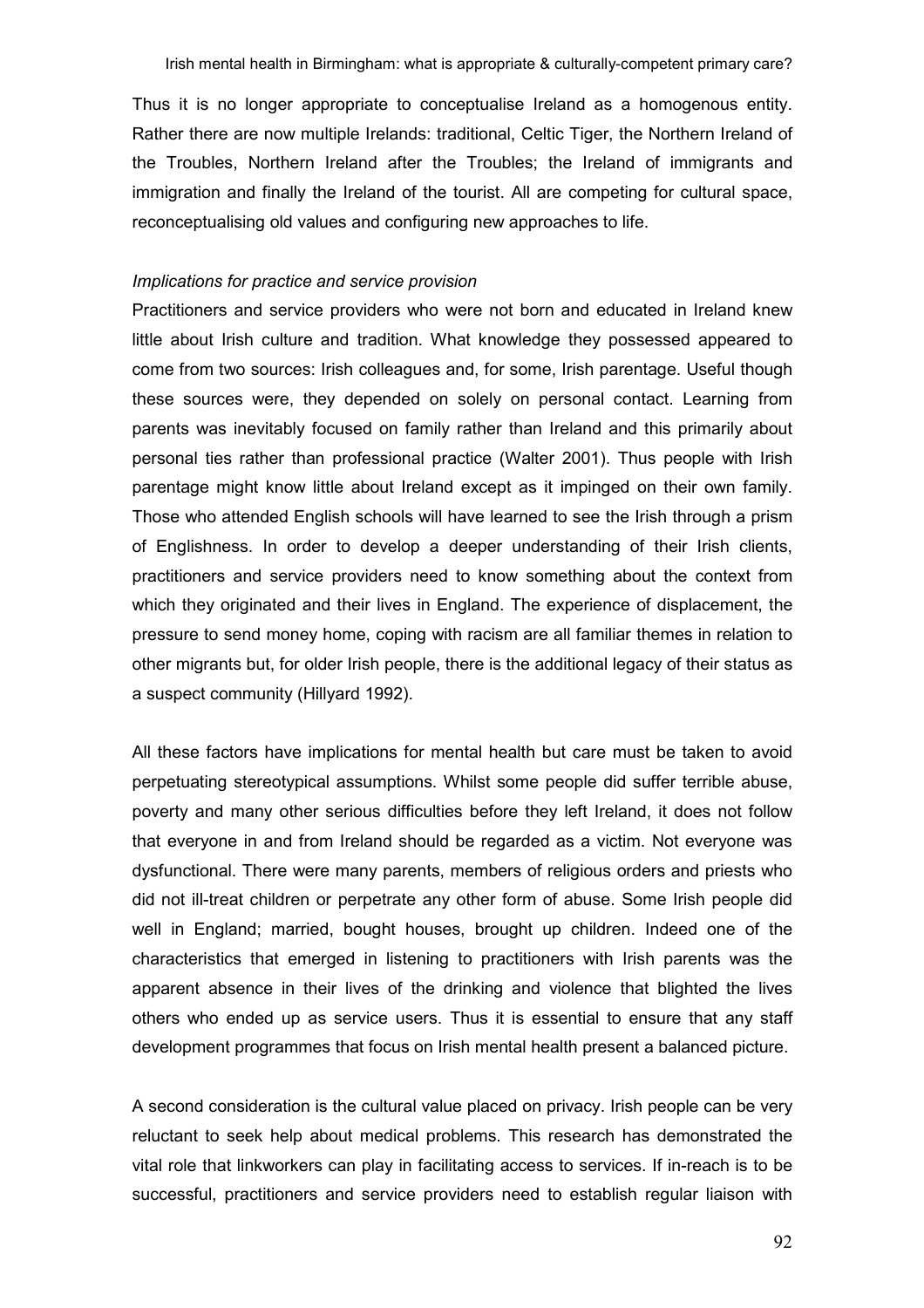Thus it is no longer appropriate to conceptualise Ireland as a homogenous entity. Rather there are now multiple Irelands: traditional, Celtic Tiger, the Northern Ireland of the Troubles, Northern Ireland after the Troubles; the Ireland of immigrants and immigration and finally the Ireland of the tourist. All are competing for cultural space, reconceptualising old values and configuring new approaches to life.

*Implications for practice and service provision*

Practitioners and service providers who were not born and educated in Ireland knew little about Irish culture and tradition. What knowledge they possessed appeared to come from two sources: Irish colleagues and, for some, Irish parentage. Useful though these sources were, they depended on solely on personal contact. Learning from parents was inevitably focused on family rather than Ireland and this primarily about personal ties rather than professional practice (Walter 2001). Thus people with Irish parentage might know little about Ireland except as it impinged on their own family. Those who attended English schools will have learned to see the Irish through a prism of Englishness. In order to develop a deeper understanding of their Irish clients, practitioners and service providers need to know something about the context from which they originated and their lives in England. The experience of displacement, the pressure to send money home, coping with racism are all familiar themes in relation to other migrants but, for older Irish people, there is the additional legacy of their status as a suspect community (Hillyard 1992).

All these factors have implications for mental health but care must be taken to avoid perpetuating stereotypical assumptions. Whilst some people did suffer terrible abuse, poverty and many other serious difficulties before they left Ireland, it does not follow that everyone in and from Ireland should be regarded as a victim. Not everyone was dysfunctional. There were many parents, members of religious orders and priests who did not ill-treat children or perpetrate any other form of abuse. Some Irish people did well in England; married, bought houses, brought up children. Indeed one of the characteristics that emerged in listening to practitioners with Irish parents was the apparent absence in their lives of the drinking and violence that blighted the lives others who ended up as service users. Thus it is essential to ensure that any staff development programmes that focus on Irish mental health present a balanced picture.

A second consideration is the cultural value placed on privacy. Irish people can be very reluctant to seek help about medical problems. This research has demonstrated the vital role that linkworkers can play in facilitating access to services. If in-reach is to be successful, practitioners and service providers need to establish regular liaison with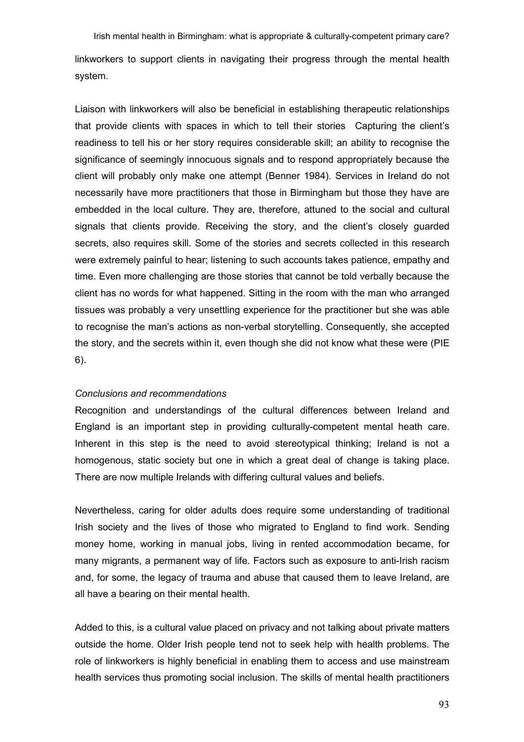linkworkers to support clients in navigating their progress through the mental health system.

Liaison with linkworkers will also be beneficial in establishing therapeutic relationships that provide clients with spaces in which to tell their stories  Capturing the client's readiness to tell his or her story requires considerable skill; an ability to recognise the significance of seemingly innocuous signals and to respond appropriately because the client will probably only make one attempt (Benner 1984). Services in Ireland do not necessarily have more practitioners that those in Birmingham but those they have are embedded in the local culture. They are, therefore, attuned to the social and cultural signals that clients provide. Receiving the story, and the client's closely guarded secrets, also requires skill. Some of the stories and secrets collected in this research were extremely painful to hear; listening to such accounts takes patience, empathy and time. Even more challenging are those stories that cannot be told verbally because the client has no words for what happened. Sitting in the room with the man who arranged tissues was probably a very unsettling experience for the practitioner but she was able to recognise the man's actions as non-verbal storytelling. Consequently, she accepted the story, and the secrets within it, even though she did not know what these were (PIE 6).

*Conclusions and recommendations*

Recognition and understandings of the cultural differences between Ireland and England is an important step in providing culturally-competent mental heath care. Inherent in this step is the need to avoid stereotypical thinking; Ireland is not a homogenous, static society but one in which a great deal of change is taking place. There are now multiple Irelands with differing cultural values and beliefs.

Nevertheless, caring for older adults does require some understanding of traditional Irish society and the lives of those who migrated to England to find work. Sending money home, working in manual jobs, living in rented accommodation became, for many migrants, a permanent way of life. Factors such as exposure to anti-Irish racism and, for some, the legacy of trauma and abuse that caused them to leave Ireland, are all have a bearing on their mental health.

Added to this, is a cultural value placed on privacy and not talking about private matters outside the home. Older Irish people tend not to seek help with health problems. The role of linkworkers is highly beneficial in enabling them to access and use mainstream health services thus promoting social inclusion. The skills of mental health practitioners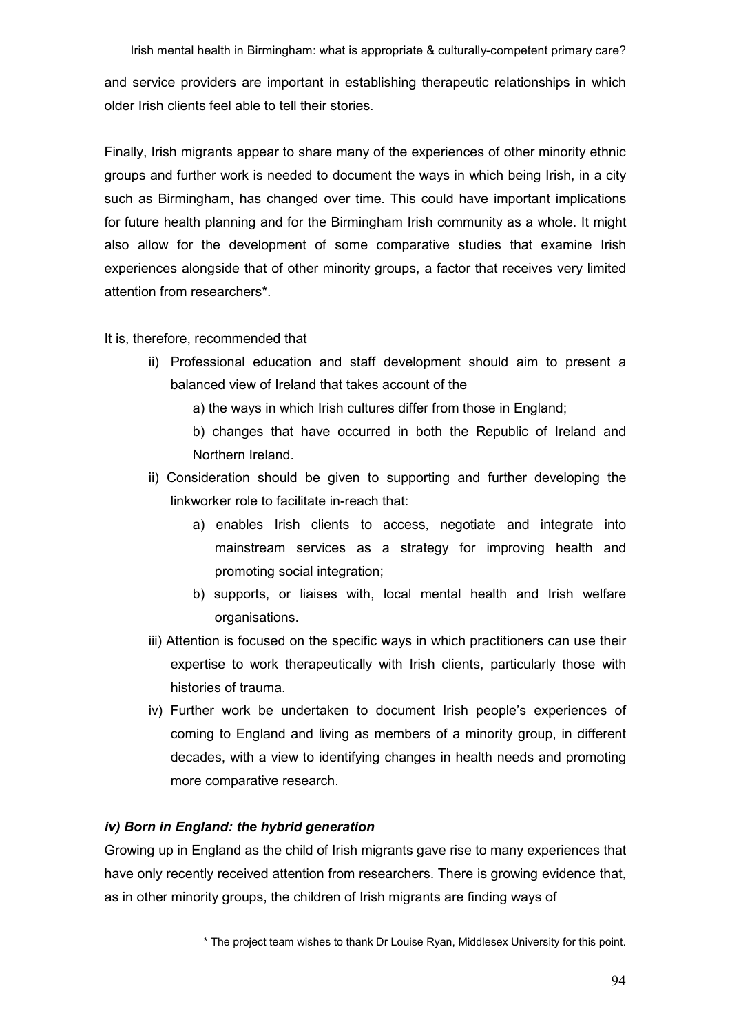and service providers are important in establishing therapeutic relationships in which older Irish clients feel able to tell their stories.

Finally, Irish migrants appear to share many of the experiences of other minority ethnic groups and further work is needed to document the ways in which being Irish, in a city such as Birmingham, has changed over time. This could have important implications for future health planning and for the Birmingham Irish community as a whole. It might also allow for the development of some comparative studies that examine Irish experiences alongside that of other minority groups, a factor that receives very limited attention from researchers*.

It is, therefore, recommended that

- ii) Professional education and staff development should aim to present a balanced view of Ireland that takes account of the
  - a) the ways in which Irish cultures differ from those in England;
  - b) changes that have occurred in both the Republic of Ireland and Northern Ireland.
- ii) Consideration should be given to supporting and further developing the linkworker role to facilitate in-reach that:
  - a) enables Irish clients to access, negotiate and integrate into mainstream services as a strategy for improving health and promoting social integration;
  - b) supports, or liaises with, local mental health and Irish welfare organisations.
- iii) Attention is focused on the specific ways in which practitioners can use their expertise to work therapeutically with Irish clients, particularly those with histories of trauma.
- iv) Further work be undertaken to document Irish people's experiences of coming to England and living as members of a minority group, in different decades, with a view to identifying changes in health needs and promoting more comparative research.

### *iv) Born in England: the hybrid generation*

Growing up in England as the child of Irish migrants gave rise to many experiences that have only recently received attention from researchers. There is growing evidence that, as in other minority groups, the children of Irish migrants are finding ways of

\* The project team wishes to thank Dr Louise Ryan, Middlesex University for this point.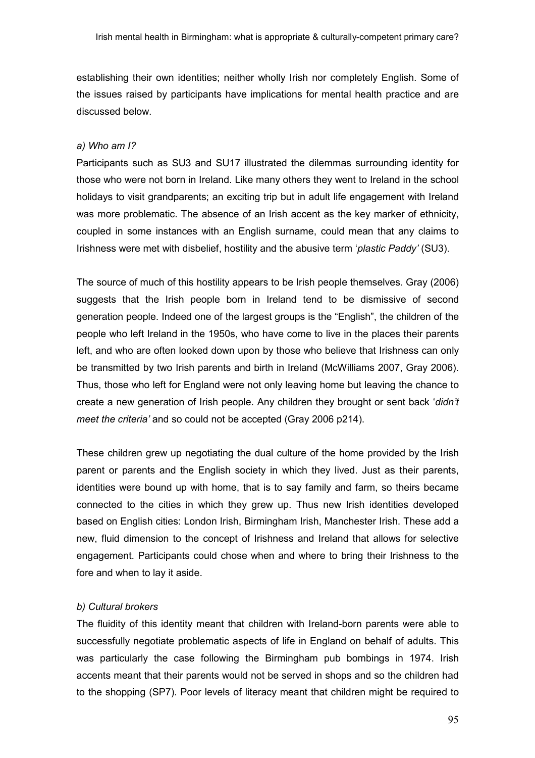establishing their own identities; neither wholly Irish nor completely English. Some of the issues raised by participants have implications for mental health practice and are discussed below.

*a) Who am I?*

Participants such as SU3 and SU17 illustrated the dilemmas surrounding identity for those who were not born in Ireland. Like many others they went to Ireland in the school holidays to visit grandparents; an exciting trip but in adult life engagement with Ireland was more problematic. The absence of an Irish accent as the key marker of ethnicity, coupled in some instances with an English surname, could mean that any claims to Irishness were met with disbelief, hostility and the abusive term '*plastic Paddy'* (SU3).

The source of much of this hostility appears to be Irish people themselves. Gray (2006) suggests that the Irish people born in Ireland tend to be dismissive of second generation people. Indeed one of the largest groups is the "English", the children of the people who left Ireland in the 1950s, who have come to live in the places their parents left, and who are often looked down upon by those who believe that Irishness can only be transmitted by two Irish parents and birth in Ireland (McWilliams 2007, Gray 2006). Thus, those who left for England were not only leaving home but leaving the chance to create a new generation of Irish people. Any children they brought or sent back '*didn't meet the criteria'* and so could not be accepted (Gray 2006 p214).

These children grew up negotiating the dual culture of the home provided by the Irish parent or parents and the English society in which they lived. Just as their parents, identities were bound up with home, that is to say family and farm, so theirs became connected to the cities in which they grew up. Thus new Irish identities developed based on English cities: London Irish, Birmingham Irish, Manchester Irish. These add a new, fluid dimension to the concept of Irishness and Ireland that allows for selective engagement. Participants could chose when and where to bring their Irishness to the fore and when to lay it aside.

*b) Cultural brokers*

The fluidity of this identity meant that children with Ireland-born parents were able to successfully negotiate problematic aspects of life in England on behalf of adults. This was particularly the case following the Birmingham pub bombings in 1974. Irish accents meant that their parents would not be served in shops and so the children had to the shopping (SP7). Poor levels of literacy meant that children might be required to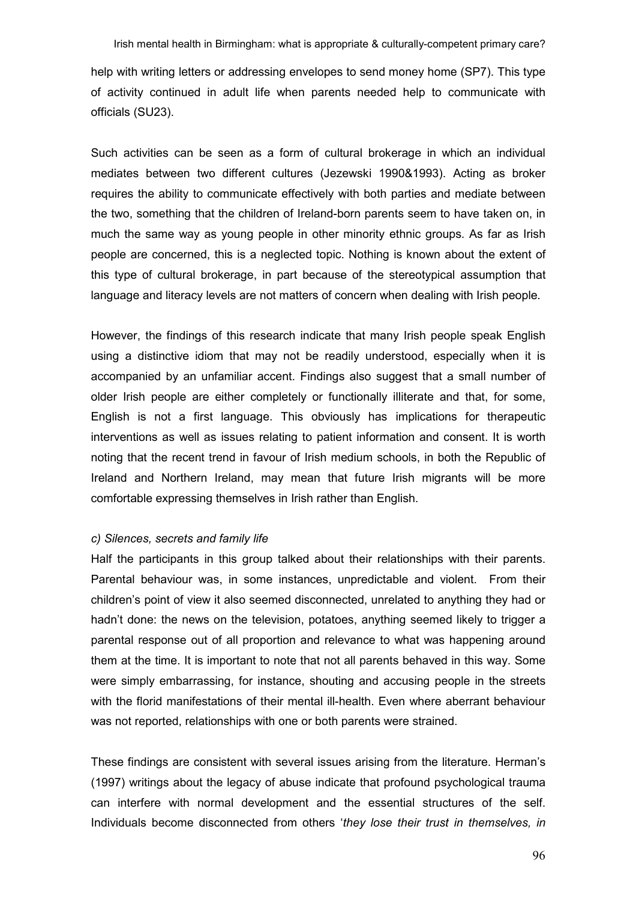help with writing letters or addressing envelopes to send money home (SP7). This type of activity continued in adult life when parents needed help to communicate with officials (SU23).

Such activities can be seen as a form of cultural brokerage in which an individual mediates between two different cultures (Jezewski 1990&1993). Acting as broker requires the ability to communicate effectively with both parties and mediate between the two, something that the children of Ireland-born parents seem to have taken on, in much the same way as young people in other minority ethnic groups. As far as Irish people are concerned, this is a neglected topic. Nothing is known about the extent of this type of cultural brokerage, in part because of the stereotypical assumption that language and literacy levels are not matters of concern when dealing with Irish people.

However, the findings of this research indicate that many Irish people speak English using a distinctive idiom that may not be readily understood, especially when it is accompanied by an unfamiliar accent. Findings also suggest that a small number of older Irish people are either completely or functionally illiterate and that, for some, English is not a first language. This obviously has implications for therapeutic interventions as well as issues relating to patient information and consent. It is worth noting that the recent trend in favour of Irish medium schools, in both the Republic of Ireland and Northern Ireland, may mean that future Irish migrants will be more comfortable expressing themselves in Irish rather than English.

*c) Silences, secrets and family life*

Half the participants in this group talked about their relationships with their parents. Parental behaviour was, in some instances, unpredictable and violent. From their children's point of view it also seemed disconnected, unrelated to anything they had or hadn't done: the news on the television, potatoes, anything seemed likely to trigger a parental response out of all proportion and relevance to what was happening around them at the time. It is important to note that not all parents behaved in this way. Some were simply embarrassing, for instance, shouting and accusing people in the streets with the florid manifestations of their mental ill-health. Even where aberrant behaviour was not reported, relationships with one or both parents were strained.

These findings are consistent with several issues arising from the literature. Herman's (1997) writings about the legacy of abuse indicate that profound psychological trauma can interfere with normal development and the essential structures of the self. Individuals become disconnected from others '*they lose their trust in themselves, in*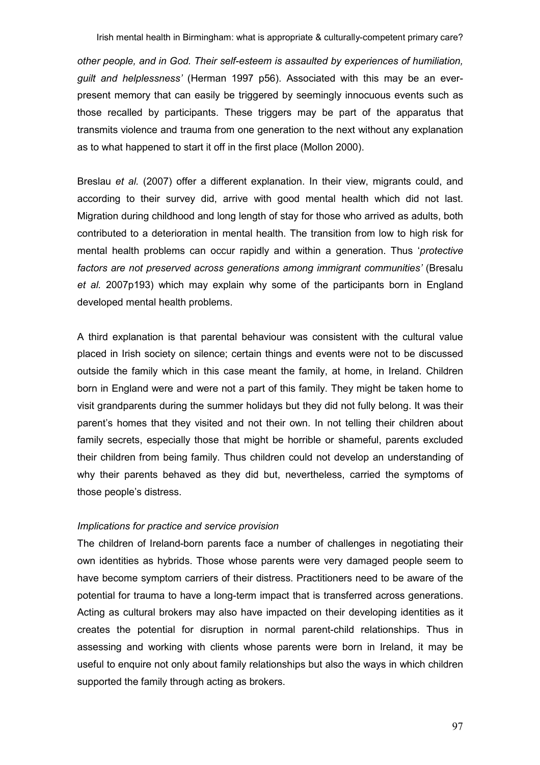*other people, and in God. Their self-esteem is assaulted by experiences of humiliation, guilt and helplessness'* (Herman 1997 p56). Associated with this may be an ever-present memory that can easily be triggered by seemingly innocuous events such as those recalled by participants. These triggers may be part of the apparatus that transmits violence and trauma from one generation to the next without any explanation as to what happened to start it off in the first place (Mollon 2000).

Breslau *et al.* (2007) offer a different explanation. In their view, migrants could, and according to their survey did, arrive with good mental health which did not last. Migration during childhood and long length of stay for those who arrived as adults, both contributed to a deterioration in mental health. The transition from low to high risk for mental health problems can occur rapidly and within a generation. Thus '*protective factors are not preserved across generations among immigrant communities'* (Bresalu *et al.* 2007p193) which may explain why some of the participants born in England developed mental health problems.

A third explanation is that parental behaviour was consistent with the cultural value placed in Irish society on silence; certain things and events were not to be discussed outside the family which in this case meant the family, at home, in Ireland. Children born in England were and were not a part of this family. They might be taken home to visit grandparents during the summer holidays but they did not fully belong. It was their parent's homes that they visited and not their own. In not telling their children about family secrets, especially those that might be horrible or shameful, parents excluded their children from being family. Thus children could not develop an understanding of why their parents behaved as they did but, nevertheless, carried the symptoms of those people's distress.

*Implications for practice and service provision*

The children of Ireland-born parents face a number of challenges in negotiating their own identities as hybrids. Those whose parents were very damaged people seem to have become symptom carriers of their distress. Practitioners need to be aware of the potential for trauma to have a long-term impact that is transferred across generations. Acting as cultural brokers may also have impacted on their developing identities as it creates the potential for disruption in normal parent-child relationships. Thus in assessing and working with clients whose parents were born in Ireland, it may be useful to enquire not only about family relationships but also the ways in which children supported the family through acting as brokers.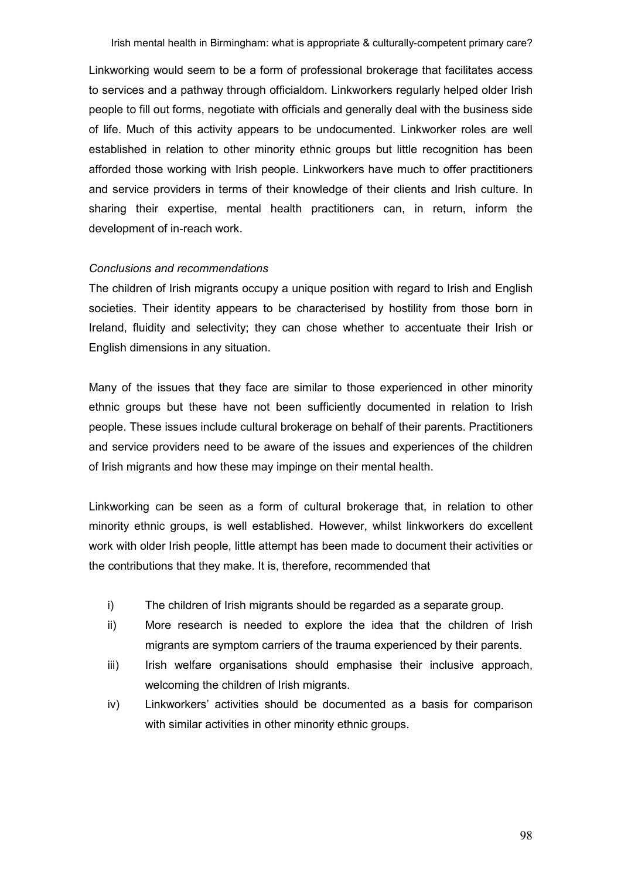Linkworking would seem to be a form of professional brokerage that facilitates access to services and a pathway through officialdom. Linkworkers regularly helped older Irish people to fill out forms, negotiate with officials and generally deal with the business side of life. Much of this activity appears to be undocumented. Linkworker roles are well established in relation to other minority ethnic groups but little recognition has been afforded those working with Irish people. Linkworkers have much to offer practitioners and service providers in terms of their knowledge of their clients and Irish culture. In sharing their expertise, mental health practitioners can, in return, inform the development of in-reach work.

*Conclusions and recommendations*

The children of Irish migrants occupy a unique position with regard to Irish and English societies. Their identity appears to be characterised by hostility from those born in Ireland, fluidity and selectivity; they can chose whether to accentuate their Irish or English dimensions in any situation.

Many of the issues that they face are similar to those experienced in other minority ethnic groups but these have not been sufficiently documented in relation to Irish people. These issues include cultural brokerage on behalf of their parents. Practitioners and service providers need to be aware of the issues and experiences of the children of Irish migrants and how these may impinge on their mental health.

Linkworking can be seen as a form of cultural brokerage that, in relation to other minority ethnic groups, is well established. However, whilst linkworkers do excellent work with older Irish people, little attempt has been made to document their activities or the contributions that they make. It is, therefore, recommended that

i) The children of Irish migrants should be regarded as a separate group.

ii) More research is needed to explore the idea that the children of Irish migrants are symptom carriers of the trauma experienced by their parents.

iii) Irish welfare organisations should emphasise their inclusive approach, welcoming the children of Irish migrants.

iv) Linkworkers' activities should be documented as a basis for comparison with similar activities in other minority ethnic groups.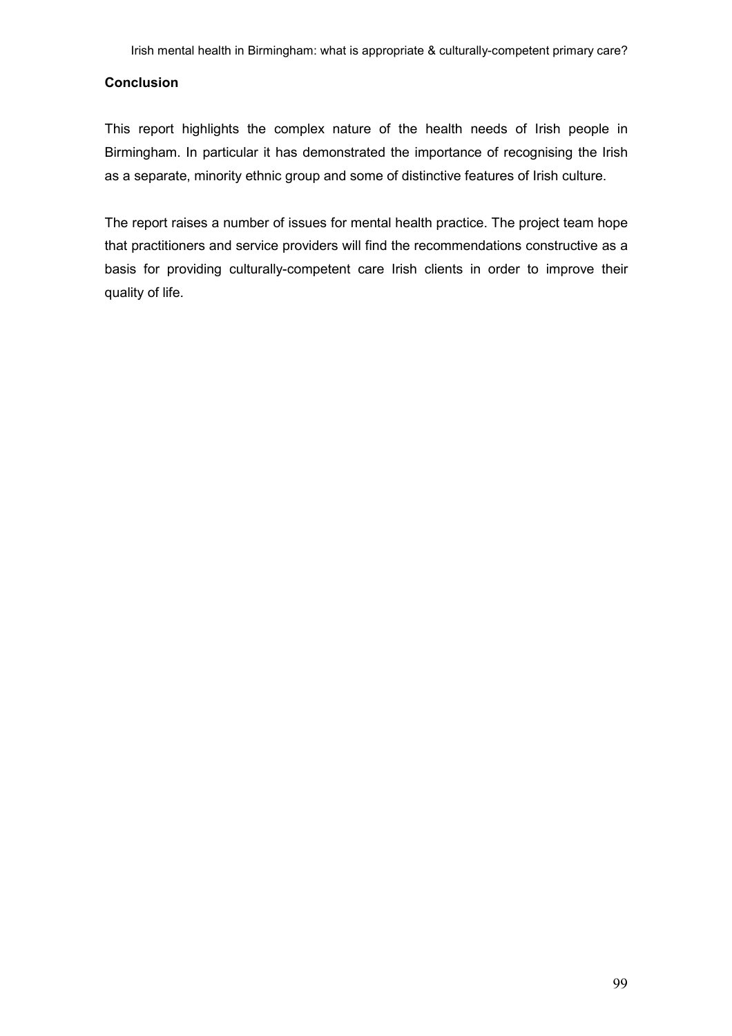## Conclusion

This report highlights the complex nature of the health needs of Irish people in Birmingham. In particular it has demonstrated the importance of recognising the Irish as a separate, minority ethnic group and some of distinctive features of Irish culture.

The report raises a number of issues for mental health practice. The project team hope that practitioners and service providers will find the recommendations constructive as a basis for providing culturally-competent care Irish clients in order to improve their quality of life.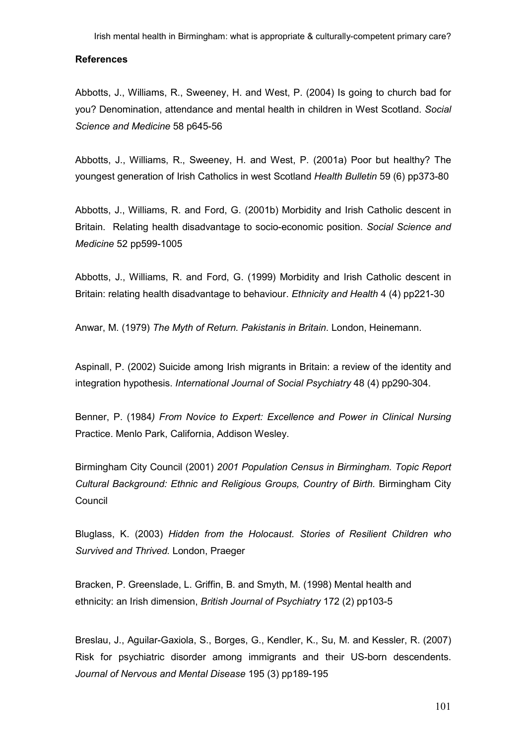**References**

Abbotts, J., Williams, R., Sweeney, H. and West, P. (2004) Is going to church bad for you? Denomination, attendance and mental health in children in West Scotland. *Social Science and Medicine* 58 p645-56

Abbotts, J., Williams, R., Sweeney, H. and West, P. (2001a) Poor but healthy? The youngest generation of Irish Catholics in west Scotland *Health Bulletin* 59 (6) pp373-80

Abbotts, J., Williams, R. and Ford, G. (2001b) Morbidity and Irish Catholic descent in Britain. Relating health disadvantage to socio-economic position. *Social Science and Medicine* 52 pp599-1005

Abbotts, J., Williams, R. and Ford, G. (1999) Morbidity and Irish Catholic descent in Britain: relating health disadvantage to behaviour. *Ethnicity and Health* 4 (4) pp221-30

Anwar, M. (1979) *The Myth of Return. Pakistanis in Britain*. London, Heinemann.

Aspinall, P. (2002) Suicide among Irish migrants in Britain: a review of the identity and integration hypothesis. *International Journal of Social Psychiatry* 48 (4) pp290-304.

Benner, P. (1984*) From Novice to Expert: Excellence and Power in Clinical Nursing* Practice. Menlo Park, California, Addison Wesley.

Birmingham City Council (2001) *2001 Population Census in Birmingham. Topic Report Cultural Background: Ethnic and Religious Groups, Country of Birth*. Birmingham City Council

Bluglass, K. (2003) *Hidden from the Holocaust. Stories of Resilient Children who Survived and Thrived*. London, Praeger

Bracken, P. Greenslade, L. Griffin, B. and Smyth, M. (1998) Mental health and ethnicity: an Irish dimension, *British Journal of Psychiatry* 172 (2) pp103-5

Breslau, J., Aguilar-Gaxiola, S., Borges, G., Kendler, K., Su, M. and Kessler, R. (2007) Risk for psychiatric disorder among immigrants and their US-born descendents. *Journal of Nervous and Mental Disease* 195 (3) pp189-195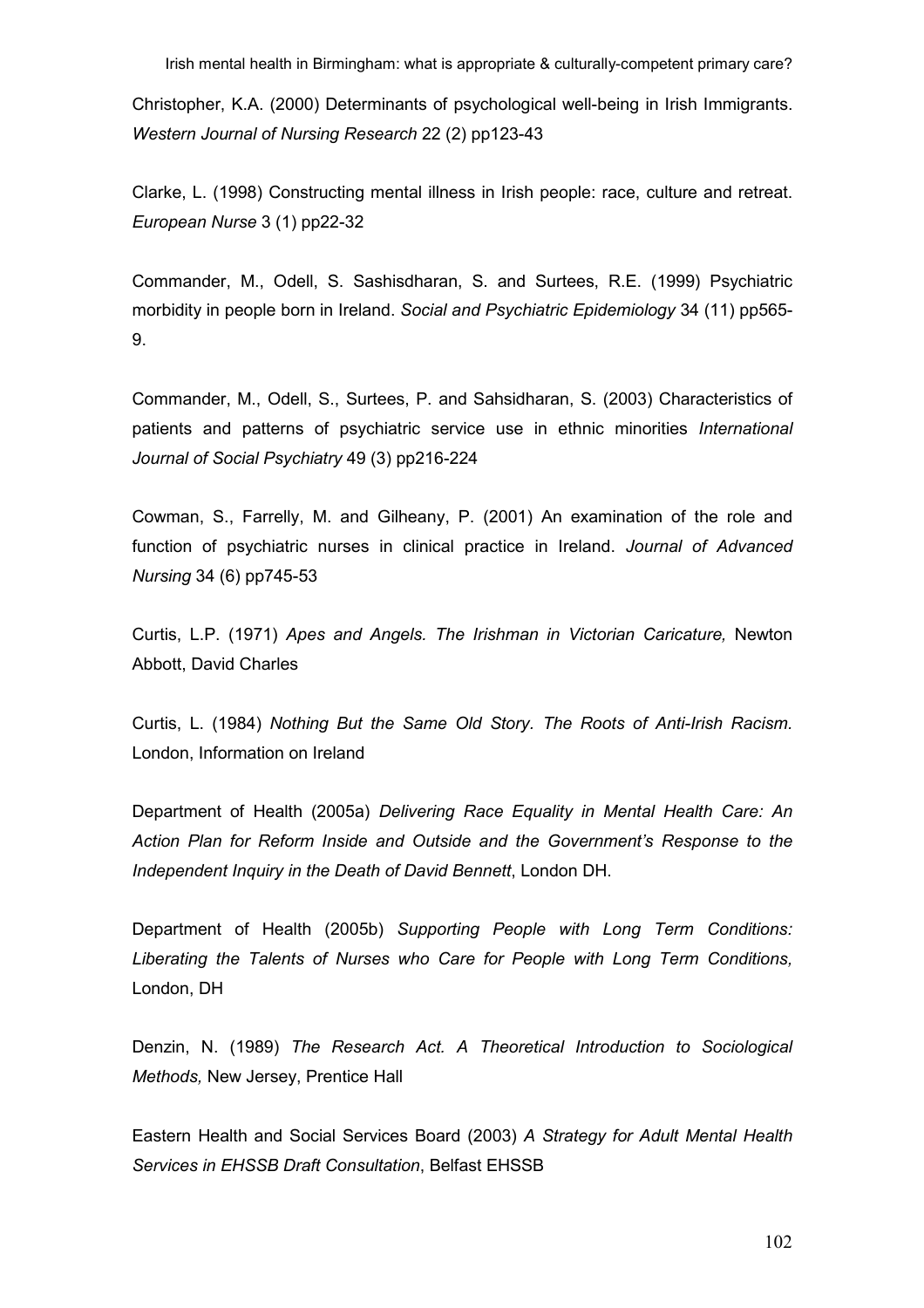Christopher, K.A. (2000) Determinants of psychological well-being in Irish Immigrants. *Western Journal of Nursing Research* 22 (2) pp123-43

Clarke, L. (1998) Constructing mental illness in Irish people: race, culture and retreat. *European Nurse* 3 (1) pp22-32

Commander, M., Odell, S. Sashisdharan, S. and Surtees, R.E. (1999) Psychiatric morbidity in people born in Ireland. *Social and Psychiatric Epidemiology* 34 (11) pp565-9.

Commander, M., Odell, S., Surtees, P. and Sahsidharan, S. (2003) Characteristics of patients and patterns of psychiatric service use in ethnic minorities *International Journal of Social Psychiatry* 49 (3) pp216-224

Cowman, S., Farrelly, M. and Gilheany, P. (2001) An examination of the role and function of psychiatric nurses in clinical practice in Ireland. *Journal of Advanced Nursing* 34 (6) pp745-53

Curtis, L.P. (1971) *Apes and Angels. The Irishman in Victorian Caricature,* Newton Abbott, David Charles

Curtis, L. (1984) *Nothing But the Same Old Story. The Roots of Anti-Irish Racism.* London, Information on Ireland

Department of Health (2005a) *Delivering Race Equality in Mental Health Care: An Action Plan for Reform Inside and Outside and the Government's Response to the Independent Inquiry in the Death of David Bennett*, London DH.

Department of Health (2005b) *Supporting People with Long Term Conditions: Liberating the Talents of Nurses who Care for People with Long Term Conditions,* London, DH

Denzin, N. (1989) *The Research Act. A Theoretical Introduction to Sociological Methods,* New Jersey, Prentice Hall

Eastern Health and Social Services Board (2003) *A Strategy for Adult Mental Health Services in EHSSB Draft Consultation*, Belfast EHSSB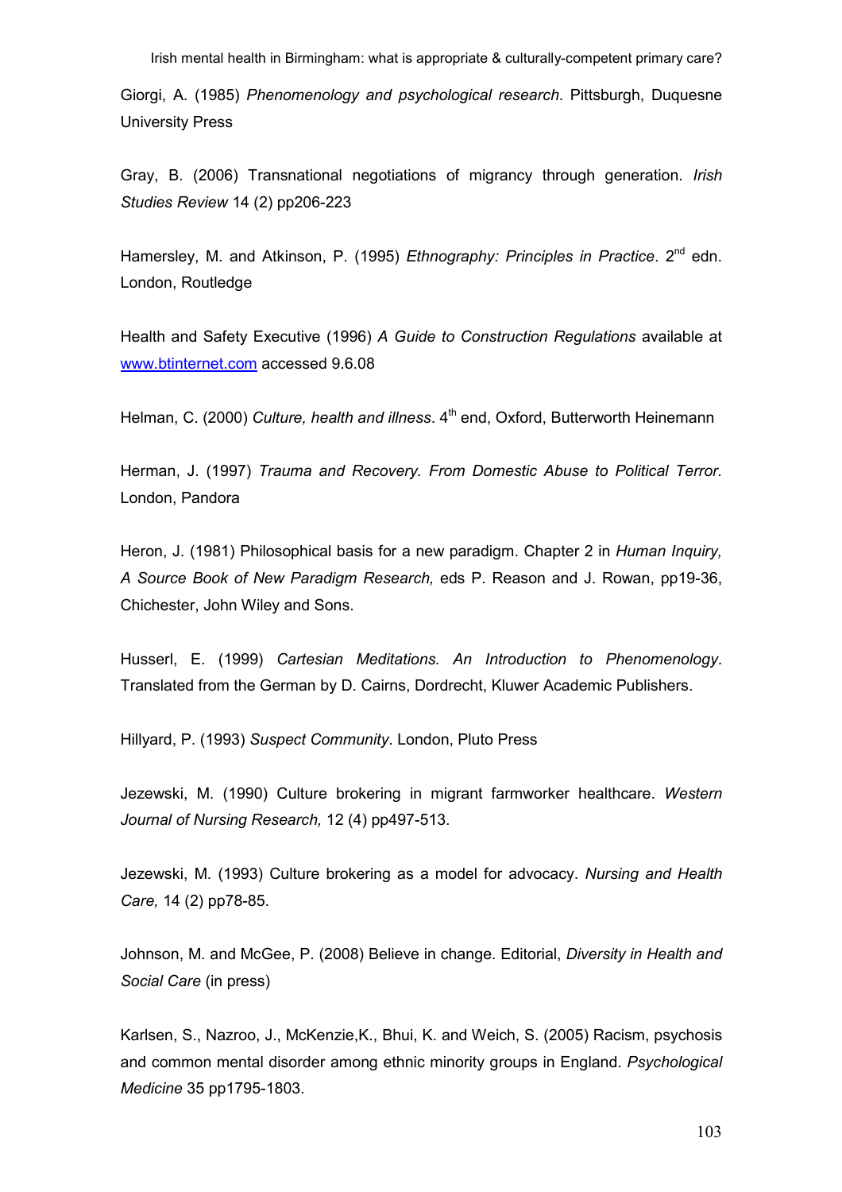Giorgi, A. (1985) *Phenomenology and psychological research*. Pittsburgh, Duquesne University Press

Gray, B. (2006) Transnational negotiations of migrancy through generation. *Irish Studies Review* 14 (2) pp206-223

Hamersley, M. and Atkinson, P. (1995) *Ethnography: Principles in Practice*. 2nd edn. London, Routledge

Health and Safety Executive (1996) *A Guide to Construction Regulations* available at www.btinternet.com accessed 9.6.08

Helman, C. (2000) *Culture, health and illness*. 4th end, Oxford, Butterworth Heinemann

Herman, J. (1997) *Trauma and Recovery. From Domestic Abuse to Political Terror.* London, Pandora

Heron, J. (1981) Philosophical basis for a new paradigm. Chapter 2 in *Human Inquiry, A Source Book of New Paradigm Research,* eds P. Reason and J. Rowan, pp19-36, Chichester, John Wiley and Sons.

Husserl, E. (1999) *Cartesian Meditations. An Introduction to Phenomenology*. Translated from the German by D. Cairns, Dordrecht, Kluwer Academic Publishers.

Hillyard, P. (1993) *Suspect Community*. London, Pluto Press

Jezewski, M. (1990) Culture brokering in migrant farmworker healthcare. *Western Journal of Nursing Research,* 12 (4) pp497-513.

Jezewski, M. (1993) Culture brokering as a model for advocacy. *Nursing and Health Care,* 14 (2) pp78-85.

Johnson, M. and McGee, P. (2008) Believe in change. Editorial, *Diversity in Health and Social Care* (in press)

Karlsen, S., Nazroo, J., McKenzie,K., Bhui, K. and Weich, S. (2005) Racism, psychosis and common mental disorder among ethnic minority groups in England. *Psychological Medicine* 35 pp1795-1803.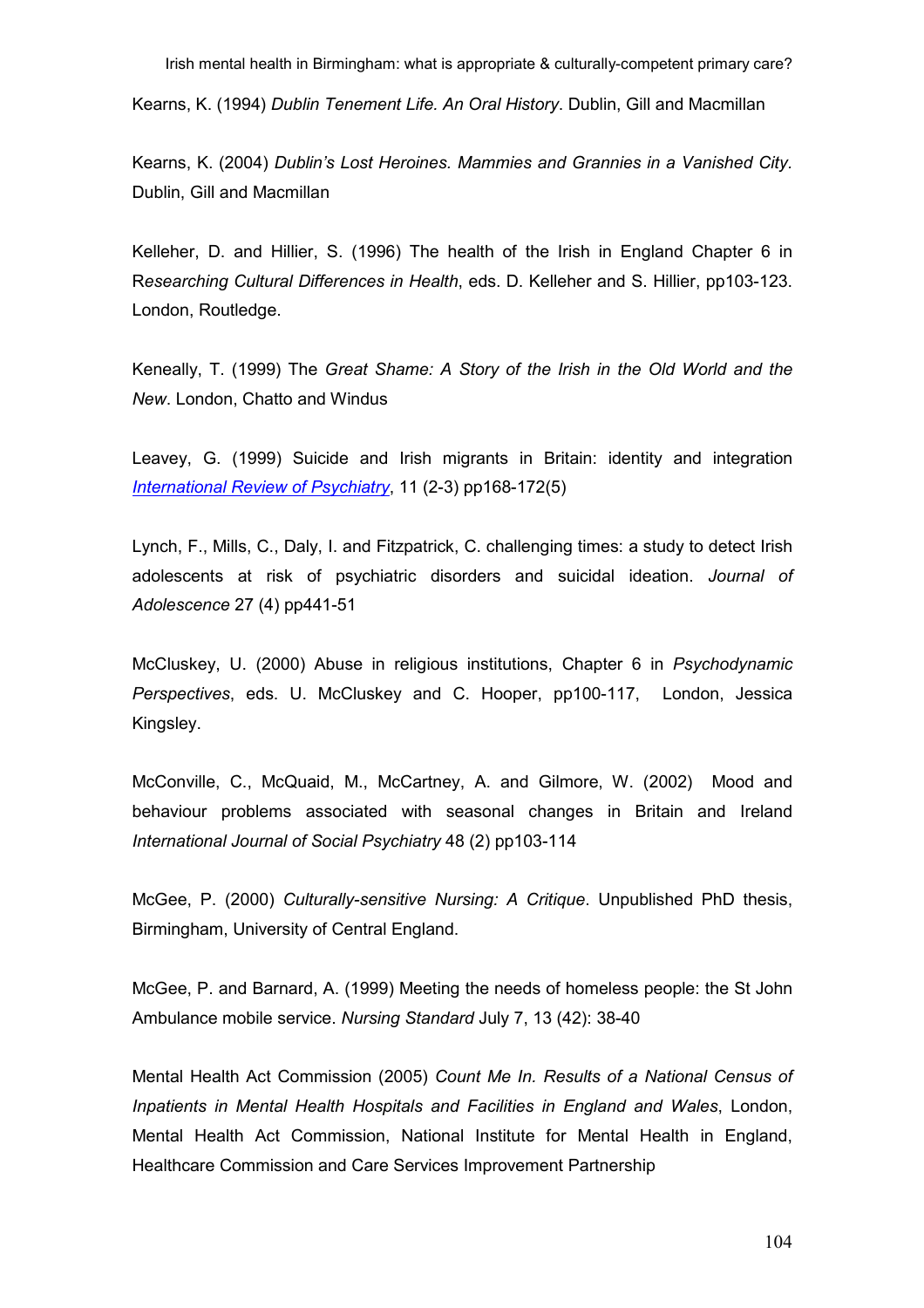Kearns, K. (1994) *Dublin Tenement Life. An Oral History*. Dublin, Gill and Macmillan

Kearns, K. (2004) *Dublin's Lost Heroines. Mammies and Grannies in a Vanished City.* Dublin, Gill and Macmillan

Kelleher, D. and Hillier, S. (1996) The health of the Irish in England Chapter 6 in R*esearching Cultural Differences in Health*, eds. D. Kelleher and S. Hillier, pp103-123. London, Routledge.

Keneally, T. (1999) The *Great Shame: A Story of the Irish in the Old World and the New*. London, Chatto and Windus

Leavey, G. (1999) Suicide and Irish migrants in Britain: identity and integration *International Review of Psychiatry*, 11 (2-3) pp168-172(5)

Lynch, F., Mills, C., Daly, I. and Fitzpatrick, C. challenging times: a study to detect Irish adolescents at risk of psychiatric disorders and suicidal ideation. *Journal of Adolescence* 27 (4) pp441-51

McCluskey, U. (2000) Abuse in religious institutions, Chapter 6 in *Psychodynamic Perspectives*, eds. U. McCluskey and C. Hooper, pp100-117, London, Jessica Kingsley.

McConville, C., McQuaid, M., McCartney, A. and Gilmore, W. (2002) Mood and behaviour problems associated with seasonal changes in Britain and Ireland *International Journal of Social Psychiatry* 48 (2) pp103-114

McGee, P. (2000) *Culturally-sensitive Nursing: A Critique*. Unpublished PhD thesis, Birmingham, University of Central England.

McGee, P. and Barnard, A. (1999) Meeting the needs of homeless people: the St John Ambulance mobile service. *Nursing Standard* July 7, 13 (42): 38-40

Mental Health Act Commission (2005) *Count Me In. Results of a National Census of Inpatients in Mental Health Hospitals and Facilities in England and Wales*, London, Mental Health Act Commission, National Institute for Mental Health in England, Healthcare Commission and Care Services Improvement Partnership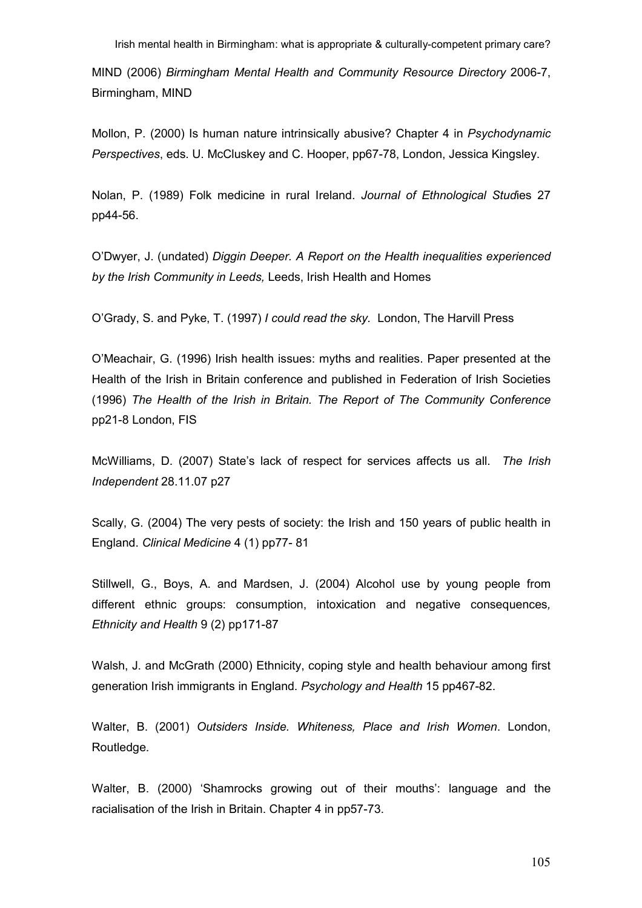MIND (2006) *Birmingham Mental Health and Community Resource Directory* 2006-7, Birmingham, MIND

Mollon, P. (2000) Is human nature intrinsically abusive? Chapter 4 in *Psychodynamic Perspectives*, eds. U. McCluskey and C. Hooper, pp67-78, London, Jessica Kingsley.

Nolan, P. (1989) Folk medicine in rural Ireland. *Journal of Ethnological Stud*ies 27 pp44-56.

O'Dwyer, J. (undated) *Diggin Deeper. A Report on the Health inequalities experienced by the Irish Community in Leeds,* Leeds, Irish Health and Homes

O'Grady, S. and Pyke, T. (1997) *I could read the sky.* London, The Harvill Press

O'Meachair, G. (1996) Irish health issues: myths and realities. Paper presented at the Health of the Irish in Britain conference and published in Federation of Irish Societies (1996) *The Health of the Irish in Britain. The Report of The Community Conference* pp21-8 London, FIS

McWilliams, D. (2007) State's lack of respect for services affects us all. *The Irish Independent* 28.11.07 p27

Scally, G. (2004) The very pests of society: the Irish and 150 years of public health in England. *Clinical Medicine* 4 (1) pp77- 81

Stillwell, G., Boys, A. and Mardsen, J. (2004) Alcohol use by young people from different ethnic groups: consumption, intoxication and negative consequences*, Ethnicity and Health* 9 (2) pp171-87

Walsh, J. and McGrath (2000) Ethnicity, coping style and health behaviour among first generation Irish immigrants in England. *Psychology and Health* 15 pp467-82.

Walter, B. (2001) *Outsiders Inside. Whiteness, Place and Irish Women*. London, Routledge.

Walter, B. (2000) 'Shamrocks growing out of their mouths': language and the racialisation of the Irish in Britain. Chapter 4 in pp57-73.